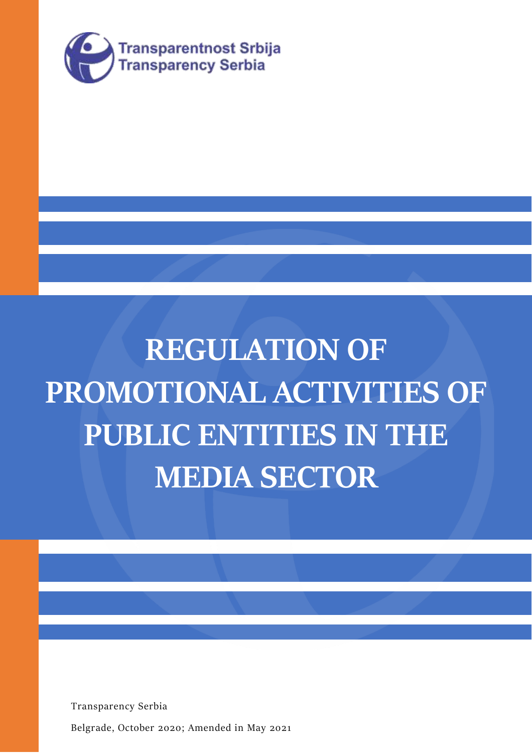Transparentnost Srbija
Transparency Serbia

# REGULATION OF PROMOTIONAL ACTIVITIES OF PUBLIC ENTITIES IN THE MEDIA SECTOR

Transparency Serbia

Belgrade, October 2020; Amended in May 2021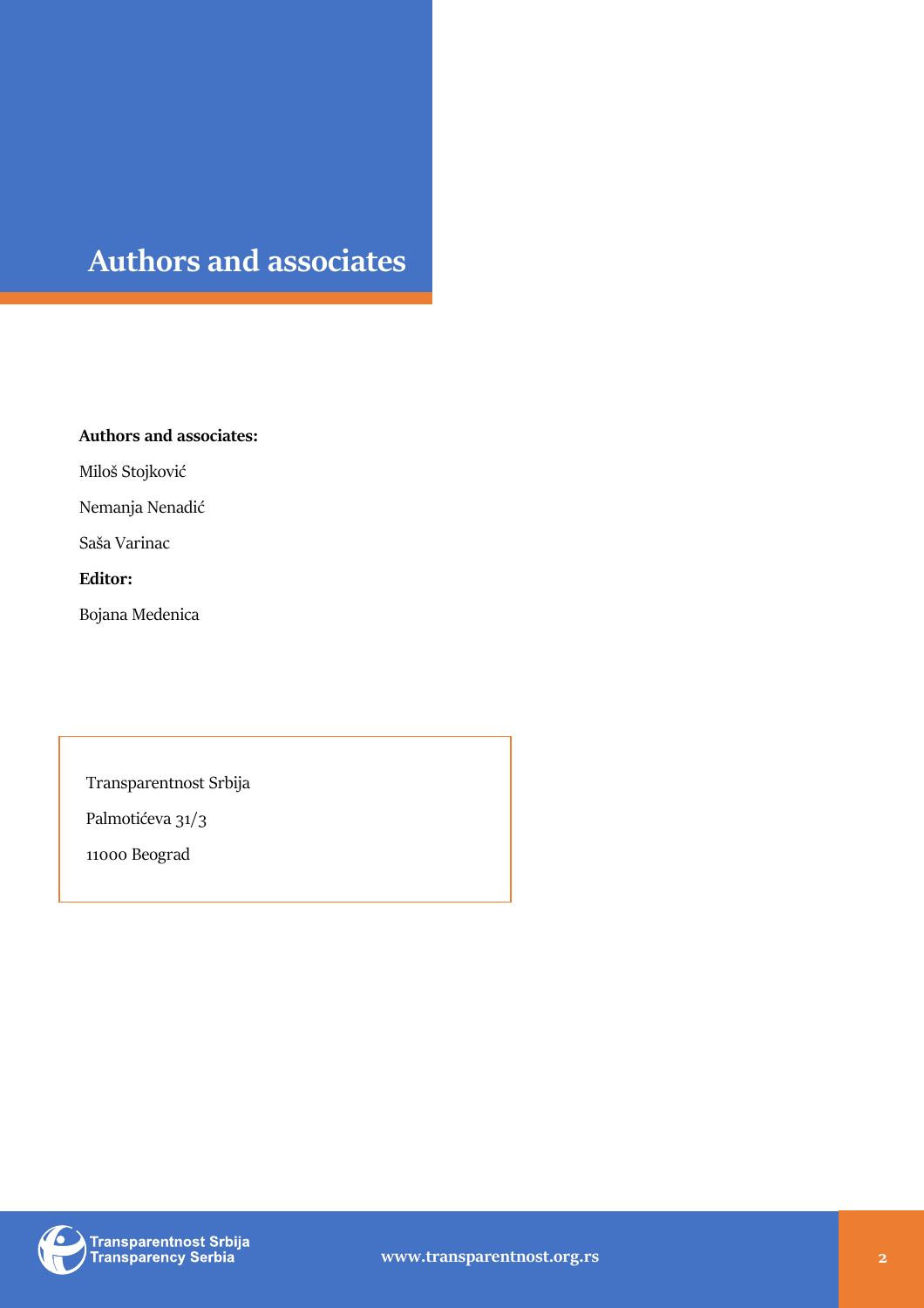# Authors and associates

**Authors and associates:**

Miloš Stojković

Nemanja Nenadić

Saša Varinac

**Editor:**

Bojana Medenica

Transparentnost Srbija

Palmotićeva 31/3

11000 Beograd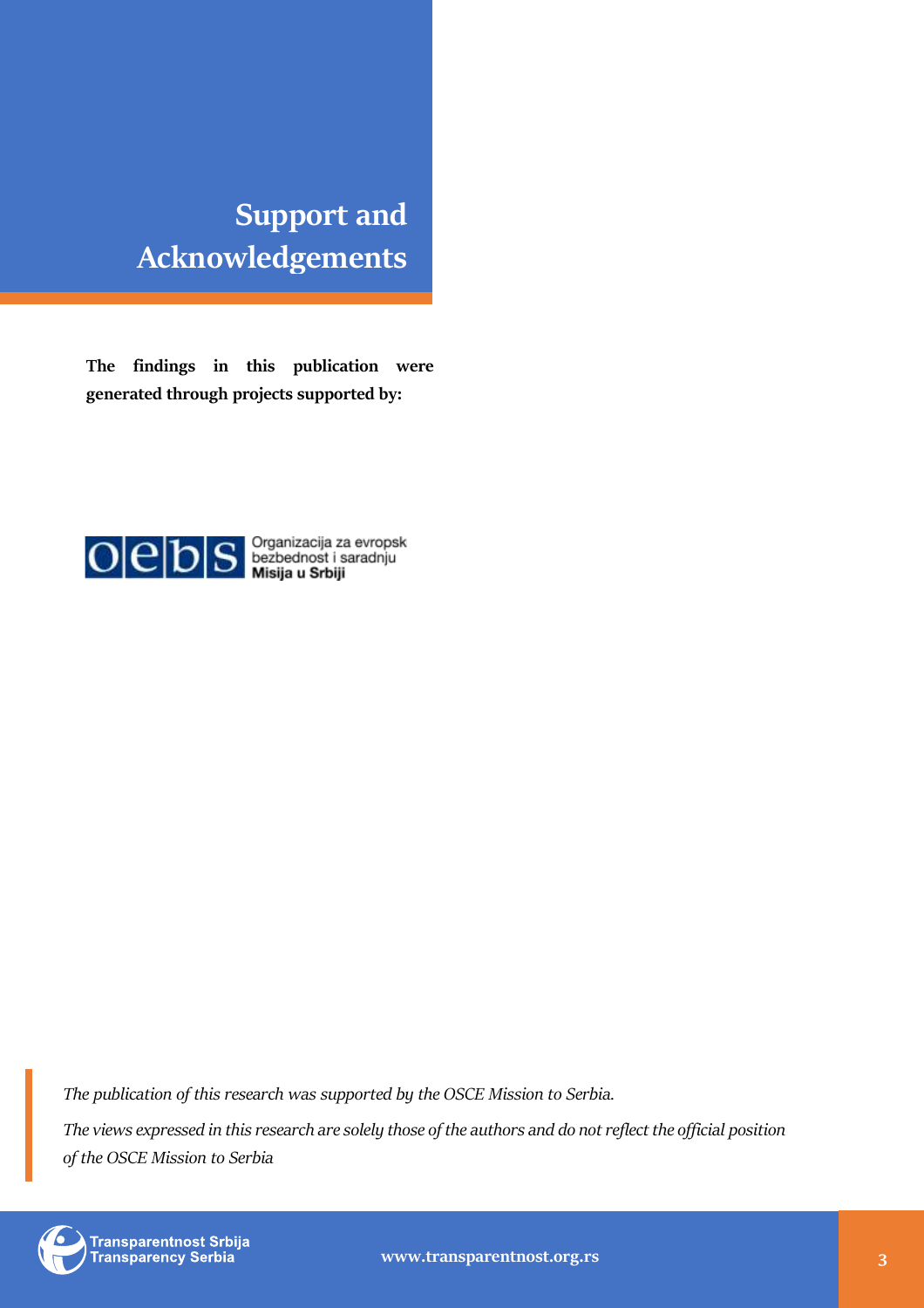# Support and Acknowledgements

**The findings in this publication were generated through projects supported by:**

Organizacija za evropsk bezbednost i saradnju
**Misija u Srbiji**

*The publication of this research was supported by the OSCE Mission to Serbia.*

*The views expressed in this research are solely those of the authors and do not reflect the official position of the OSCE Mission to Serbia*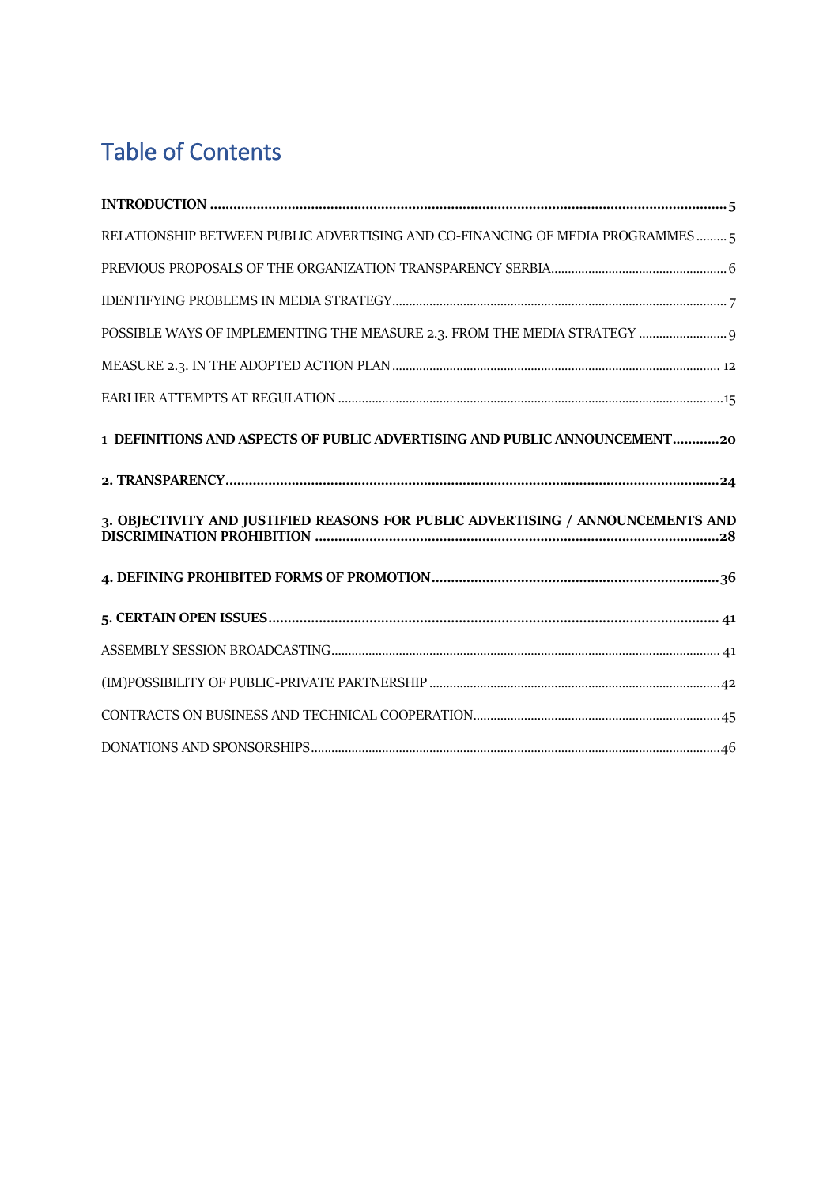# Table of Contents

**INTRODUCTION .................................................................................................................................... 5**

RELATIONSHIP BETWEEN PUBLIC ADVERTISING AND CO-FINANCING OF MEDIA PROGRAMMES ......... 5

PREVIOUS PROPOSALS OF THE ORGANIZATION TRANSPARENCY SERBIA.................................................... 6

IDENTIFYING PROBLEMS IN MEDIA STRATEGY.................................................................................................. 7

POSSIBLE WAYS OF IMPLEMENTING THE MEASURE 2.3. FROM THE MEDIA STRATEGY .......................... 9

MEASURE 2.3. IN THE ADOPTED ACTION PLAN................................................................................................ 12

EARLIER ATTEMPTS AT REGULATION .................................................................................................................15

**1 DEFINITIONS AND ASPECTS OF PUBLIC ADVERTISING AND PUBLIC ANNOUNCEMENT............20**

**2. TRANSPARENCY..............................................................................................................................24**

**3. OBJECTIVITY AND JUSTIFIED REASONS FOR PUBLIC ADVERTISING / ANNOUNCEMENTS AND DISCRIMINATION PROHIBITION ........................................................................................................28**

**4. DEFINING PROHIBITED FORMS OF PROMOTION.........................................................................36**

**5. CERTAIN OPEN ISSUES.................................................................................................................... 41**

ASSEMBLY SESSION BROADCASTING.................................................................................................................. 41

(IM)POSSIBILITY OF PUBLIC-PRIVATE PARTNERSHIP .....................................................................................42

CONTRACTS ON BUSINESS AND TECHNICAL COOPERATION.........................................................................45

DONATIONS AND SPONSORSHIPS........................................................................................................................46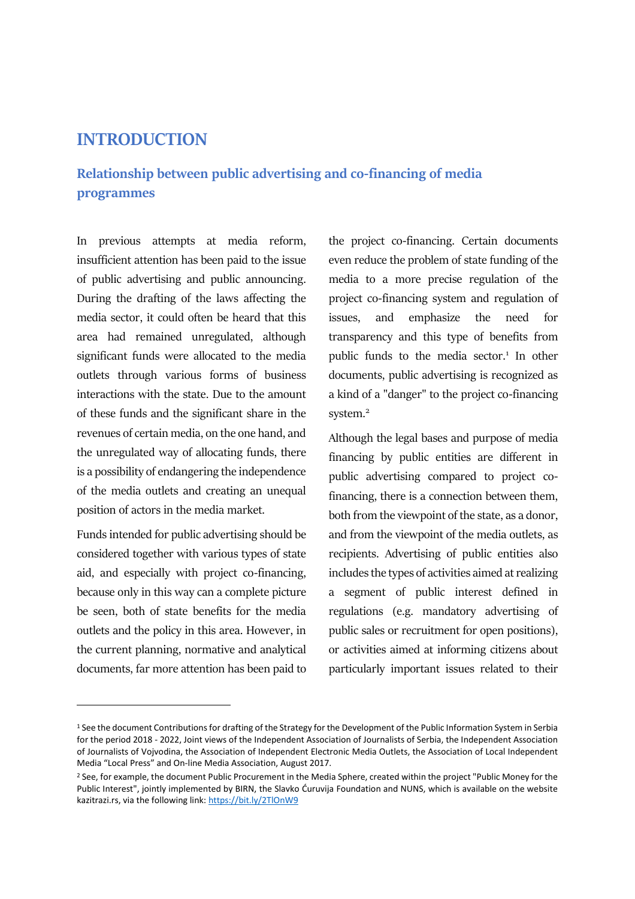# INTRODUCTION

## Relationship between public advertising and co-financing of media programmes

In previous attempts at media reform, insufficient attention has been paid to the issue of public advertising and public announcing. During the drafting of the laws affecting the media sector, it could often be heard that this area had remained unregulated, although significant funds were allocated to the media outlets through various forms of business interactions with the state. Due to the amount of these funds and the significant share in the revenues of certain media, on the one hand, and the unregulated way of allocating funds, there is a possibility of endangering the independence of the media outlets and creating an unequal position of actors in the media market.

Funds intended for public advertising should be considered together with various types of state aid, and especially with project co-financing, because only in this way can a complete picture be seen, both of state benefits for the media outlets and the policy in this area. However, in the current planning, normative and analytical documents, far more attention has been paid to the project co-financing. Certain documents even reduce the problem of state funding of the media to a more precise regulation of the project co-financing system and regulation of issues, and emphasize the need for transparency and this type of benefits from public funds to the media sector.[1] In other documents, public advertising is recognized as a kind of a "danger" to the project co-financing system.[2]

Although the legal bases and purpose of media financing by public entities are different in public advertising compared to project co-financing, there is a connection between them, both from the viewpoint of the state, as a donor, and from the viewpoint of the media outlets, as recipients. Advertising of public entities also includes the types of activities aimed at realizing a segment of public interest defined in regulations (e.g. mandatory advertising of public sales or recruitment for open positions), or activities aimed at informing citizens about particularly important issues related to their

---

[1] See the document Contributions for drafting of the Strategy for the Development of the Public Information System in Serbia for the period 2018 - 2022, Joint views of the Independent Association of Journalists of Serbia, the Independent Association of Journalists of Vojvodina, the Association of Independent Electronic Media Outlets, the Association of Local Independent Media "Local Press" and On-line Media Association, August 2017.

[2] See, for example, the document Public Procurement in the Media Sphere, created within the project "Public Money for the Public Interest", jointly implemented by BIRN, the Slavko Ćuruvija Foundation and NUNS, which is available on the website kazitrazi.rs, via the following link: https://bit.ly/2TlOnW9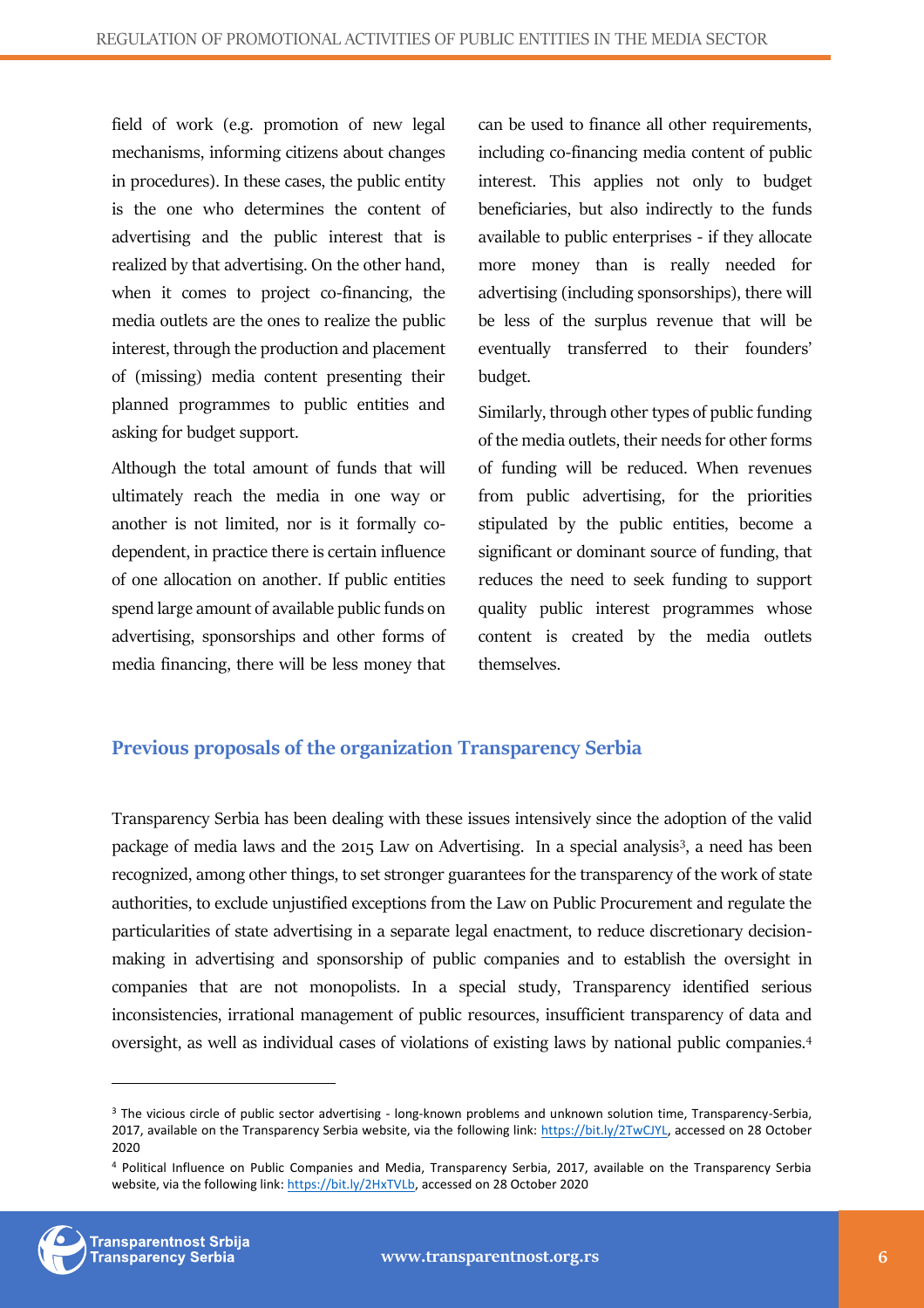field of work (e.g. promotion of new legal mechanisms, informing citizens about changes in procedures). In these cases, the public entity is the one who determines the content of advertising and the public interest that is realized by that advertising. On the other hand, when it comes to project co-financing, the media outlets are the ones to realize the public interest, through the production and placement of (missing) media content presenting their planned programmes to public entities and asking for budget support.

Although the total amount of funds that will ultimately reach the media in one way or another is not limited, nor is it formally co-dependent, in practice there is certain influence of one allocation on another. If public entities spend large amount of available public funds on advertising, sponsorships and other forms of media financing, there will be less money that can be used to finance all other requirements, including co-financing media content of public interest. This applies not only to budget beneficiaries, but also indirectly to the funds available to public enterprises - if they allocate more money than is really needed for advertising (including sponsorships), there will be less of the surplus revenue that will be eventually transferred to their founders' budget.

Similarly, through other types of public funding of the media outlets, their needs for other forms of funding will be reduced. When revenues from public advertising, for the priorities stipulated by the public entities, become a significant or dominant source of funding, that reduces the need to seek funding to support quality public interest programmes whose content is created by the media outlets themselves.

## Previous proposals of the organization Transparency Serbia

Transparency Serbia has been dealing with these issues intensively since the adoption of the valid package of media laws and the 2015 Law on Advertising. In a special analysis[3], a need has been recognized, among other things, to set stronger guarantees for the transparency of the work of state authorities, to exclude unjustified exceptions from the Law on Public Procurement and regulate the particularities of state advertising in a separate legal enactment, to reduce discretionary decision-making in advertising and sponsorship of public companies and to establish the oversight in companies that are not monopolists. In a special study, Transparency identified serious inconsistencies, irrational management of public resources, insufficient transparency of data and oversight, as well as individual cases of violations of existing laws by national public companies.[4]

---

[3] The vicious circle of public sector advertising - long-known problems and unknown solution time, Transparency-Serbia, 2017, available on the Transparency Serbia website, via the following link: https://bit.ly/2TwCJYL, accessed on 28 October 2020

[4] Political Influence on Public Companies and Media, Transparency Serbia, 2017, available on the Transparency Serbia website, via the following link: https://bit.ly/2HxTVLb, accessed on 28 October 2020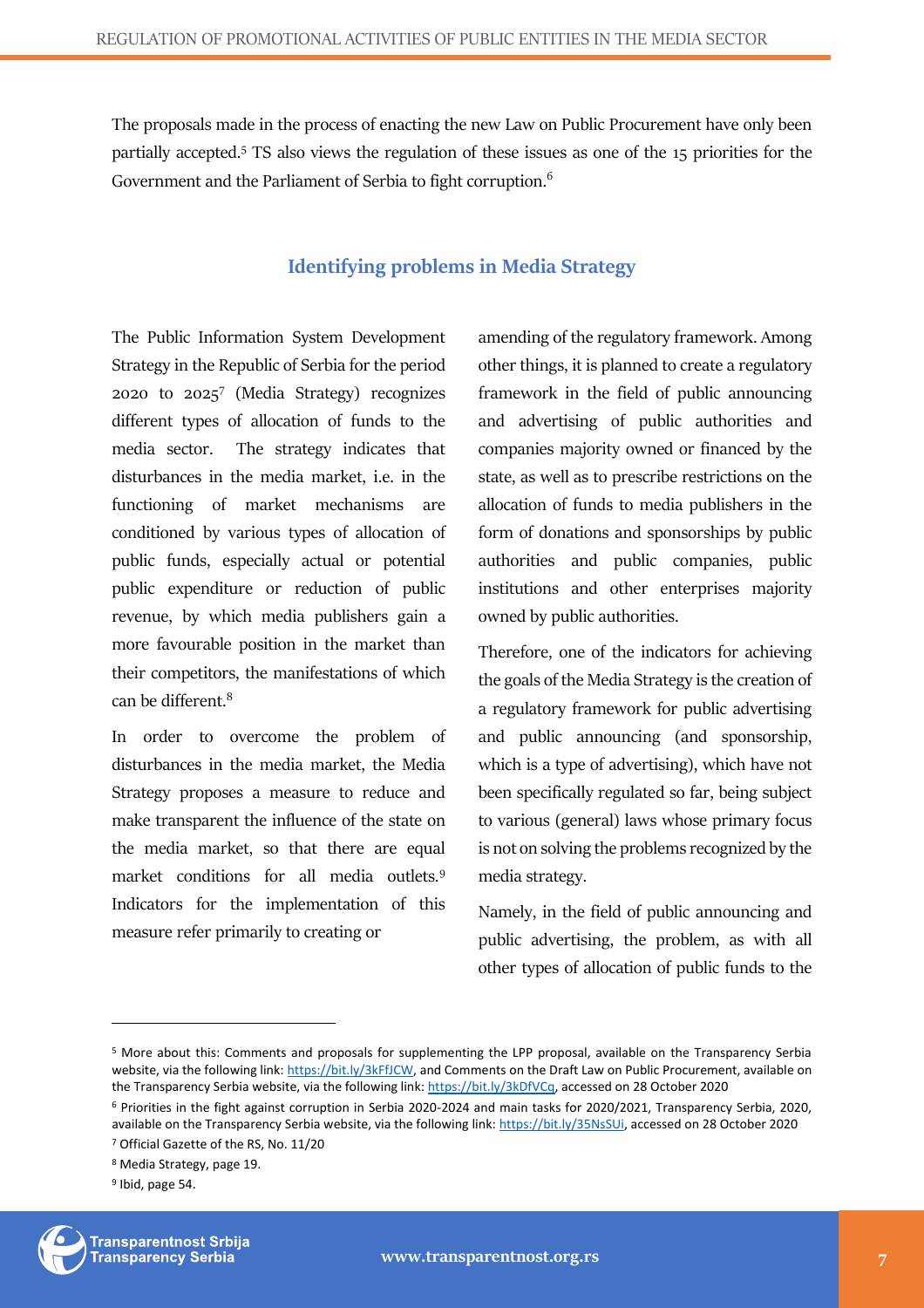The proposals made in the process of enacting the new Law on Public Procurement have only been partially accepted.[5] TS also views the regulation of these issues as one of the 15 priorities for the Government and the Parliament of Serbia to fight corruption.[6]

## Identifying problems in Media Strategy

The Public Information System Development Strategy in the Republic of Serbia for the period 2020 to 2025[7] (Media Strategy) recognizes different types of allocation of funds to the media sector. The strategy indicates that disturbances in the media market, i.e. in the functioning of market mechanisms are conditioned by various types of allocation of public funds, especially actual or potential public expenditure or reduction of public revenue, by which media publishers gain a more favourable position in the market than their competitors, the manifestations of which can be different.[8]

In order to overcome the problem of disturbances in the media market, the Media Strategy proposes a measure to reduce and make transparent the influence of the state on the media market, so that there are equal market conditions for all media outlets.[9] Indicators for the implementation of this measure refer primarily to creating or amending of the regulatory framework. Among other things, it is planned to create a regulatory framework in the field of public announcing and advertising of public authorities and companies majority owned or financed by the state, as well as to prescribe restrictions on the allocation of funds to media publishers in the form of donations and sponsorships by public authorities and public companies, public institutions and other enterprises majority owned by public authorities.

Therefore, one of the indicators for achieving the goals of the Media Strategy is the creation of a regulatory framework for public advertising and public announcing (and sponsorship, which is a type of advertising), which have not been specifically regulated so far, being subject to various (general) laws whose primary focus is not on solving the problems recognized by the media strategy.

Namely, in the field of public announcing and public advertising, the problem, as with all other types of allocation of public funds to the

---

[5] More about this: Comments and proposals for supplementing the LPP proposal, available on the Transparency Serbia website, via the following link: https://bit.ly/3kFfJCW, and Comments on the Draft Law on Public Procurement, available on the Transparency Serbia website, via the following link: https://bit.ly/3kDfVCq, accessed on 28 October 2020

[6] Priorities in the fight against corruption in Serbia 2020-2024 and main tasks for 2020/2021, Transparency Serbia, 2020, available on the Transparency Serbia website, via the following link: https://bit.ly/35NsSUi, accessed on 28 October 2020

[7] Official Gazette of the RS, No. 11/20

[8] Media Strategy, page 19.

[9] Ibid, page 54.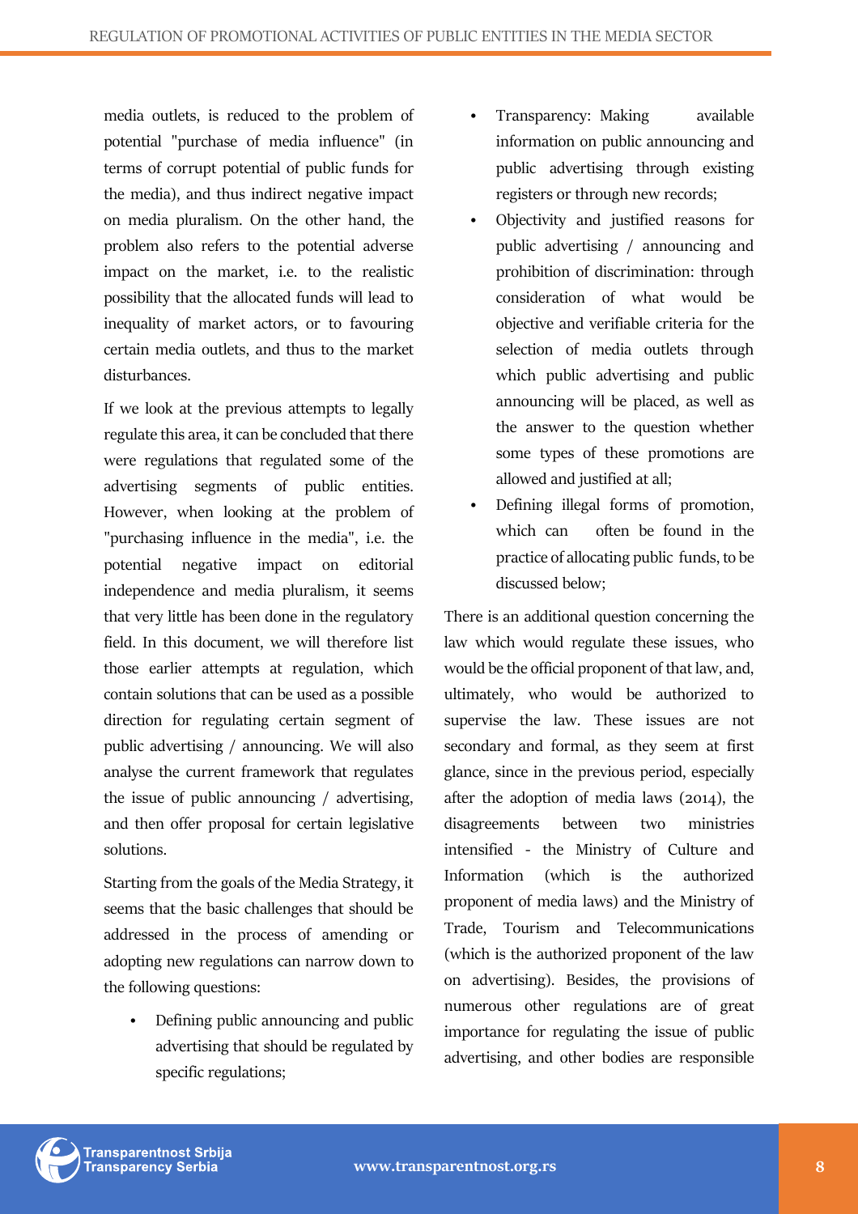media outlets, is reduced to the problem of potential "purchase of media influence" (in terms of corrupt potential of public funds for the media), and thus indirect negative impact on media pluralism. On the other hand, the problem also refers to the potential adverse impact on the market, i.e. to the realistic possibility that the allocated funds will lead to inequality of market actors, or to favouring certain media outlets, and thus to the market disturbances.

If we look at the previous attempts to legally regulate this area, it can be concluded that there were regulations that regulated some of the advertising segments of public entities. However, when looking at the problem of "purchasing influence in the media", i.e. the potential negative impact on editorial independence and media pluralism, it seems that very little has been done in the regulatory field. In this document, we will therefore list those earlier attempts at regulation, which contain solutions that can be used as a possible direction for regulating certain segment of public advertising / announcing. We will also analyse the current framework that regulates the issue of public announcing / advertising, and then offer proposal for certain legislative solutions.

Starting from the goals of the Media Strategy, it seems that the basic challenges that should be addressed in the process of amending or adopting new regulations can narrow down to the following questions:

- Defining public announcing and public advertising that should be regulated by specific regulations;
- Transparency: Making available information on public announcing and public advertising through existing registers or through new records;
- Objectivity and justified reasons for public advertising / announcing and prohibition of discrimination: through consideration of what would be objective and verifiable criteria for the selection of media outlets through which public advertising and public announcing will be placed, as well as the answer to the question whether some types of these promotions are allowed and justified at all;
- Defining illegal forms of promotion, which can often be found in the practice of allocating public funds, to be discussed below;

There is an additional question concerning the law which would regulate these issues, who would be the official proponent of that law, and, ultimately, who would be authorized to supervise the law. These issues are not secondary and formal, as they seem at first glance, since in the previous period, especially after the adoption of media laws (2014), the disagreements between two ministries intensified - the Ministry of Culture and Information (which is the authorized proponent of media laws) and the Ministry of Trade, Tourism and Telecommunications (which is the authorized proponent of the law on advertising). Besides, the provisions of numerous other regulations are of great importance for regulating the issue of public advertising, and other bodies are responsible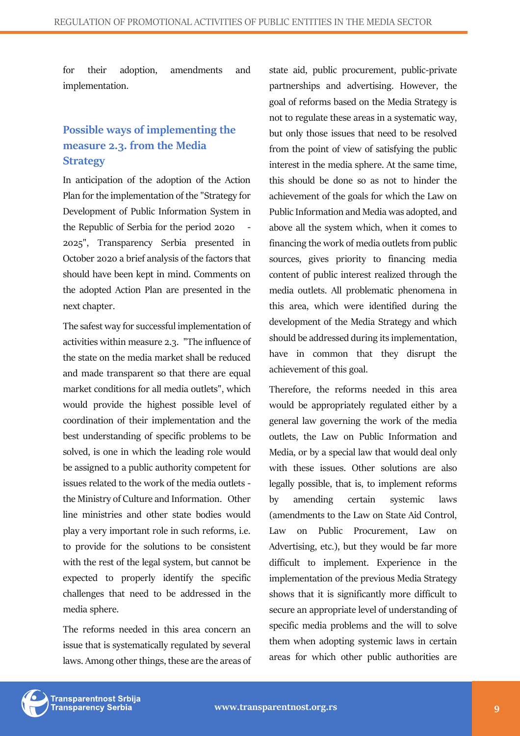for their adoption, amendments and implementation.

## Possible ways of implementing the measure 2.3. from the Media Strategy

In anticipation of the adoption of the Action Plan for the implementation of the "Strategy for Development of Public Information System in the Republic of Serbia for the period 2020 - 2025", Transparency Serbia presented in October 2020 a brief analysis of the factors that should have been kept in mind. Comments on the adopted Action Plan are presented in the next chapter.

The safest way for successful implementation of activities within measure 2.3. "The influence of the state on the media market shall be reduced and made transparent so that there are equal market conditions for all media outlets", which would provide the highest possible level of coordination of their implementation and the best understanding of specific problems to be solved, is one in which the leading role would be assigned to a public authority competent for issues related to the work of the media outlets - the Ministry of Culture and Information. Other line ministries and other state bodies would play a very important role in such reforms, i.e. to provide for the solutions to be consistent with the rest of the legal system, but cannot be expected to properly identify the specific challenges that need to be addressed in the media sphere.

The reforms needed in this area concern an issue that is systematically regulated by several laws. Among other things, these are the areas of state aid, public procurement, public-private partnerships and advertising. However, the goal of reforms based on the Media Strategy is not to regulate these areas in a systematic way, but only those issues that need to be resolved from the point of view of satisfying the public interest in the media sphere. At the same time, this should be done so as not to hinder the achievement of the goals for which the Law on Public Information and Media was adopted, and above all the system which, when it comes to financing the work of media outlets from public sources, gives priority to financing media content of public interest realized through the media outlets. All problematic phenomena in this area, which were identified during the development of the Media Strategy and which should be addressed during its implementation, have in common that they disrupt the achievement of this goal.

Therefore, the reforms needed in this area would be appropriately regulated either by a general law governing the work of the media outlets, the Law on Public Information and Media, or by a special law that would deal only with these issues. Other solutions are also legally possible, that is, to implement reforms by amending certain systemic laws (amendments to the Law on State Aid Control, Law on Public Procurement, Law on Advertising, etc.), but they would be far more difficult to implement. Experience in the implementation of the previous Media Strategy shows that it is significantly more difficult to secure an appropriate level of understanding of specific media problems and the will to solve them when adopting systemic laws in certain areas for which other public authorities are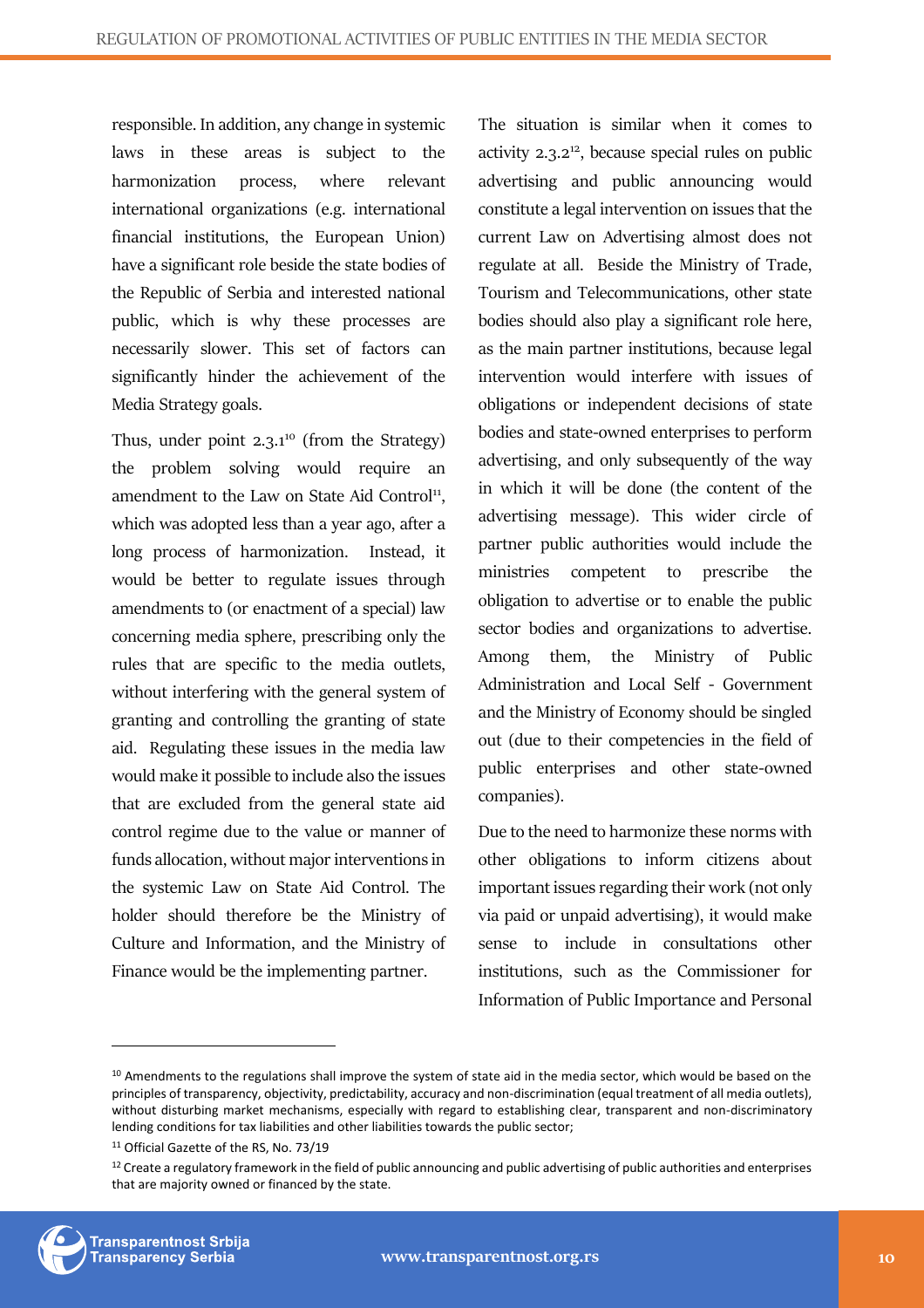responsible. In addition, any change in systemic laws in these areas is subject to the harmonization process, where relevant international organizations (e.g. international financial institutions, the European Union) have a significant role beside the state bodies of the Republic of Serbia and interested national public, which is why these processes are necessarily slower. This set of factors can significantly hinder the achievement of the Media Strategy goals.

Thus, under point 2.3.1[10] (from the Strategy) the problem solving would require an amendment to the Law on State Aid Control[11], which was adopted less than a year ago, after a long process of harmonization. Instead, it would be better to regulate issues through amendments to (or enactment of a special) law concerning media sphere, prescribing only the rules that are specific to the media outlets, without interfering with the general system of granting and controlling the granting of state aid. Regulating these issues in the media law would make it possible to include also the issues that are excluded from the general state aid control regime due to the value or manner of funds allocation, without major interventions in the systemic Law on State Aid Control. The holder should therefore be the Ministry of Culture and Information, and the Ministry of Finance would be the implementing partner.

The situation is similar when it comes to activity 2.3.2[12], because special rules on public advertising and public announcing would constitute a legal intervention on issues that the current Law on Advertising almost does not regulate at all. Beside the Ministry of Trade, Tourism and Telecommunications, other state bodies should also play a significant role here, as the main partner institutions, because legal intervention would interfere with issues of obligations or independent decisions of state bodies and state-owned enterprises to perform advertising, and only subsequently of the way in which it will be done (the content of the advertising message). This wider circle of partner public authorities would include the ministries competent to prescribe the obligation to advertise or to enable the public sector bodies and organizations to advertise. Among them, the Ministry of Public Administration and Local Self - Government and the Ministry of Economy should be singled out (due to their competencies in the field of public enterprises and other state-owned companies).

Due to the need to harmonize these norms with other obligations to inform citizens about important issues regarding their work (not only via paid or unpaid advertising), it would make sense to include in consultations other institutions, such as the Commissioner for Information of Public Importance and Personal

---

[10] Amendments to the regulations shall improve the system of state aid in the media sector, which would be based on the principles of transparency, objectivity, predictability, accuracy and non-discrimination (equal treatment of all media outlets), without disturbing market mechanisms, especially with regard to establishing clear, transparent and non-discriminatory lending conditions for tax liabilities and other liabilities towards the public sector;

[11] Official Gazette of the RS, No. 73/19

[12] Create a regulatory framework in the field of public announcing and public advertising of public authorities and enterprises that are majority owned or financed by the state.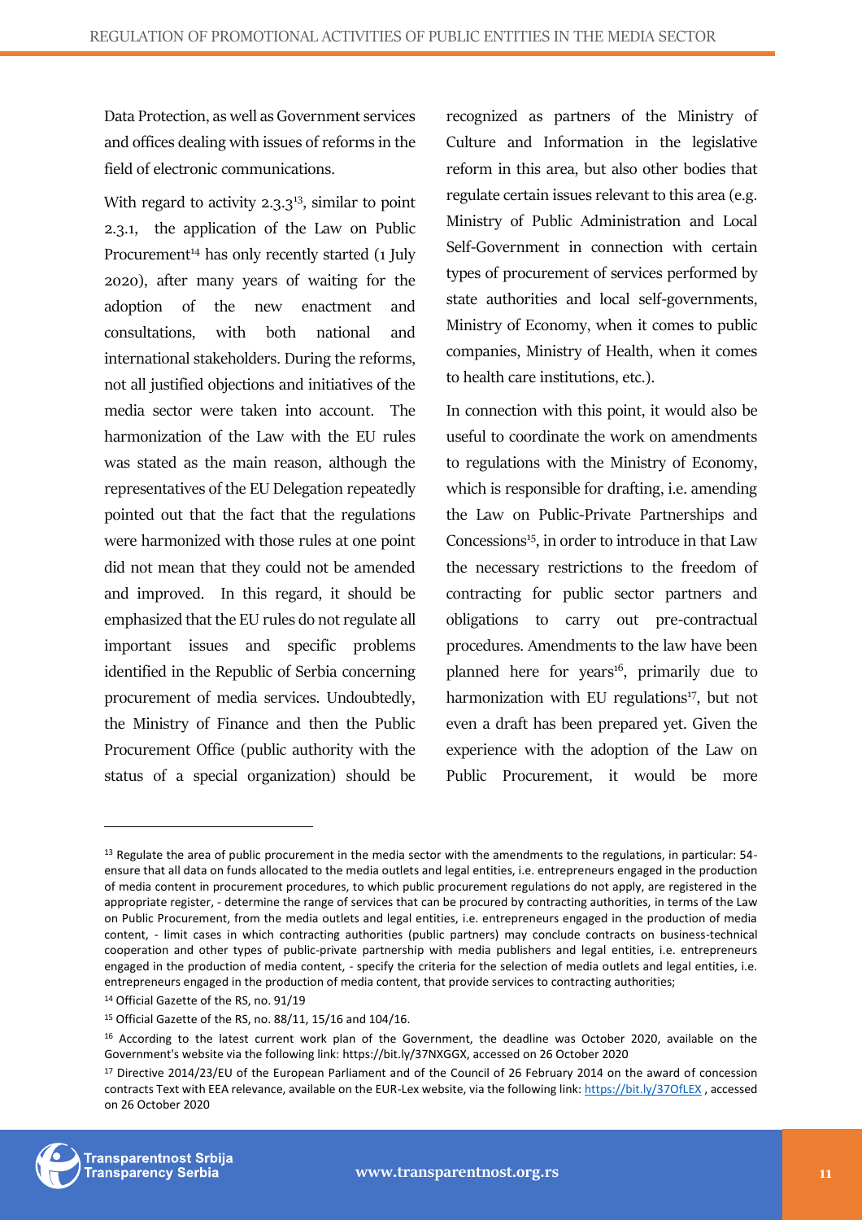Data Protection, as well as Government services and offices dealing with issues of reforms in the field of electronic communications.

With regard to activity 2.3.3[13], similar to point 2.3.1, the application of the Law on Public Procurement[14] has only recently started (1 July 2020), after many years of waiting for the adoption of the new enactment and consultations, with both national and international stakeholders. During the reforms, not all justified objections and initiatives of the media sector were taken into account. The harmonization of the Law with the EU rules was stated as the main reason, although the representatives of the EU Delegation repeatedly pointed out that the fact that the regulations were harmonized with those rules at one point did not mean that they could not be amended and improved. In this regard, it should be emphasized that the EU rules do not regulate all important issues and specific problems identified in the Republic of Serbia concerning procurement of media services. Undoubtedly, the Ministry of Finance and then the Public Procurement Office (public authority with the status of a special organization) should be recognized as partners of the Ministry of Culture and Information in the legislative reform in this area, but also other bodies that regulate certain issues relevant to this area (e.g. Ministry of Public Administration and Local Self-Government in connection with certain types of procurement of services performed by state authorities and local self-governments, Ministry of Economy, when it comes to public companies, Ministry of Health, when it comes to health care institutions, etc.).

In connection with this point, it would also be useful to coordinate the work on amendments to regulations with the Ministry of Economy, which is responsible for drafting, i.e. amending the Law on Public-Private Partnerships and Concessions[15], in order to introduce in that Law the necessary restrictions to the freedom of contracting for public sector partners and obligations to carry out pre-contractual procedures. Amendments to the law have been planned here for years[16], primarily due to harmonization with EU regulations[17], but not even a draft has been prepared yet. Given the experience with the adoption of the Law on Public Procurement, it would be more

---

[13] Regulate the area of public procurement in the media sector with the amendments to the regulations, in particular: 54- ensure that all data on funds allocated to the media outlets and legal entities, i.e. entrepreneurs engaged in the production of media content in procurement procedures, to which public procurement regulations do not apply, are registered in the appropriate register, - determine the range of services that can be procured by contracting authorities, in terms of the Law on Public Procurement, from the media outlets and legal entities, i.e. entrepreneurs engaged in the production of media content, - limit cases in which contracting authorities (public partners) may conclude contracts on business-technical cooperation and other types of public-private partnership with media publishers and legal entities, i.e. entrepreneurs engaged in the production of media content, - specify the criteria for the selection of media outlets and legal entities, i.e. entrepreneurs engaged in the production of media content, that provide services to contracting authorities;

[14] Official Gazette of the RS, no. 91/19

[15] Official Gazette of the RS, no. 88/11, 15/16 and 104/16.

[16] According to the latest current work plan of the Government, the deadline was October 2020, available on the Government's website via the following link: https://bit.ly/37NXGGX, accessed on 26 October 2020

[17] Directive 2014/23/EU of the European Parliament and of the Council of 26 February 2014 on the award of concession contracts Text with EEA relevance, available on the EUR-Lex website, via the following link: https://bit.ly/37OfLEX , accessed on 26 October 2020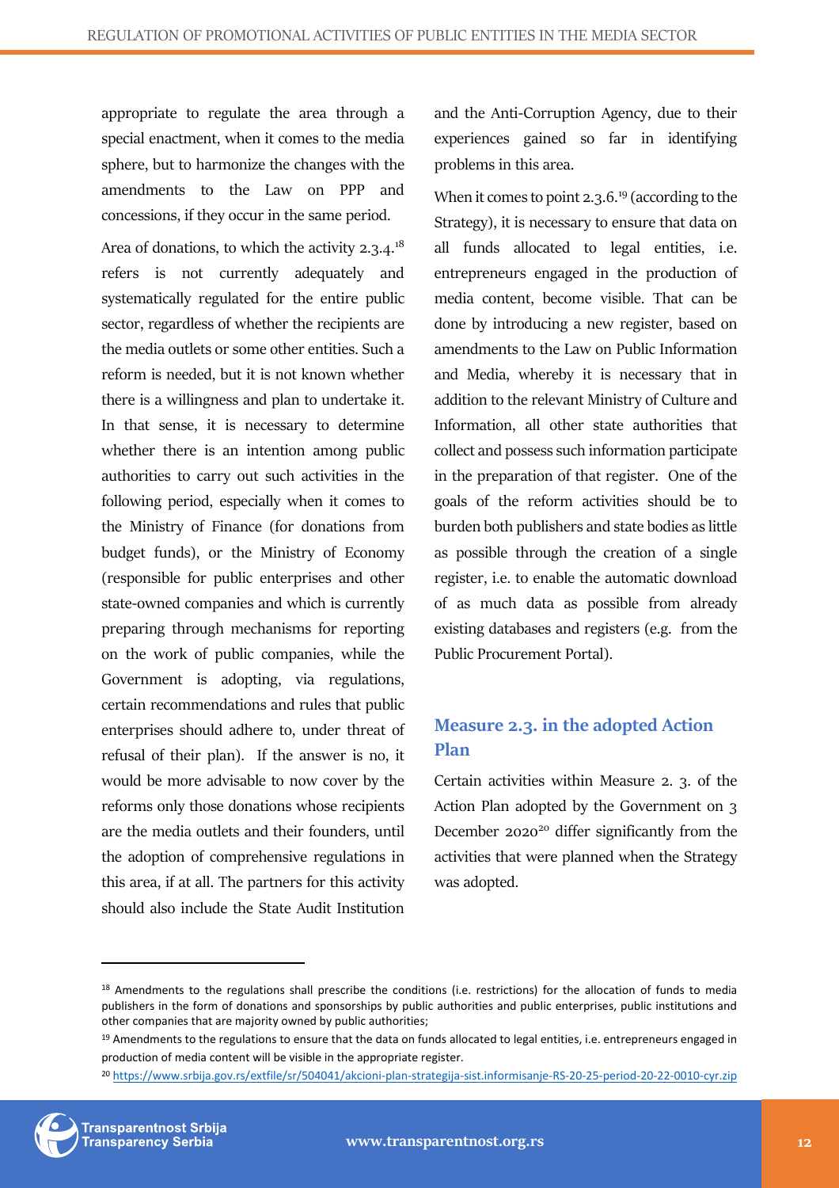appropriate to regulate the area through a special enactment, when it comes to the media sphere, but to harmonize the changes with the amendments to the Law on PPP and concessions, if they occur in the same period.

Area of donations, to which the activity 2.3.4.[18] refers is not currently adequately and systematically regulated for the entire public sector, regardless of whether the recipients are the media outlets or some other entities. Such a reform is needed, but it is not known whether there is a willingness and plan to undertake it. In that sense, it is necessary to determine whether there is an intention among public authorities to carry out such activities in the following period, especially when it comes to the Ministry of Finance (for donations from budget funds), or the Ministry of Economy (responsible for public enterprises and other state-owned companies and which is currently preparing through mechanisms for reporting on the work of public companies, while the Government is adopting, via regulations, certain recommendations and rules that public enterprises should adhere to, under threat of refusal of their plan). If the answer is no, it would be more advisable to now cover by the reforms only those donations whose recipients are the media outlets and their founders, until the adoption of comprehensive regulations in this area, if at all. The partners for this activity should also include the State Audit Institution and the Anti-Corruption Agency, due to their experiences gained so far in identifying problems in this area.

When it comes to point 2.3.6.[19] (according to the Strategy), it is necessary to ensure that data on all funds allocated to legal entities, i.e. entrepreneurs engaged in the production of media content, become visible. That can be done by introducing a new register, based on amendments to the Law on Public Information and Media, whereby it is necessary that in addition to the relevant Ministry of Culture and Information, all other state authorities that collect and possess such information participate in the preparation of that register. One of the goals of the reform activities should be to burden both publishers and state bodies as little as possible through the creation of a single register, i.e. to enable the automatic download of as much data as possible from already existing databases and registers (e.g. from the Public Procurement Portal).

## Measure 2.3. in the adopted Action Plan

Certain activities within Measure 2. 3. of the Action Plan adopted by the Government on 3 December 2020[20] differ significantly from the activities that were planned when the Strategy was adopted.

---

[18] Amendments to the regulations shall prescribe the conditions (i.e. restrictions) for the allocation of funds to media publishers in the form of donations and sponsorships by public authorities and public enterprises, public institutions and other companies that are majority owned by public authorities;

[19] Amendments to the regulations to ensure that the data on funds allocated to legal entities, i.e. entrepreneurs engaged in production of media content will be visible in the appropriate register.

[20] https://www.srbija.gov.rs/extfile/sr/504041/akcioni-plan-strategija-sist.informisanje-RS-20-25-period-20-22-0010-cyr.zip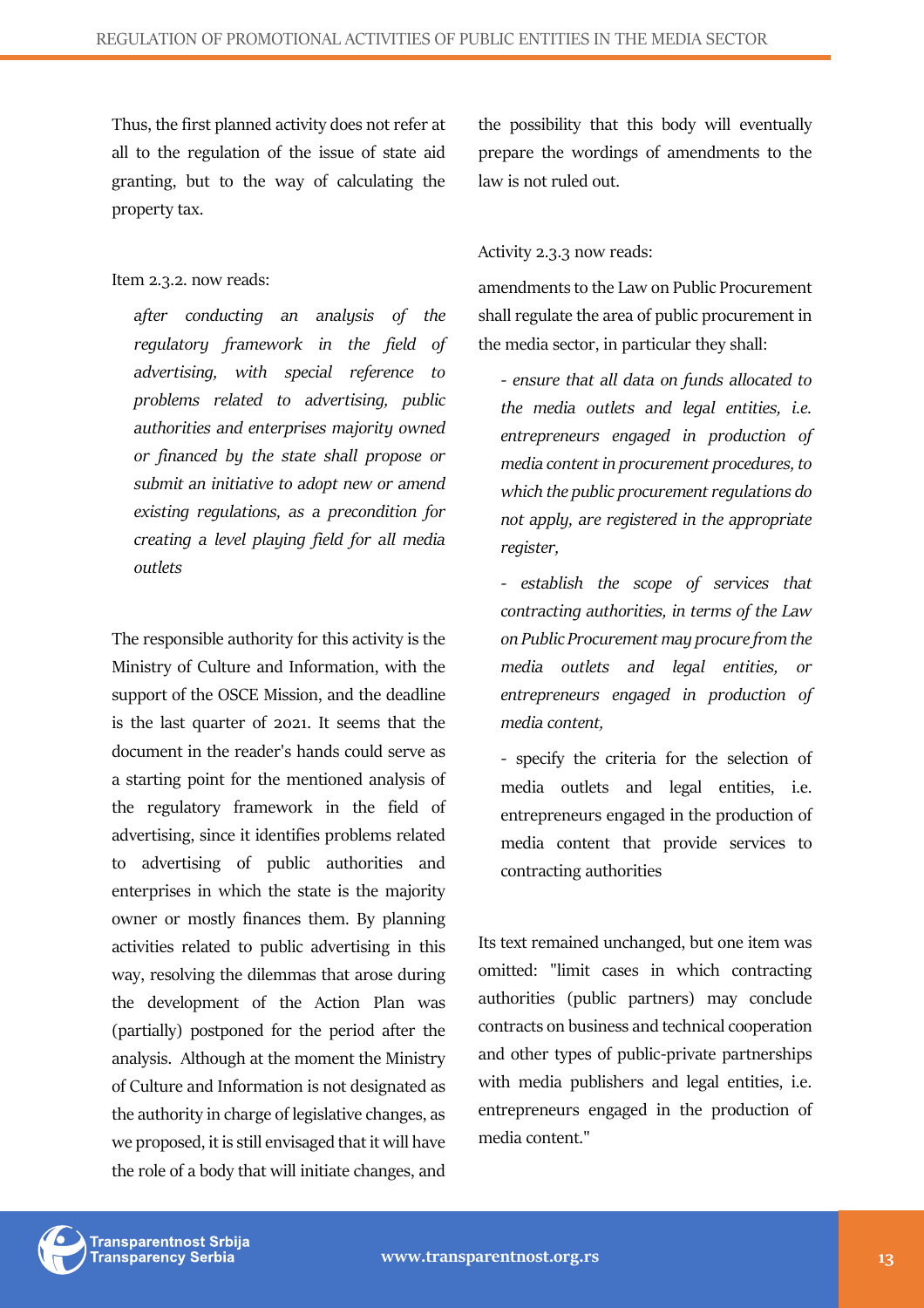Thus, the first planned activity does not refer at all to the regulation of the issue of state aid granting, but to the way of calculating the property tax.

Item 2.3.2. now reads:

> *after conducting an analysis of the regulatory framework in the field of advertising, with special reference to problems related to advertising, public authorities and enterprises majority owned or financed by the state shall propose or submit an initiative to adopt new or amend existing regulations, as a precondition for creating a level playing field for all media outlets*

The responsible authority for this activity is the Ministry of Culture and Information, with the support of the OSCE Mission, and the deadline is the last quarter of 2021. It seems that the document in the reader's hands could serve as a starting point for the mentioned analysis of the regulatory framework in the field of advertising, since it identifies problems related to advertising of public authorities and enterprises in which the state is the majority owner or mostly finances them. By planning activities related to public advertising in this way, resolving the dilemmas that arose during the development of the Action Plan was (partially) postponed for the period after the analysis. Although at the moment the Ministry of Culture and Information is not designated as the authority in charge of legislative changes, as we proposed, it is still envisaged that it will have the role of a body that will initiate changes, and the possibility that this body will eventually prepare the wordings of amendments to the law is not ruled out.

Activity 2.3.3 now reads:

amendments to the Law on Public Procurement shall regulate the area of public procurement in the media sector, in particular they shall:

> - *ensure that all data on funds allocated to the media outlets and legal entities, i.e. entrepreneurs engaged in production of media content in procurement procedures, to which the public procurement regulations do not apply, are registered in the appropriate register,*
> - *establish the scope of services that contracting authorities, in terms of the Law on Public Procurement may procure from the media outlets and legal entities, or entrepreneurs engaged in production of media content,*
> - specify the criteria for the selection of media outlets and legal entities, i.e. entrepreneurs engaged in the production of media content that provide services to contracting authorities

Its text remained unchanged, but one item was omitted: "limit cases in which contracting authorities (public partners) may conclude contracts on business and technical cooperation and other types of public-private partnerships with media publishers and legal entities, i.e. entrepreneurs engaged in the production of media content."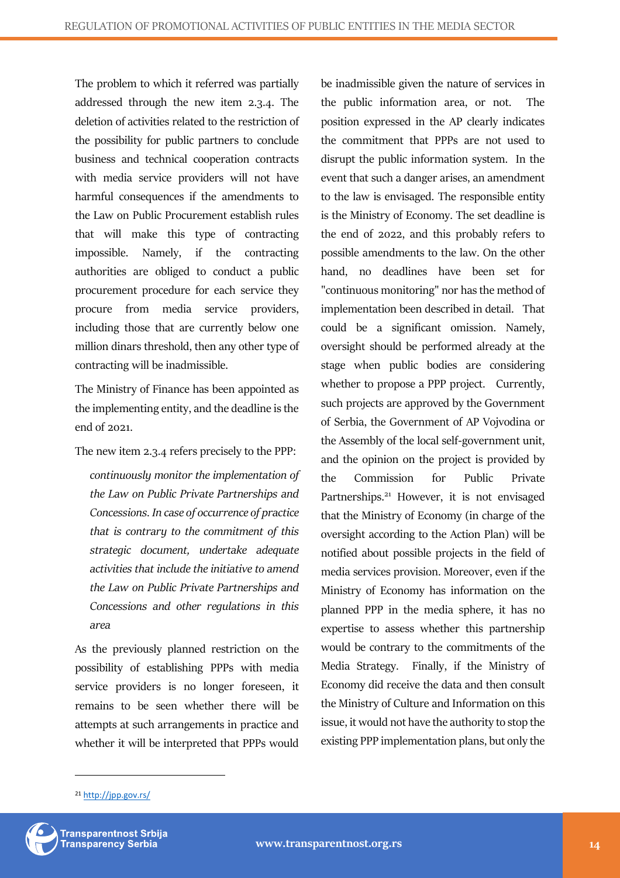The problem to which it referred was partially addressed through the new item 2.3.4. The deletion of activities related to the restriction of the possibility for public partners to conclude business and technical cooperation contracts with media service providers will not have harmful consequences if the amendments to the Law on Public Procurement establish rules that will make this type of contracting impossible. Namely, if the contracting authorities are obliged to conduct a public procurement procedure for each service they procure from media service providers, including those that are currently below one million dinars threshold, then any other type of contracting will be inadmissible.

The Ministry of Finance has been appointed as the implementing entity, and the deadline is the end of 2021.

The new item 2.3.4 refers precisely to the PPP:

> *continuously monitor the implementation of the Law on Public Private Partnerships and Concessions. In case of occurrence of practice that is contrary to the commitment of this strategic document, undertake adequate activities that include the initiative to amend the Law on Public Private Partnerships and Concessions and other regulations in this area*

As the previously planned restriction on the possibility of establishing PPPs with media service providers is no longer foreseen, it remains to be seen whether there will be attempts at such arrangements in practice and whether it will be interpreted that PPPs would be inadmissible given the nature of services in the public information area, or not. The position expressed in the AP clearly indicates the commitment that PPPs are not used to disrupt the public information system. In the event that such a danger arises, an amendment to the law is envisaged. The responsible entity is the Ministry of Economy. The set deadline is the end of 2022, and this probably refers to possible amendments to the law. On the other hand, no deadlines have been set for "continuous monitoring" nor has the method of implementation been described in detail. That could be a significant omission. Namely, oversight should be performed already at the stage when public bodies are considering whether to propose a PPP project. Currently, such projects are approved by the Government of Serbia, the Government of AP Vojvodina or the Assembly of the local self-government unit, and the opinion on the project is provided by the Commission for Public Private Partnerships.[21] However, it is not envisaged that the Ministry of Economy (in charge of the oversight according to the Action Plan) will be notified about possible projects in the field of media services provision. Moreover, even if the Ministry of Economy has information on the planned PPP in the media sphere, it has no expertise to assess whether this partnership would be contrary to the commitments of the Media Strategy. Finally, if the Ministry of Economy did receive the data and then consult the Ministry of Culture and Information on this issue, it would not have the authority to stop the existing PPP implementation plans, but only the

[21] http://jpp.gov.rs/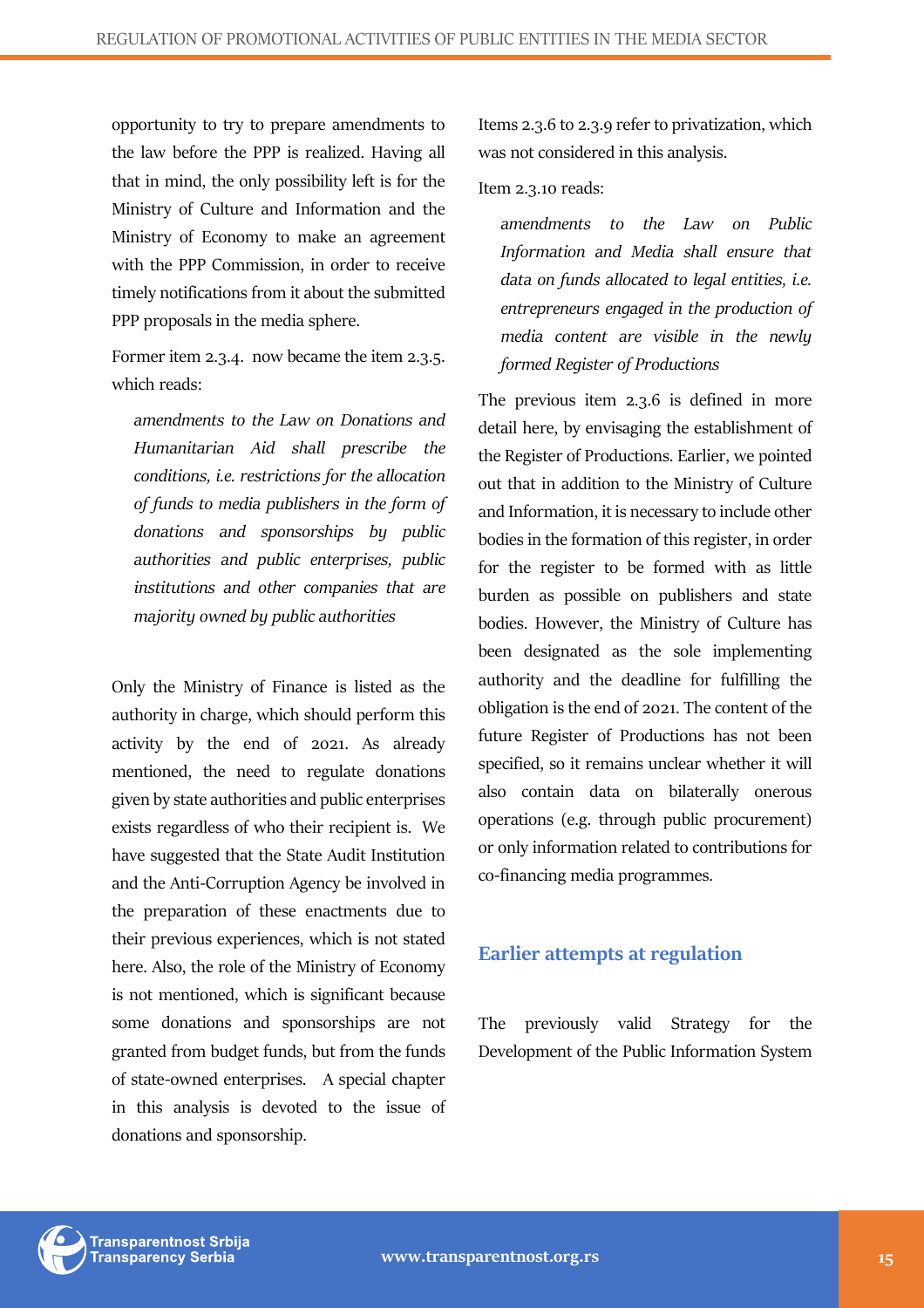opportunity to try to prepare amendments to the law before the PPP is realized. Having all that in mind, the only possibility left is for the Ministry of Culture and Information and the Ministry of Economy to make an agreement with the PPP Commission, in order to receive timely notifications from it about the submitted PPP proposals in the media sphere.

Former item 2.3.4. now became the item 2.3.5. which reads:

> *amendments to the Law on Donations and Humanitarian Aid shall prescribe the conditions, i.e. restrictions for the allocation of funds to media publishers in the form of donations and sponsorships by public authorities and public enterprises, public institutions and other companies that are majority owned by public authorities*

Only the Ministry of Finance is listed as the authority in charge, which should perform this activity by the end of 2021. As already mentioned, the need to regulate donations given by state authorities and public enterprises exists regardless of who their recipient is. We have suggested that the State Audit Institution and the Anti-Corruption Agency be involved in the preparation of these enactments due to their previous experiences, which is not stated here. Also, the role of the Ministry of Economy is not mentioned, which is significant because some donations and sponsorships are not granted from budget funds, but from the funds of state-owned enterprises. A special chapter in this analysis is devoted to the issue of donations and sponsorship.

Items 2.3.6 to 2.3.9 refer to privatization, which was not considered in this analysis.

Item 2.3.10 reads:

> *amendments to the Law on Public Information and Media shall ensure that data on funds allocated to legal entities, i.e. entrepreneurs engaged in the production of media content are visible in the newly formed Register of Productions*

The previous item 2.3.6 is defined in more detail here, by envisaging the establishment of the Register of Productions. Earlier, we pointed out that in addition to the Ministry of Culture and Information, it is necessary to include other bodies in the formation of this register, in order for the register to be formed with as little burden as possible on publishers and state bodies. However, the Ministry of Culture has been designated as the sole implementing authority and the deadline for fulfilling the obligation is the end of 2021. The content of the future Register of Productions has not been specified, so it remains unclear whether it will also contain data on bilaterally onerous operations (e.g. through public procurement) or only information related to contributions for co-financing media programmes.

## Earlier attempts at regulation

The previously valid Strategy for the Development of the Public Information System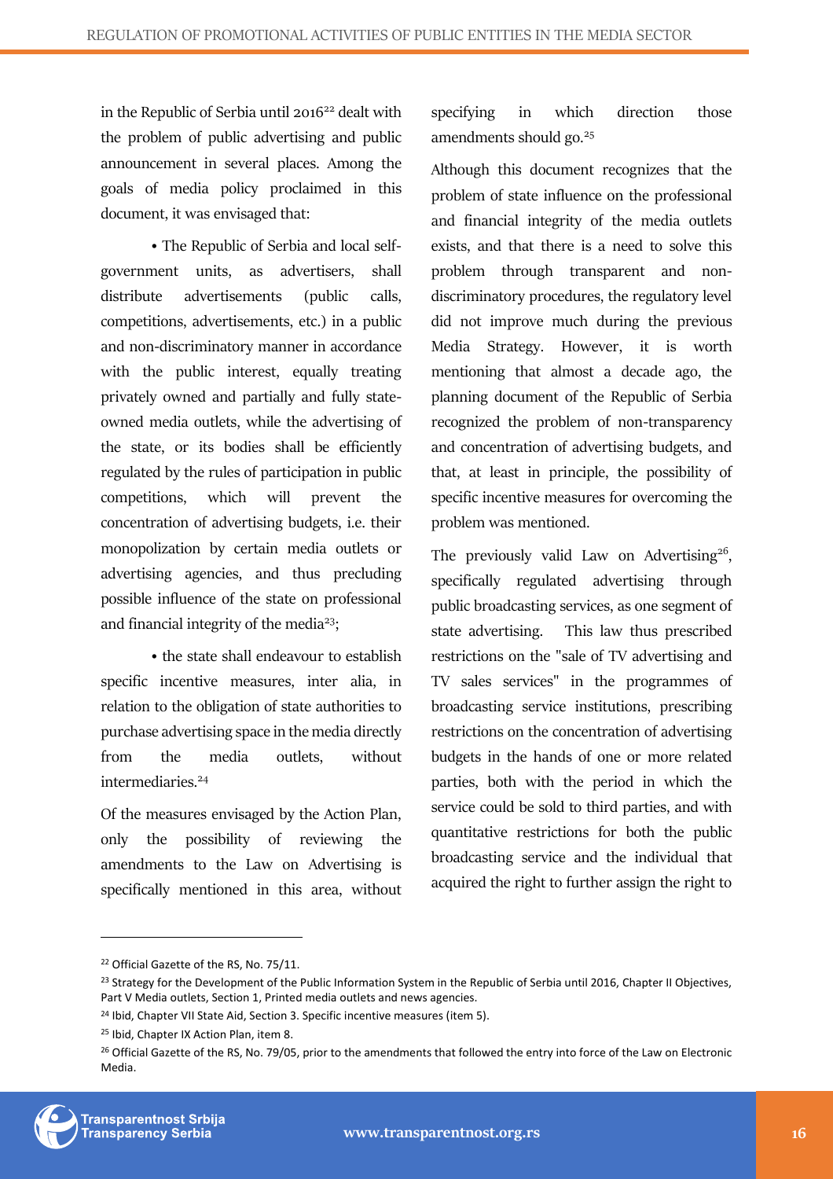in the Republic of Serbia until 2016[22] dealt with the problem of public advertising and public announcement in several places. Among the goals of media policy proclaimed in this document, it was envisaged that:

- The Republic of Serbia and local self-government units, as advertisers, shall distribute advertisements (public calls, competitions, advertisements, etc.) in a public and non-discriminatory manner in accordance with the public interest, equally treating privately owned and partially and fully state-owned media outlets, while the advertising of the state, or its bodies shall be efficiently regulated by the rules of participation in public competitions, which will prevent the concentration of advertising budgets, i.e. their monopolization by certain media outlets or advertising agencies, and thus precluding possible influence of the state on professional and financial integrity of the media[23];

- the state shall endeavour to establish specific incentive measures, inter alia, in relation to the obligation of state authorities to purchase advertising space in the media directly from the media outlets, without intermediaries.[24]

Of the measures envisaged by the Action Plan, only the possibility of reviewing the amendments to the Law on Advertising is specifically mentioned in this area, without specifying in which direction those amendments should go.[25]

Although this document recognizes that the problem of state influence on the professional and financial integrity of the media outlets exists, and that there is a need to solve this problem through transparent and non-discriminatory procedures, the regulatory level did not improve much during the previous Media Strategy. However, it is worth mentioning that almost a decade ago, the planning document of the Republic of Serbia recognized the problem of non-transparency and concentration of advertising budgets, and that, at least in principle, the possibility of specific incentive measures for overcoming the problem was mentioned.

The previously valid Law on Advertising[26], specifically regulated advertising through public broadcasting services, as one segment of state advertising. This law thus prescribed restrictions on the "sale of TV advertising and TV sales services" in the programmes of broadcasting service institutions, prescribing restrictions on the concentration of advertising budgets in the hands of one or more related parties, both with the period in which the service could be sold to third parties, and with quantitative restrictions for both the public broadcasting service and the individual that acquired the right to further assign the right to

---

[22] Official Gazette of the RS, No. 75/11.

[23] Strategy for the Development of the Public Information System in the Republic of Serbia until 2016, Chapter II Objectives, Part V Media outlets, Section 1, Printed media outlets and news agencies.

[24] Ibid, Chapter VII State Aid, Section 3. Specific incentive measures (item 5).

[25] Ibid, Chapter IX Action Plan, item 8.

[26] Official Gazette of the RS, No. 79/05, prior to the amendments that followed the entry into force of the Law on Electronic Media.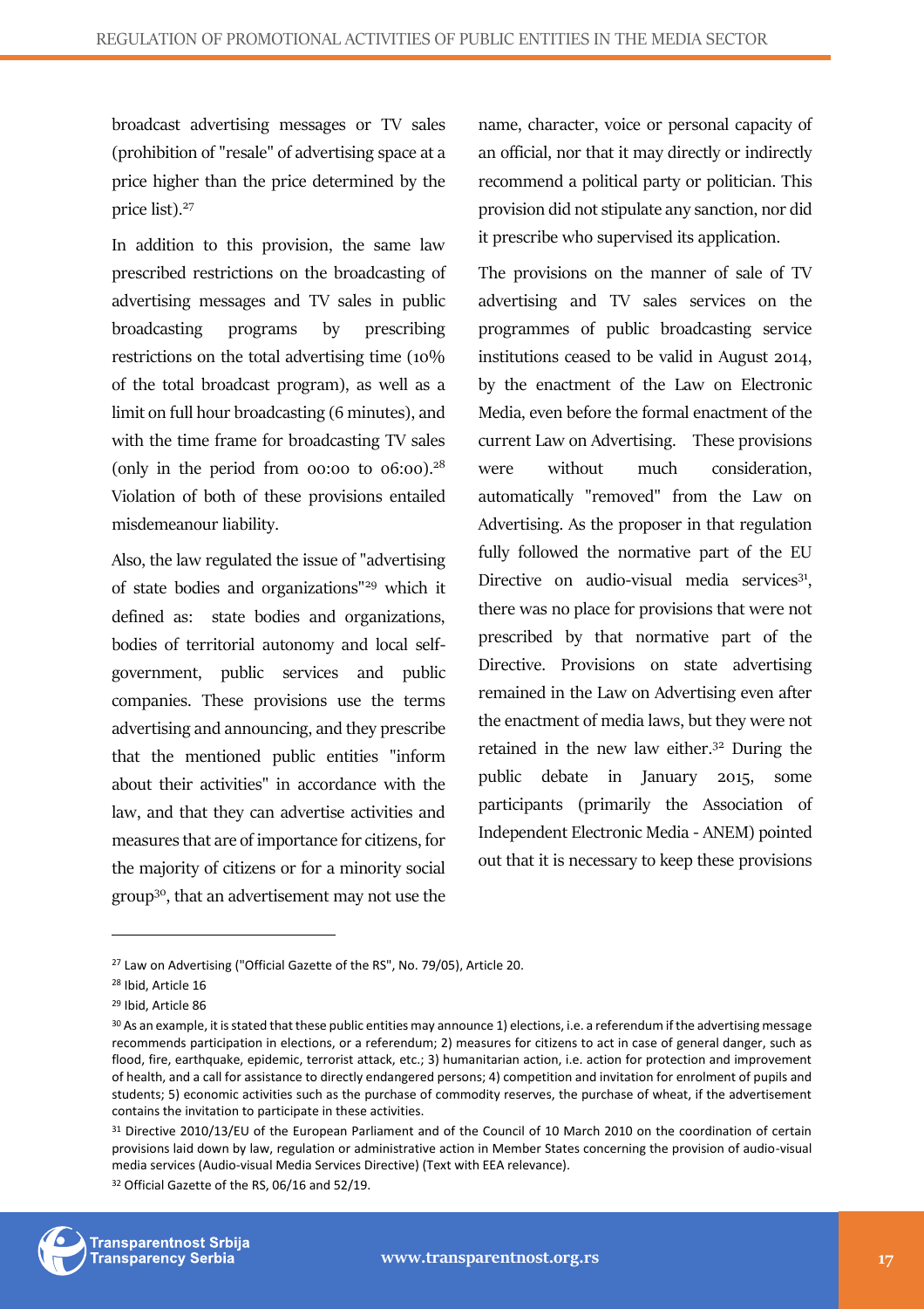broadcast advertising messages or TV sales (prohibition of "resale" of advertising space at a price higher than the price determined by the price list).[27]

In addition to this provision, the same law prescribed restrictions on the broadcasting of advertising messages and TV sales in public broadcasting programs by prescribing restrictions on the total advertising time (10% of the total broadcast program), as well as a limit on full hour broadcasting (6 minutes), and with the time frame for broadcasting TV sales (only in the period from 00:00 to 06:00).[28] Violation of both of these provisions entailed misdemeanour liability.

Also, the law regulated the issue of "advertising of state bodies and organizations"[29] which it defined as: state bodies and organizations, bodies of territorial autonomy and local self-government, public services and public companies. These provisions use the terms advertising and announcing, and they prescribe that the mentioned public entities "inform about their activities" in accordance with the law, and that they can advertise activities and measures that are of importance for citizens, for the majority of citizens or for a minority social group[30], that an advertisement may not use the name, character, voice or personal capacity of an official, nor that it may directly or indirectly recommend a political party or politician. This provision did not stipulate any sanction, nor did it prescribe who supervised its application.

The provisions on the manner of sale of TV advertising and TV sales services on the programmes of public broadcasting service institutions ceased to be valid in August 2014, by the enactment of the Law on Electronic Media, even before the formal enactment of the current Law on Advertising. These provisions were without much consideration, automatically "removed" from the Law on Advertising. As the proposer in that regulation fully followed the normative part of the EU Directive on audio-visual media services[31], there was no place for provisions that were not prescribed by that normative part of the Directive. Provisions on state advertising remained in the Law on Advertising even after the enactment of media laws, but they were not retained in the new law either.[32] During the public debate in January 2015, some participants (primarily the Association of Independent Electronic Media - ANEM) pointed out that it is necessary to keep these provisions

---

[27] Law on Advertising ("Official Gazette of the RS", No. 79/05), Article 20.

[28] Ibid, Article 16

[29] Ibid, Article 86

[30] As an example, it is stated that these public entities may announce 1) elections, i.e. a referendum if the advertising message recommends participation in elections, or a referendum; 2) measures for citizens to act in case of general danger, such as flood, fire, earthquake, epidemic, terrorist attack, etc.; 3) humanitarian action, i.e. action for protection and improvement of health, and a call for assistance to directly endangered persons; 4) competition and invitation for enrolment of pupils and students; 5) economic activities such as the purchase of commodity reserves, the purchase of wheat, if the advertisement contains the invitation to participate in these activities.

[31] Directive 2010/13/EU of the European Parliament and of the Council of 10 March 2010 on the coordination of certain provisions laid down by law, regulation or administrative action in Member States concerning the provision of audio-visual media services (Audio-visual Media Services Directive) (Text with EEA relevance).

[32] Official Gazette of the RS, 06/16 and 52/19.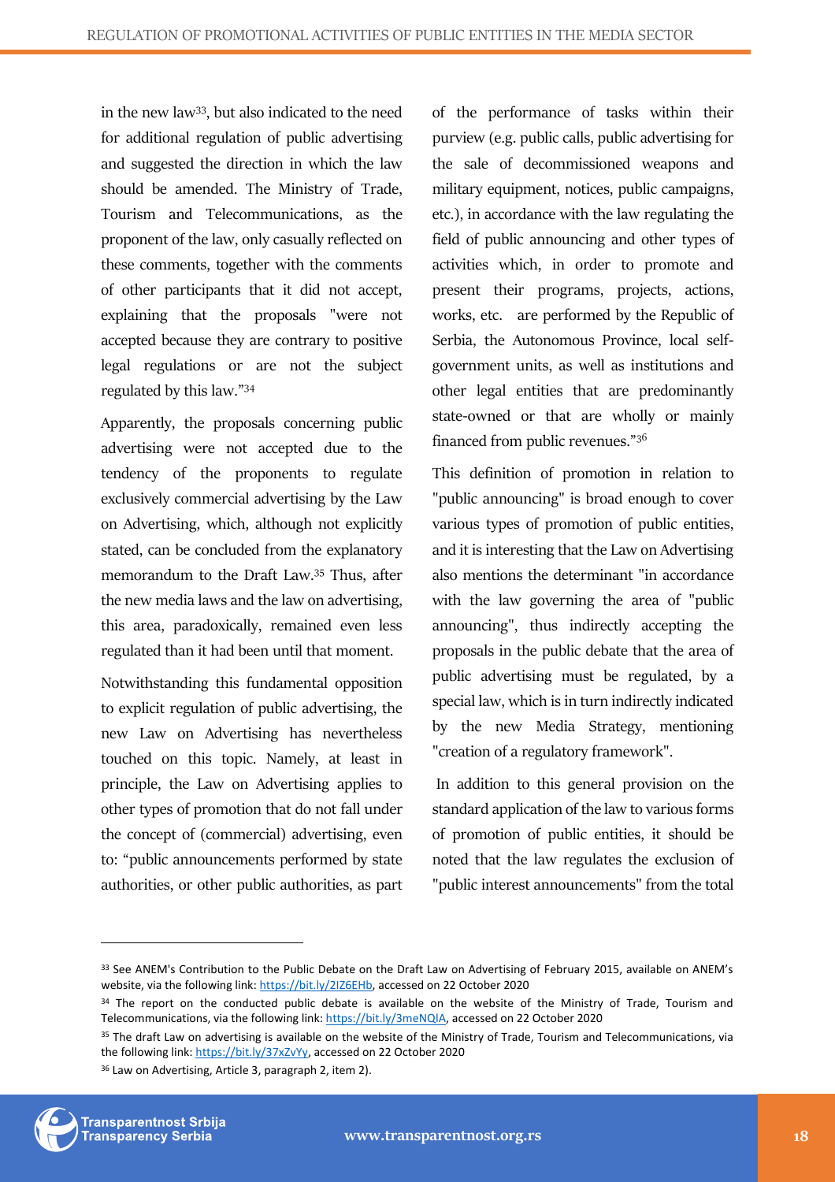in the new law[33], but also indicated to the need for additional regulation of public advertising and suggested the direction in which the law should be amended. The Ministry of Trade, Tourism and Telecommunications, as the proponent of the law, only casually reflected on these comments, together with the comments of other participants that it did not accept, explaining that the proposals "were not accepted because they are contrary to positive legal regulations or are not the subject regulated by this law."[34]

Apparently, the proposals concerning public advertising were not accepted due to the tendency of the proponents to regulate exclusively commercial advertising by the Law on Advertising, which, although not explicitly stated, can be concluded from the explanatory memorandum to the Draft Law.[35] Thus, after the new media laws and the law on advertising, this area, paradoxically, remained even less regulated than it had been until that moment.

Notwithstanding this fundamental opposition to explicit regulation of public advertising, the new Law on Advertising has nevertheless touched on this topic. Namely, at least in principle, the Law on Advertising applies to other types of promotion that do not fall under the concept of (commercial) advertising, even to: "public announcements performed by state authorities, or other public authorities, as part of the performance of tasks within their purview (e.g. public calls, public advertising for the sale of decommissioned weapons and military equipment, notices, public campaigns, etc.), in accordance with the law regulating the field of public announcing and other types of activities which, in order to promote and present their programs, projects, actions, works, etc. are performed by the Republic of Serbia, the Autonomous Province, local self-government units, as well as institutions and other legal entities that are predominantly state-owned or that are wholly or mainly financed from public revenues."[36]

This definition of promotion in relation to "public announcing" is broad enough to cover various types of promotion of public entities, and it is interesting that the Law on Advertising also mentions the determinant "in accordance with the law governing the area of "public announcing", thus indirectly accepting the proposals in the public debate that the area of public advertising must be regulated, by a special law, which is in turn indirectly indicated by the new Media Strategy, mentioning "creation of a regulatory framework".

In addition to this general provision on the standard application of the law to various forms of promotion of public entities, it should be noted that the law regulates the exclusion of "public interest announcements" from the total

---

[33] See ANEM's Contribution to the Public Debate on the Draft Law on Advertising of February 2015, available on ANEM's website, via the following link: https://bit.ly/2IZ6EHb, accessed on 22 October 2020

[34] The report on the conducted public debate is available on the website of the Ministry of Trade, Tourism and Telecommunications, via the following link: https://bit.ly/3meNQlA, accessed on 22 October 2020

[35] The draft Law on advertising is available on the website of the Ministry of Trade, Tourism and Telecommunications, via the following link: https://bit.ly/37xZvYy, accessed on 22 October 2020

[36] Law on Advertising, Article 3, paragraph 2, item 2).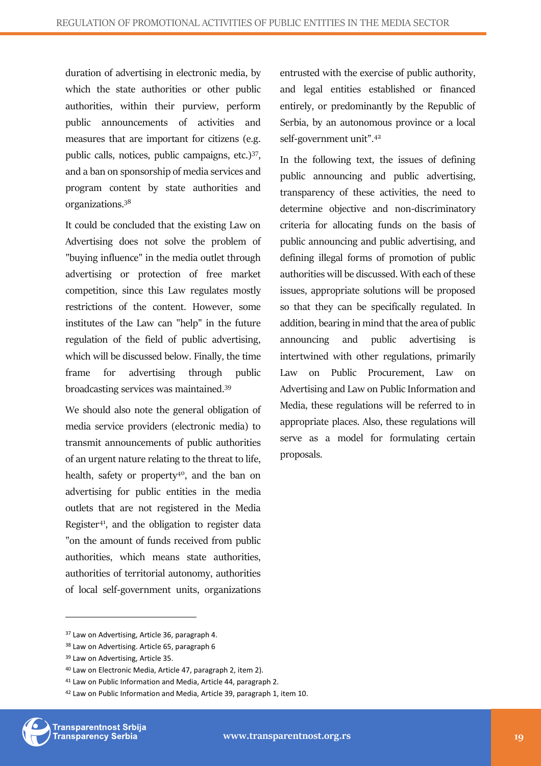duration of advertising in electronic media, by which the state authorities or other public authorities, within their purview, perform public announcements of activities and measures that are important for citizens (e.g. public calls, notices, public campaigns, etc.)[37], and a ban on sponsorship of media services and program content by state authorities and organizations.[38]

It could be concluded that the existing Law on Advertising does not solve the problem of "buying influence" in the media outlet through advertising or protection of free market competition, since this Law regulates mostly restrictions of the content. However, some institutes of the Law can "help" in the future regulation of the field of public advertising, which will be discussed below. Finally, the time frame for advertising through public broadcasting services was maintained.[39]

We should also note the general obligation of media service providers (electronic media) to transmit announcements of public authorities of an urgent nature relating to the threat to life, health, safety or property[40], and the ban on advertising for public entities in the media outlets that are not registered in the Media Register[41], and the obligation to register data "on the amount of funds received from public authorities, which means state authorities, authorities of territorial autonomy, authorities of local self-government units, organizations entrusted with the exercise of public authority, and legal entities established or financed entirely, or predominantly by the Republic of Serbia, by an autonomous province or a local self-government unit".[42]

In the following text, the issues of defining public announcing and public advertising, transparency of these activities, the need to determine objective and non-discriminatory criteria for allocating funds on the basis of public announcing and public advertising, and defining illegal forms of promotion of public authorities will be discussed. With each of these issues, appropriate solutions will be proposed so that they can be specifically regulated. In addition, bearing in mind that the area of public announcing and public advertising is intertwined with other regulations, primarily Law on Public Procurement, Law on Advertising and Law on Public Information and Media, these regulations will be referred to in appropriate places. Also, these regulations will serve as a model for formulating certain proposals.

---

[37] Law on Advertising, Article 36, paragraph 4.

[38] Law on Advertising. Article 65, paragraph 6

[39] Law on Advertising, Article 35.

[40] Law on Electronic Media, Article 47, paragraph 2, item 2).

[41] Law on Public Information and Media, Article 44, paragraph 2.

[42] Law on Public Information and Media, Article 39, paragraph 1, item 10.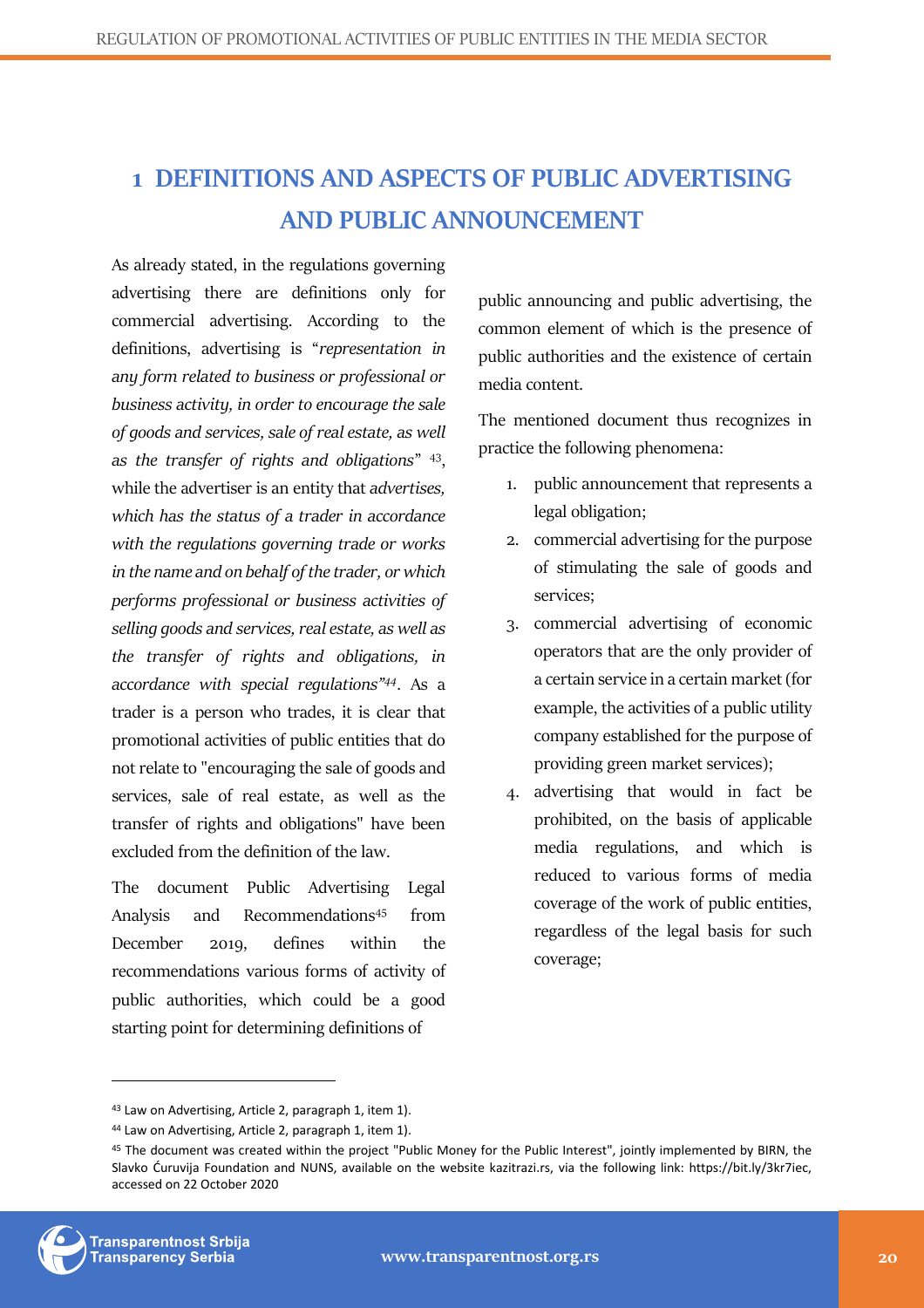# 1 DEFINITIONS AND ASPECTS OF PUBLIC ADVERTISING AND PUBLIC ANNOUNCEMENT

As already stated, in the regulations governing advertising there are definitions only for commercial advertising. According to the definitions, advertising is "*representation in any form related to business or professional or business activity, in order to encourage the sale of goods and services, sale of real estate, as well as the transfer of rights and obligations*" [43], while the advertiser is an entity that *advertises, which has the status of a trader in accordance with the regulations governing trade or works in the name and on behalf of the trader, or which performs professional or business activities of selling goods and services, real estate, as well as the transfer of rights and obligations, in accordance with special regulations"*[44]. As a trader is a person who trades, it is clear that promotional activities of public entities that do not relate to "encouraging the sale of goods and services, sale of real estate, as well as the transfer of rights and obligations" have been excluded from the definition of the law.

The document Public Advertising Legal Analysis and Recommendations[45] from December 2019, defines within the recommendations various forms of activity of public authorities, which could be a good starting point for determining definitions of public announcing and public advertising, the common element of which is the presence of public authorities and the existence of certain media content.

The mentioned document thus recognizes in practice the following phenomena:

1. public announcement that represents a legal obligation;
2. commercial advertising for the purpose of stimulating the sale of goods and services;
3. commercial advertising of economic operators that are the only provider of a certain service in a certain market (for example, the activities of a public utility company established for the purpose of providing green market services);
4. advertising that would in fact be prohibited, on the basis of applicable media regulations, and which is reduced to various forms of media coverage of the work of public entities, regardless of the legal basis for such coverage;

---

[43] Law on Advertising, Article 2, paragraph 1, item 1).

[44] Law on Advertising, Article 2, paragraph 1, item 1).

[45] The document was created within the project "Public Money for the Public Interest", jointly implemented by BIRN, the Slavko Ćuruvija Foundation and NUNS, available on the website kazitrazi.rs, via the following link: https://bit.ly/3kr7iec, accessed on 22 October 2020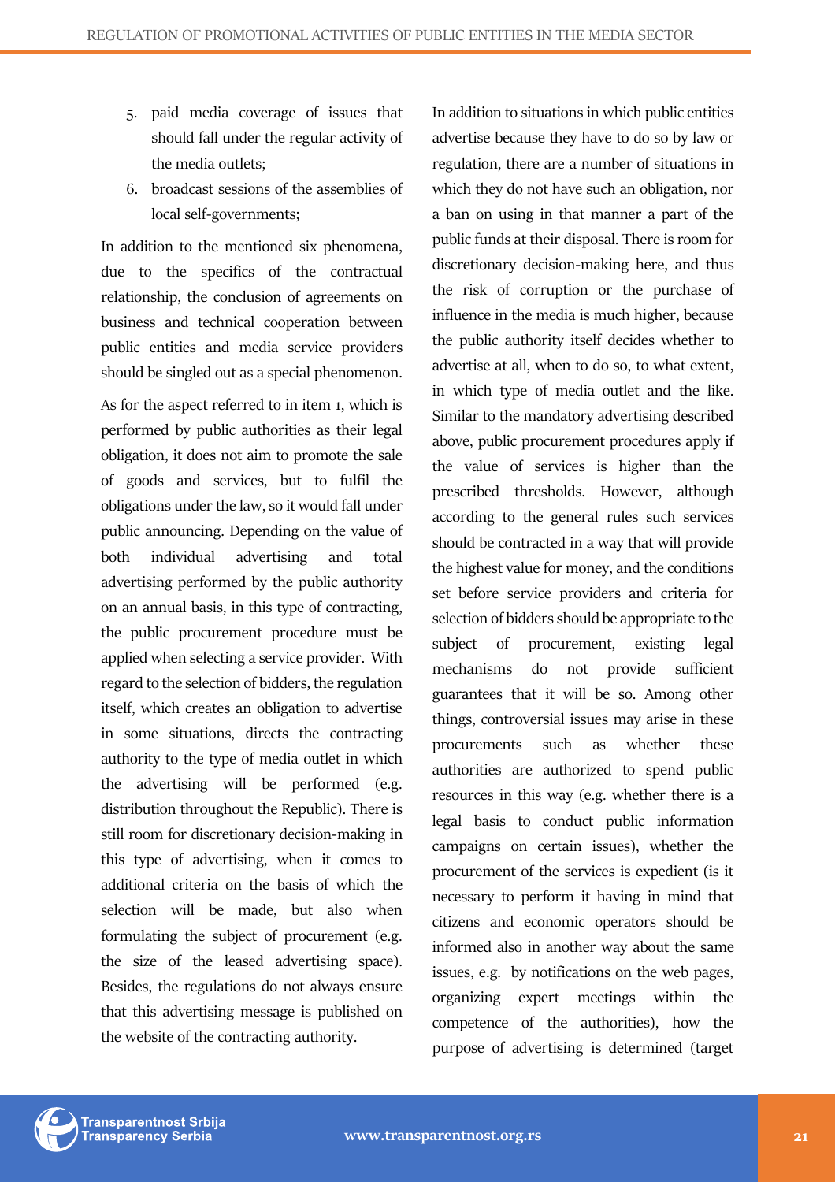5. paid media coverage of issues that should fall under the regular activity of the media outlets;
6. broadcast sessions of the assemblies of local self-governments;

In addition to the mentioned six phenomena, due to the specifics of the contractual relationship, the conclusion of agreements on business and technical cooperation between public entities and media service providers should be singled out as a special phenomenon.

As for the aspect referred to in item 1, which is performed by public authorities as their legal obligation, it does not aim to promote the sale of goods and services, but to fulfil the obligations under the law, so it would fall under public announcing. Depending on the value of both individual advertising and total advertising performed by the public authority on an annual basis, in this type of contracting, the public procurement procedure must be applied when selecting a service provider. With regard to the selection of bidders, the regulation itself, which creates an obligation to advertise in some situations, directs the contracting authority to the type of media outlet in which the advertising will be performed (e.g. distribution throughout the Republic). There is still room for discretionary decision-making in this type of advertising, when it comes to additional criteria on the basis of which the selection will be made, but also when formulating the subject of procurement (e.g. the size of the leased advertising space). Besides, the regulations do not always ensure that this advertising message is published on the website of the contracting authority.

In addition to situations in which public entities advertise because they have to do so by law or regulation, there are a number of situations in which they do not have such an obligation, nor a ban on using in that manner a part of the public funds at their disposal. There is room for discretionary decision-making here, and thus the risk of corruption or the purchase of influence in the media is much higher, because the public authority itself decides whether to advertise at all, when to do so, to what extent, in which type of media outlet and the like. Similar to the mandatory advertising described above, public procurement procedures apply if the value of services is higher than the prescribed thresholds. However, although according to the general rules such services should be contracted in a way that will provide the highest value for money, and the conditions set before service providers and criteria for selection of bidders should be appropriate to the subject of procurement, existing legal mechanisms do not provide sufficient guarantees that it will be so. Among other things, controversial issues may arise in these procurements such as whether these authorities are authorized to spend public resources in this way (e.g. whether there is a legal basis to conduct public information campaigns on certain issues), whether the procurement of the services is expedient (is it necessary to perform it having in mind that citizens and economic operators should be informed also in another way about the same issues, e.g. by notifications on the web pages, organizing expert meetings within the competence of the authorities), how the purpose of advertising is determined (target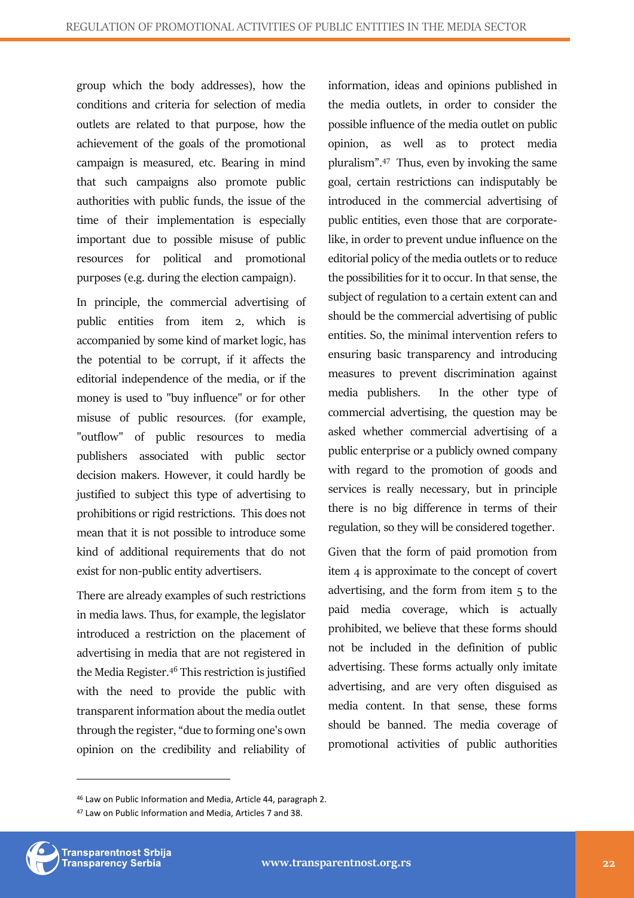group which the body addresses), how the conditions and criteria for selection of media outlets are related to that purpose, how the achievement of the goals of the promotional campaign is measured, etc. Bearing in mind that such campaigns also promote public authorities with public funds, the issue of the time of their implementation is especially important due to possible misuse of public resources for political and promotional purposes (e.g. during the election campaign).

In principle, the commercial advertising of public entities from item 2, which is accompanied by some kind of market logic, has the potential to be corrupt, if it affects the editorial independence of the media, or if the money is used to "buy influence" or for other misuse of public resources. (for example, "outflow" of public resources to media publishers associated with public sector decision makers. However, it could hardly be justified to subject this type of advertising to prohibitions or rigid restrictions. This does not mean that it is not possible to introduce some kind of additional requirements that do not exist for non-public entity advertisers.

There are already examples of such restrictions in media laws. Thus, for example, the legislator introduced a restriction on the placement of advertising in media that are not registered in the Media Register.[46] This restriction is justified with the need to provide the public with transparent information about the media outlet through the register, "due to forming one's own opinion on the credibility and reliability of information, ideas and opinions published in the media outlets, in order to consider the possible influence of the media outlet on public opinion, as well as to protect media pluralism".[47] Thus, even by invoking the same goal, certain restrictions can indisputably be introduced in the commercial advertising of public entities, even those that are corporate-like, in order to prevent undue influence on the editorial policy of the media outlets or to reduce the possibilities for it to occur. In that sense, the subject of regulation to a certain extent can and should be the commercial advertising of public entities. So, the minimal intervention refers to ensuring basic transparency and introducing measures to prevent discrimination against media publishers. In the other type of commercial advertising, the question may be asked whether commercial advertising of a public enterprise or a publicly owned company with regard to the promotion of goods and services is really necessary, but in principle there is no big difference in terms of their regulation, so they will be considered together.

Given that the form of paid promotion from item 4 is approximate to the concept of covert advertising, and the form from item 5 to the paid media coverage, which is actually prohibited, we believe that these forms should not be included in the definition of public advertising. These forms actually only imitate advertising, and are very often disguised as media content. In that sense, these forms should be banned. The media coverage of promotional activities of public authorities

---

[46] Law on Public Information and Media, Article 44, paragraph 2.

[47] Law on Public Information and Media, Articles 7 and 38.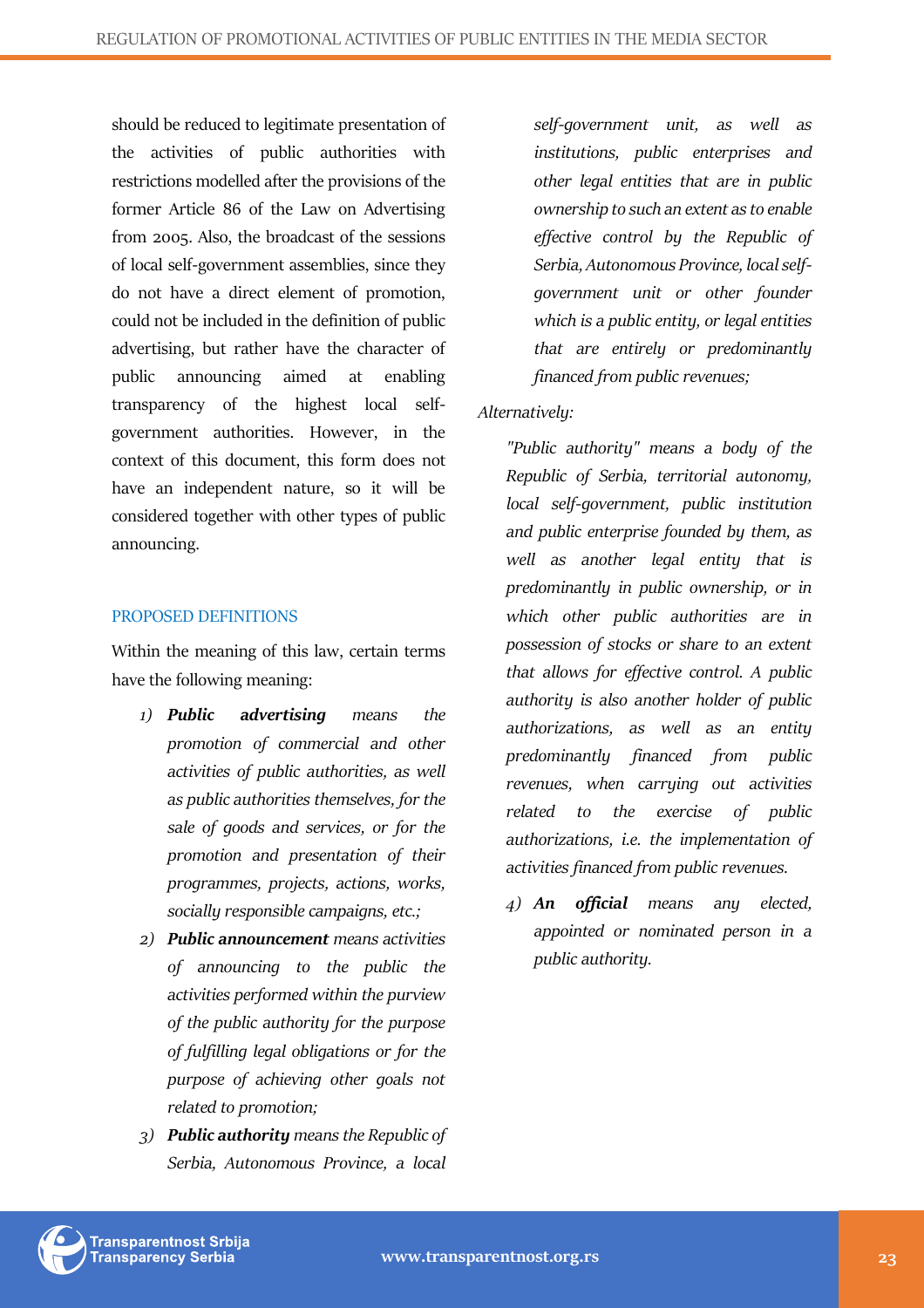should be reduced to legitimate presentation of the activities of public authorities with restrictions modelled after the provisions of the former Article 86 of the Law on Advertising from 2005. Also, the broadcast of the sessions of local self-government assemblies, since they do not have a direct element of promotion, could not be included in the definition of public advertising, but rather have the character of public announcing aimed at enabling transparency of the highest local self-government authorities. However, in the context of this document, this form does not have an independent nature, so it will be considered together with other types of public announcing.

### PROPOSED DEFINITIONS

Within the meaning of this law, certain terms have the following meaning:

1) ***Public advertising*** *means the promotion of commercial and other activities of public authorities, as well as public authorities themselves, for the sale of goods and services, or for the promotion and presentation of their programmes, projects, actions, works, socially responsible campaigns, etc.;*
2) ***Public announcement*** *means activities of announcing to the public the activities performed within the purview of the public authority for the purpose of fulfilling legal obligations or for the purpose of achieving other goals not related to promotion;*
3) ***Public authority*** *means the Republic of Serbia, Autonomous Province, a local self-government unit, as well as institutions, public enterprises and other legal entities that are in public ownership to such an extent as to enable effective control by the Republic of Serbia, Autonomous Province, local self-government unit or other founder which is a public entity, or legal entities that are entirely or predominantly financed from public revenues;*

*Alternatively:*

*"Public authority" means a body of the Republic of Serbia, territorial autonomy, local self-government, public institution and public enterprise founded by them, as well as another legal entity that is predominantly in public ownership, or in which other public authorities are in possession of stocks or share to an extent that allows for effective control. A public authority is also another holder of public authorizations, as well as an entity predominantly financed from public revenues, when carrying out activities related to the exercise of public authorizations, i.e. the implementation of activities financed from public revenues.*

4) ***An official*** *means any elected, appointed or nominated person in a public authority.*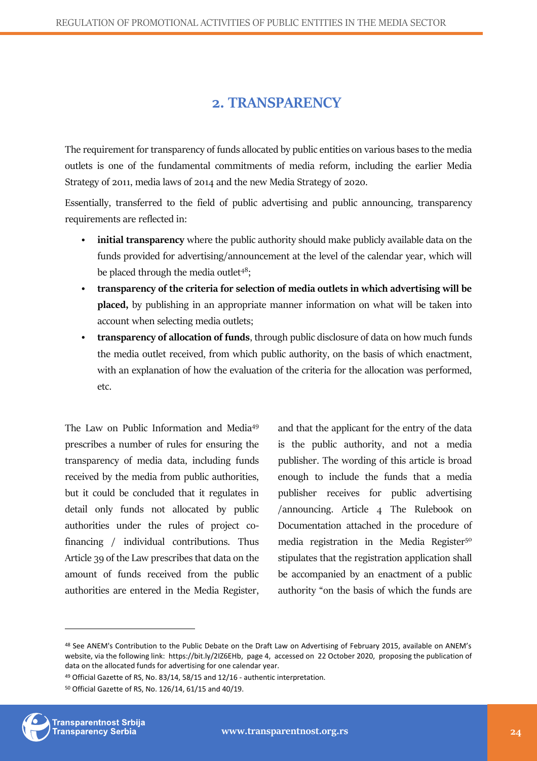## 2. TRANSPARENCY

The requirement for transparency of funds allocated by public entities on various bases to the media outlets is one of the fundamental commitments of media reform, including the earlier Media Strategy of 2011, media laws of 2014 and the new Media Strategy of 2020.

Essentially, transferred to the field of public advertising and public announcing, transparency requirements are reflected in:

- **initial transparency** where the public authority should make publicly available data on the funds provided for advertising/announcement at the level of the calendar year, which will be placed through the media outlet[48];
- **transparency of the criteria for selection of media outlets in which advertising will be placed,** by publishing in an appropriate manner information on what will be taken into account when selecting media outlets;
- **transparency of allocation of funds**, through public disclosure of data on how much funds the media outlet received, from which public authority, on the basis of which enactment, with an explanation of how the evaluation of the criteria for the allocation was performed, etc.

The Law on Public Information and Media[49] prescribes a number of rules for ensuring the transparency of media data, including funds received by the media from public authorities, but it could be concluded that it regulates in detail only funds not allocated by public authorities under the rules of project co-financing / individual contributions. Thus Article 39 of the Law prescribes that data on the amount of funds received from the public authorities are entered in the Media Register, and that the applicant for the entry of the data is the public authority, and not a media publisher. The wording of this article is broad enough to include the funds that a media publisher receives for public advertising /announcing. Article 4 The Rulebook on Documentation attached in the procedure of media registration in the Media Register[50] stipulates that the registration application shall be accompanied by an enactment of a public authority "on the basis of which the funds are

---

[48] See ANEM's Contribution to the Public Debate on the Draft Law on Advertising of February 2015, available on ANEM's website, via the following link: https://bit.ly/2IZ6EHb, page 4, accessed on 22 October 2020, proposing the publication of data on the allocated funds for advertising for one calendar year.

[49] Official Gazette of RS, No. 83/14, 58/15 and 12/16 - authentic interpretation.

[50] Official Gazette of RS, No. 126/14, 61/15 and 40/19.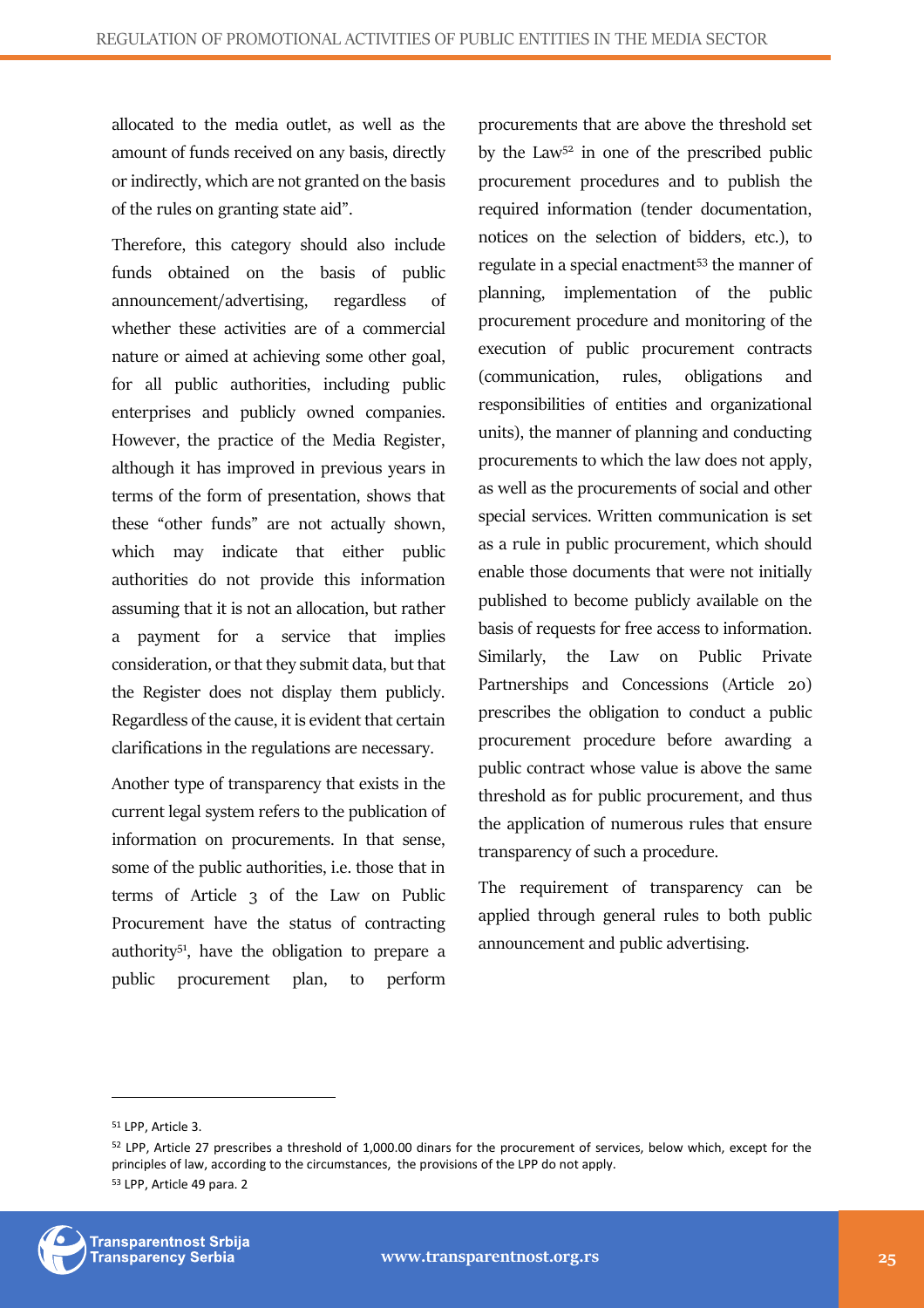allocated to the media outlet, as well as the amount of funds received on any basis, directly or indirectly, which are not granted on the basis of the rules on granting state aid".

Therefore, this category should also include funds obtained on the basis of public announcement/advertising, regardless of whether these activities are of a commercial nature or aimed at achieving some other goal, for all public authorities, including public enterprises and publicly owned companies. However, the practice of the Media Register, although it has improved in previous years in terms of the form of presentation, shows that these "other funds" are not actually shown, which may indicate that either public authorities do not provide this information assuming that it is not an allocation, but rather a payment for a service that implies consideration, or that they submit data, but that the Register does not display them publicly. Regardless of the cause, it is evident that certain clarifications in the regulations are necessary.

Another type of transparency that exists in the current legal system refers to the publication of information on procurements. In that sense, some of the public authorities, i.e. those that in terms of Article 3 of the Law on Public Procurement have the status of contracting authority[51], have the obligation to prepare a public procurement plan, to perform procurements that are above the threshold set by the Law[52] in one of the prescribed public procurement procedures and to publish the required information (tender documentation, notices on the selection of bidders, etc.), to regulate in a special enactment[53] the manner of planning, implementation of the public procurement procedure and monitoring of the execution of public procurement contracts (communication, rules, obligations and responsibilities of entities and organizational units), the manner of planning and conducting procurements to which the law does not apply, as well as the procurements of social and other special services. Written communication is set as a rule in public procurement, which should enable those documents that were not initially published to become publicly available on the basis of requests for free access to information. Similarly, the Law on Public Private Partnerships and Concessions (Article 20) prescribes the obligation to conduct a public procurement procedure before awarding a public contract whose value is above the same threshold as for public procurement, and thus the application of numerous rules that ensure transparency of such a procedure.

The requirement of transparency can be applied through general rules to both public announcement and public advertising.

---

[51] LPP, Article 3.

[52] LPP, Article 27 prescribes a threshold of 1,000.00 dinars for the procurement of services, below which, except for the principles of law, according to the circumstances, the provisions of the LPP do not apply.

[53] LPP, Article 49 para. 2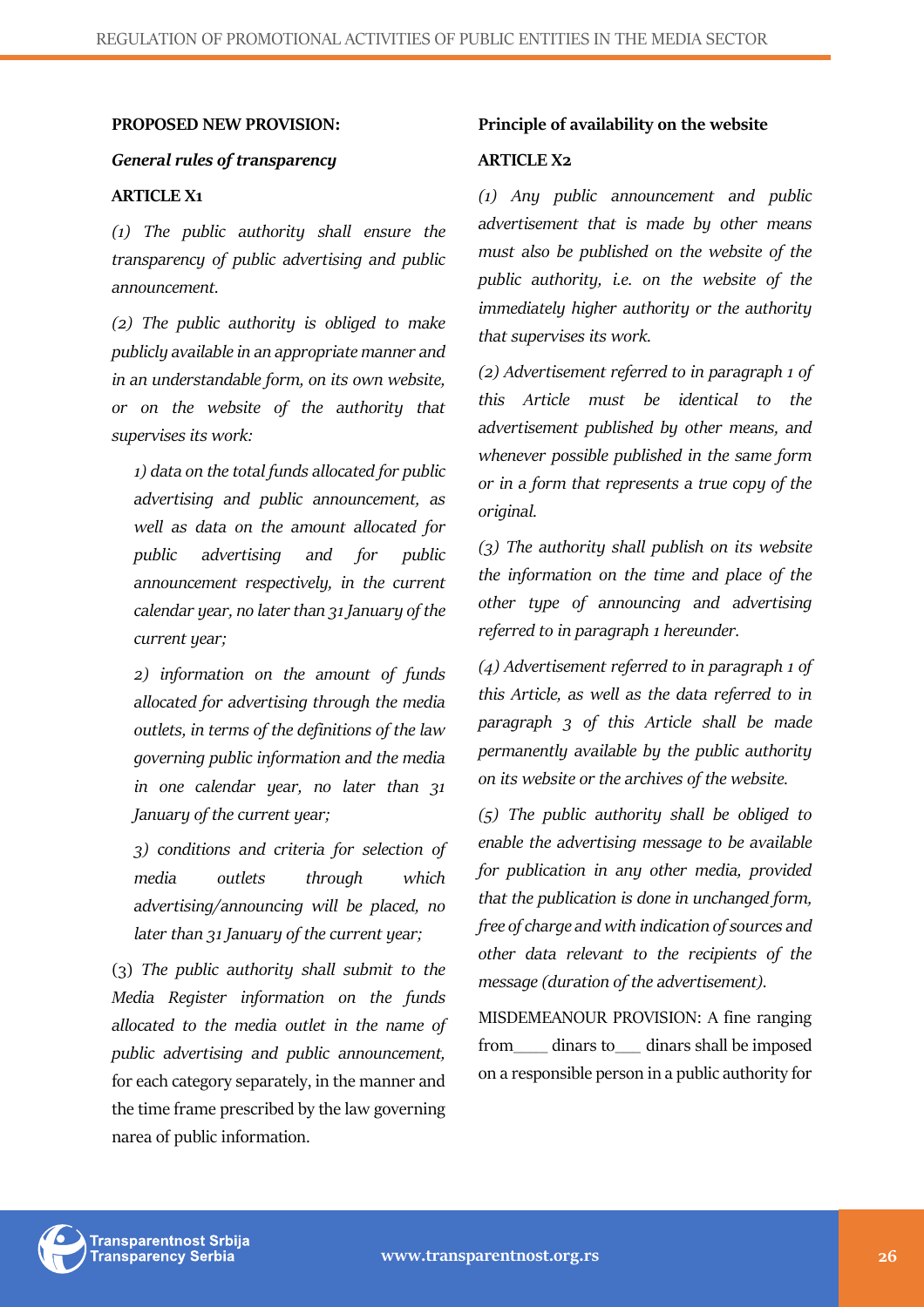**PROPOSED NEW PROVISION:**

***General rules of transparency***

**ARTICLE X1**

*(1) The public authority shall ensure the transparency of public advertising and public announcement.*

*(2) The public authority is obliged to make publicly available in an appropriate manner and in an understandable form, on its own website, or on the website of the authority that supervises its work:*

*1) data on the total funds allocated for public advertising and public announcement, as well as data on the amount allocated for public advertising and for public announcement respectively, in the current calendar year, no later than 31 January of the current year;*

*2) information on the amount of funds allocated for advertising through the media outlets, in terms of the definitions of the law governing public information and the media in one calendar year, no later than 31 January of the current year;*

*3) conditions and criteria for selection of media outlets through which advertising/announcing will be placed, no later than 31 January of the current year;*

(3) *The public authority shall submit to the Media Register information on the funds allocated to the media outlet in the name of public advertising and public announcement,* for each category separately, in the manner and the time frame prescribed by the law governing narea of public information.

**Principle of availability on the website**

**ARTICLE X2**

*(1) Any public announcement and public advertisement that is made by other means must also be published on the website of the public authority, i.e. on the website of the immediately higher authority or the authority that supervises its work.*

*(2) Advertisement referred to in paragraph 1 of this Article must be identical to the advertisement published by other means, and whenever possible published in the same form or in a form that represents a true copy of the original.*

*(3) The authority shall publish on its website the information on the time and place of the other type of announcing and advertising referred to in paragraph 1 hereunder.*

*(4) Advertisement referred to in paragraph 1 of this Article, as well as the data referred to in paragraph 3 of this Article shall be made permanently available by the public authority on its website or the archives of the website.*

*(5) The public authority shall be obliged to enable the advertising message to be available for publication in any other media, provided that the publication is done in unchanged form, free of charge and with indication of sources and other data relevant to the recipients of the message (duration of the advertisement).*

MISDEMEANOUR PROVISION: A fine ranging from____ dinars to___ dinars shall be imposed on a responsible person in a public authority for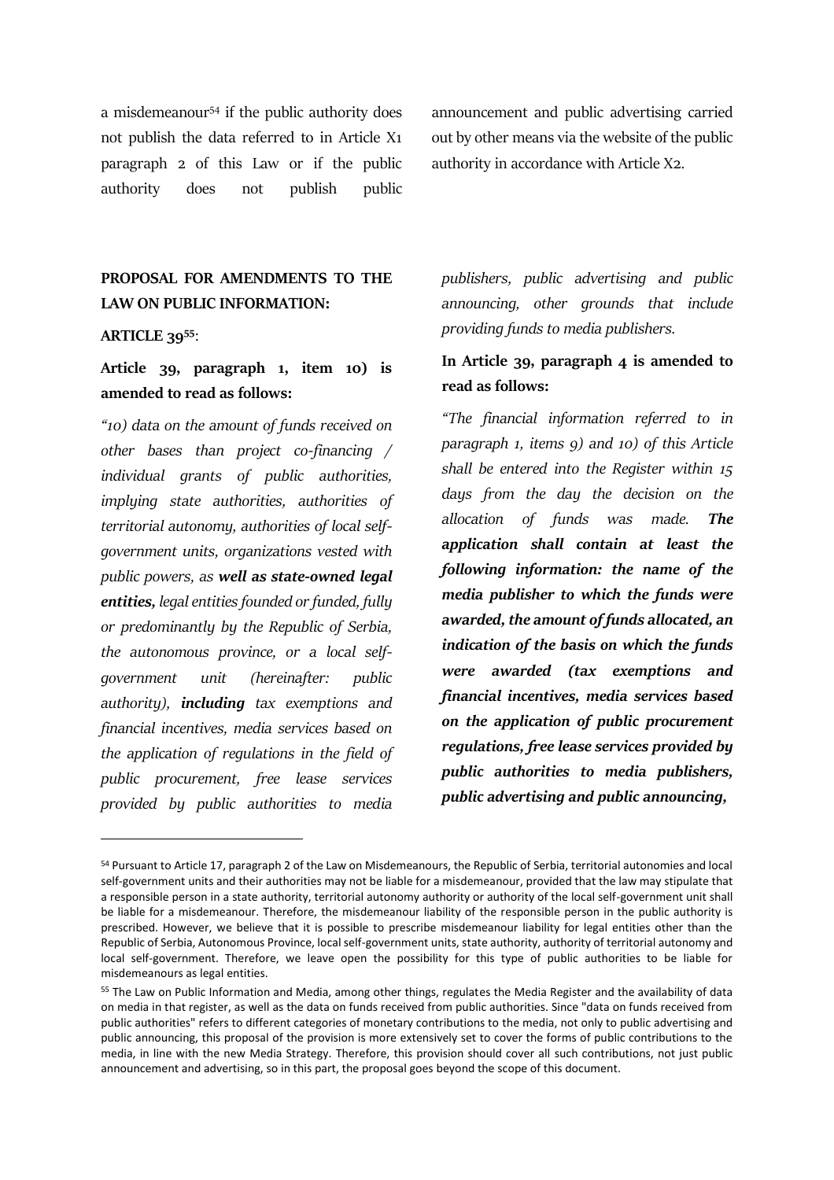a misdemeanour[54] if the public authority does not publish the data referred to in Article X1 paragraph 2 of this Law or if the public authority does not publish public announcement and public advertising carried out by other means via the website of the public authority in accordance with Article X2.

**PROPOSAL FOR AMENDMENTS TO THE LAW ON PUBLIC INFORMATION:**

**ARTICLE 39[55]**:

**Article 39, paragraph 1, item 10) is amended to read as follows:**

*"10) data on the amount of funds received on other bases than project co-financing / individual grants of public authorities, implying state authorities, authorities of territorial autonomy, authorities of local self-government units, organizations vested with public powers, as **well as state-owned legal entities,** legal entities founded or funded, fully or predominantly by the Republic of Serbia, the autonomous province, or a local self-government unit (hereinafter: public authority), **including** tax exemptions and financial incentives, media services based on the application of regulations in the field of public procurement, free lease services provided by public authorities to media publishers, public advertising and public announcing, other grounds that include providing funds to media publishers.*

**In Article 39, paragraph 4 is amended to read as follows:**

*"The financial information referred to in paragraph 1, items 9) and 10) of this Article shall be entered into the Register within 15 days from the day the decision on the allocation of funds was made. **The application shall contain at least the following information: the name of the media publisher to which the funds were awarded, the amount of funds allocated, an indication of the basis on which the funds were awarded (tax exemptions and financial incentives, media services based on the application of public procurement regulations, free lease services provided by public authorities to media publishers, public advertising and public announcing,***

---

[54] Pursuant to Article 17, paragraph 2 of the Law on Misdemeanours, the Republic of Serbia, territorial autonomies and local self-government units and their authorities may not be liable for a misdemeanour, provided that the law may stipulate that a responsible person in a state authority, territorial autonomy authority or authority of the local self-government unit shall be liable for a misdemeanour. Therefore, the misdemeanour liability of the responsible person in the public authority is prescribed. However, we believe that it is possible to prescribe misdemeanour liability for legal entities other than the Republic of Serbia, Autonomous Province, local self-government units, state authority, authority of territorial autonomy and local self-government. Therefore, we leave open the possibility for this type of public authorities to be liable for misdemeanours as legal entities.

[55] The Law on Public Information and Media, among other things, regulates the Media Register and the availability of data on media in that register, as well as the data on funds received from public authorities. Since "data on funds received from public authorities" refers to different categories of monetary contributions to the media, not only to public advertising and public announcing, this proposal of the provision is more extensively set to cover the forms of public contributions to the media, in line with the new Media Strategy. Therefore, this provision should cover all such contributions, not just public announcement and advertising, so in this part, the proposal goes beyond the scope of this document.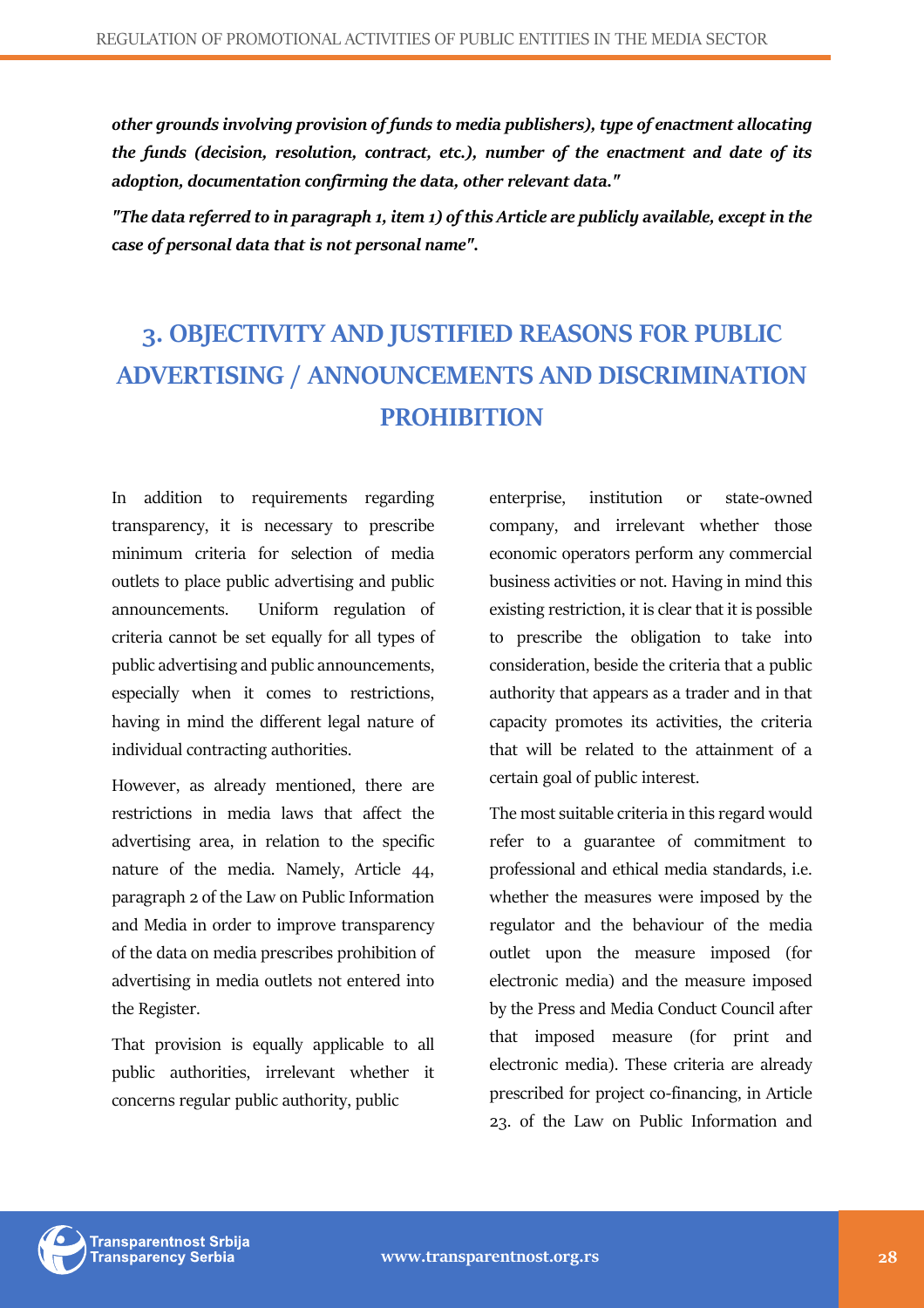***other grounds involving provision of funds to media publishers), type of enactment allocating the funds (decision, resolution, contract, etc.), number of the enactment and date of its adoption, documentation confirming the data, other relevant data."***

***"The data referred to in paragraph 1, item 1) of this Article are publicly available, except in the case of personal data that is not personal name".***

## 3. OBJECTIVITY AND JUSTIFIED REASONS FOR PUBLIC ADVERTISING / ANNOUNCEMENTS AND DISCRIMINATION PROHIBITION

In addition to requirements regarding transparency, it is necessary to prescribe minimum criteria for selection of media outlets to place public advertising and public announcements. Uniform regulation of criteria cannot be set equally for all types of public advertising and public announcements, especially when it comes to restrictions, having in mind the different legal nature of individual contracting authorities.

However, as already mentioned, there are restrictions in media laws that affect the advertising area, in relation to the specific nature of the media. Namely, Article 44, paragraph 2 of the Law on Public Information and Media in order to improve transparency of the data on media prescribes prohibition of advertising in media outlets not entered into the Register.

That provision is equally applicable to all public authorities, irrelevant whether it concerns regular public authority, public enterprise, institution or state-owned company, and irrelevant whether those economic operators perform any commercial business activities or not. Having in mind this existing restriction, it is clear that it is possible to prescribe the obligation to take into consideration, beside the criteria that a public authority that appears as a trader and in that capacity promotes its activities, the criteria that will be related to the attainment of a certain goal of public interest.

The most suitable criteria in this regard would refer to a guarantee of commitment to professional and ethical media standards, i.e. whether the measures were imposed by the regulator and the behaviour of the media outlet upon the measure imposed (for electronic media) and the measure imposed by the Press and Media Conduct Council after that imposed measure (for print and electronic media). These criteria are already prescribed for project co-financing, in Article 23. of the Law on Public Information and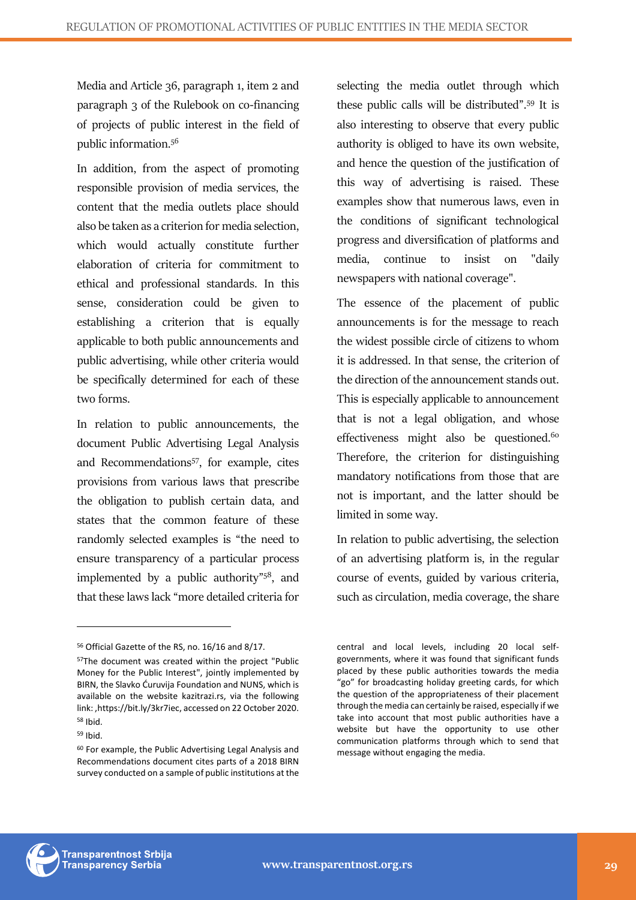Media and Article 36, paragraph 1, item 2 and paragraph 3 of the Rulebook on co-financing of projects of public interest in the field of public information.[56]

In addition, from the aspect of promoting responsible provision of media services, the content that the media outlets place should also be taken as a criterion for media selection, which would actually constitute further elaboration of criteria for commitment to ethical and professional standards. In this sense, consideration could be given to establishing a criterion that is equally applicable to both public announcements and public advertising, while other criteria would be specifically determined for each of these two forms.

In relation to public announcements, the document Public Advertising Legal Analysis and Recommendations[57], for example, cites provisions from various laws that prescribe the obligation to publish certain data, and states that the common feature of these randomly selected examples is "the need to ensure transparency of a particular process implemented by a public authority"[58], and that these laws lack "more detailed criteria for selecting the media outlet through which these public calls will be distributed".[59] It is also interesting to observe that every public authority is obliged to have its own website, and hence the question of the justification of this way of advertising is raised. These examples show that numerous laws, even in the conditions of significant technological progress and diversification of platforms and media, continue to insist on "daily newspapers with national coverage".

The essence of the placement of public announcements is for the message to reach the widest possible circle of citizens to whom it is addressed. In that sense, the criterion of the direction of the announcement stands out. This is especially applicable to announcement that is not a legal obligation, and whose effectiveness might also be questioned.[60] Therefore, the criterion for distinguishing mandatory notifications from those that are not is important, and the latter should be limited in some way.

In relation to public advertising, the selection of an advertising platform is, in the regular course of events, guided by various criteria, such as circulation, media coverage, the share

---

[56] Official Gazette of the RS, no. 16/16 and 8/17.

[57] The document was created within the project "Public Money for the Public Interest", jointly implemented by BIRN, the Slavko Ćuruvija Foundation and NUNS, which is available on the website kazitrazi.rs, via the following link: ,https://bit.ly/3kr7iec, accessed on 22 October 2020.

[58] Ibid.

[59] Ibid.

[60] For example, the Public Advertising Legal Analysis and Recommendations document cites parts of a 2018 BIRN survey conducted on a sample of public institutions at the central and local levels, including 20 local self-governments, where it was found that significant funds placed by these public authorities towards the media "go" for broadcasting holiday greeting cards, for which the question of the appropriateness of their placement through the media can certainly be raised, especially if we take into account that most public authorities have a website but have the opportunity to use other communication platforms through which to send that message without engaging the media.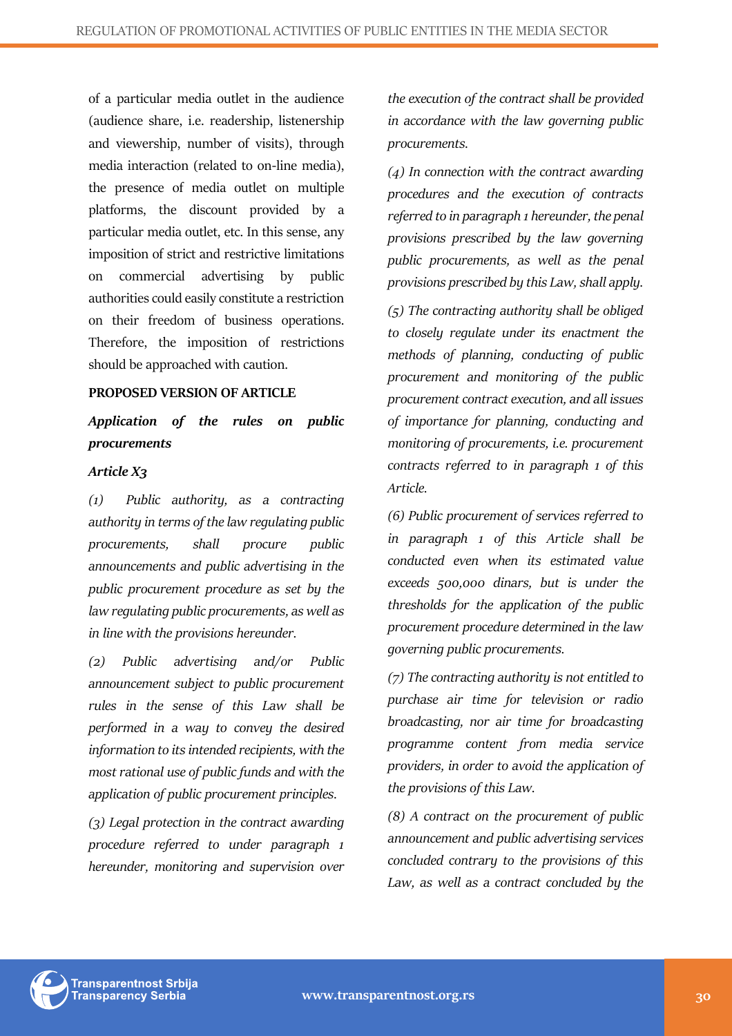of a particular media outlet in the audience (audience share, i.e. readership, listenership and viewership, number of visits), through media interaction (related to on-line media), the presence of media outlet on multiple platforms, the discount provided by a particular media outlet, etc. In this sense, any imposition of strict and restrictive limitations on commercial advertising by public authorities could easily constitute a restriction on their freedom of business operations. Therefore, the imposition of restrictions should be approached with caution.

**PROPOSED VERSION OF ARTICLE**

***Application of the rules on public procurements***

***Article X3***

*(1) Public authority, as a contracting authority in terms of the law regulating public procurements, shall procure public announcements and public advertising in the public procurement procedure as set by the law regulating public procurements, as well as in line with the provisions hereunder.*

*(2) Public advertising and/or Public announcement subject to public procurement rules in the sense of this Law shall be performed in a way to convey the desired information to its intended recipients, with the most rational use of public funds and with the application of public procurement principles.*

*(3) Legal protection in the contract awarding procedure referred to under paragraph 1 hereunder, monitoring and supervision over the execution of the contract shall be provided in accordance with the law governing public procurements.*

*(4) In connection with the contract awarding procedures and the execution of contracts referred to in paragraph 1 hereunder, the penal provisions prescribed by the law governing public procurements, as well as the penal provisions prescribed by this Law, shall apply.*

*(5) The contracting authority shall be obliged to closely regulate under its enactment the methods of planning, conducting of public procurement and monitoring of the public procurement contract execution, and all issues of importance for planning, conducting and monitoring of procurements, i.e. procurement contracts referred to in paragraph 1 of this Article.*

*(6) Public procurement of services referred to in paragraph 1 of this Article shall be conducted even when its estimated value exceeds 500,000 dinars, but is under the thresholds for the application of the public procurement procedure determined in the law governing public procurements.*

*(7) The contracting authority is not entitled to purchase air time for television or radio broadcasting, nor air time for broadcasting programme content from media service providers, in order to avoid the application of the provisions of this Law.*

*(8) A contract on the procurement of public announcement and public advertising services concluded contrary to the provisions of this Law, as well as a contract concluded by the*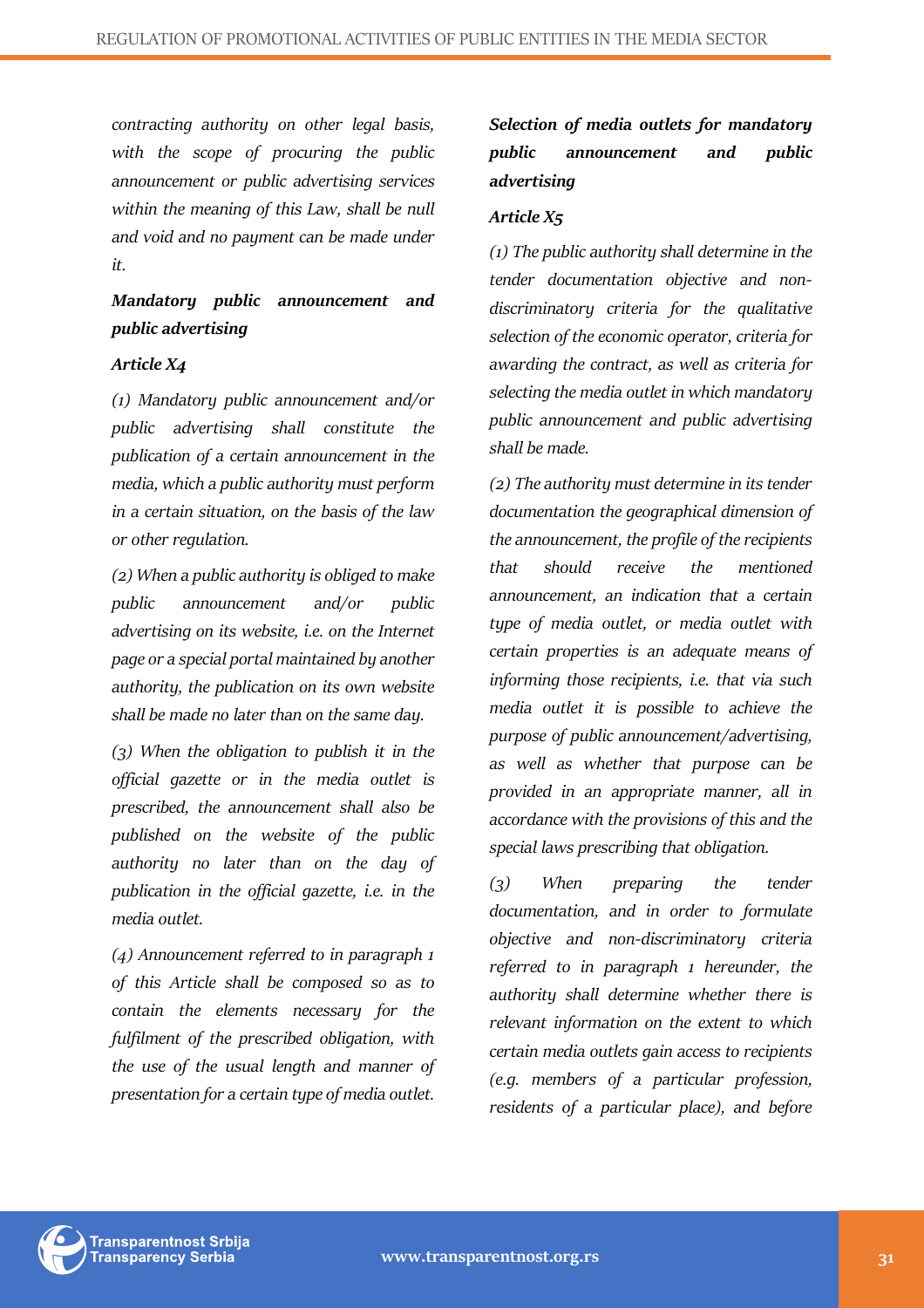*contracting authority on other legal basis, with the scope of procuring the public announcement or public advertising services within the meaning of this Law, shall be null and void and no payment can be made under it.*

***Mandatory public announcement and public advertising***

***Article X4***

*(1) Mandatory public announcement and/or public advertising shall constitute the publication of a certain announcement in the media, which a public authority must perform in a certain situation, on the basis of the law or other regulation.*

*(2) When a public authority is obliged to make public announcement and/or public advertising on its website, i.e. on the Internet page or a special portal maintained by another authority, the publication on its own website shall be made no later than on the same day.*

*(3) When the obligation to publish it in the official gazette or in the media outlet is prescribed, the announcement shall also be published on the website of the public authority no later than on the day of publication in the official gazette, i.e. in the media outlet.*

*(4) Announcement referred to in paragraph 1 of this Article shall be composed so as to contain the elements necessary for the fulfilment of the prescribed obligation, with the use of the usual length and manner of presentation for a certain type of media outlet.*

***Selection of media outlets for mandatory public announcement and public advertising***

***Article X5***

*(1) The public authority shall determine in the tender documentation objective and non-discriminatory criteria for the qualitative selection of the economic operator, criteria for awarding the contract, as well as criteria for selecting the media outlet in which mandatory public announcement and public advertising shall be made.*

*(2) The authority must determine in its tender documentation the geographical dimension of the announcement, the profile of the recipients that should receive the mentioned announcement, an indication that a certain type of media outlet, or media outlet with certain properties is an adequate means of informing those recipients, i.e. that via such media outlet it is possible to achieve the purpose of public announcement/advertising, as well as whether that purpose can be provided in an appropriate manner, all in accordance with the provisions of this and the special laws prescribing that obligation.*

*(3) When preparing the tender documentation, and in order to formulate objective and non-discriminatory criteria referred to in paragraph 1 hereunder, the authority shall determine whether there is relevant information on the extent to which certain media outlets gain access to recipients (e.g. members of a particular profession, residents of a particular place), and before*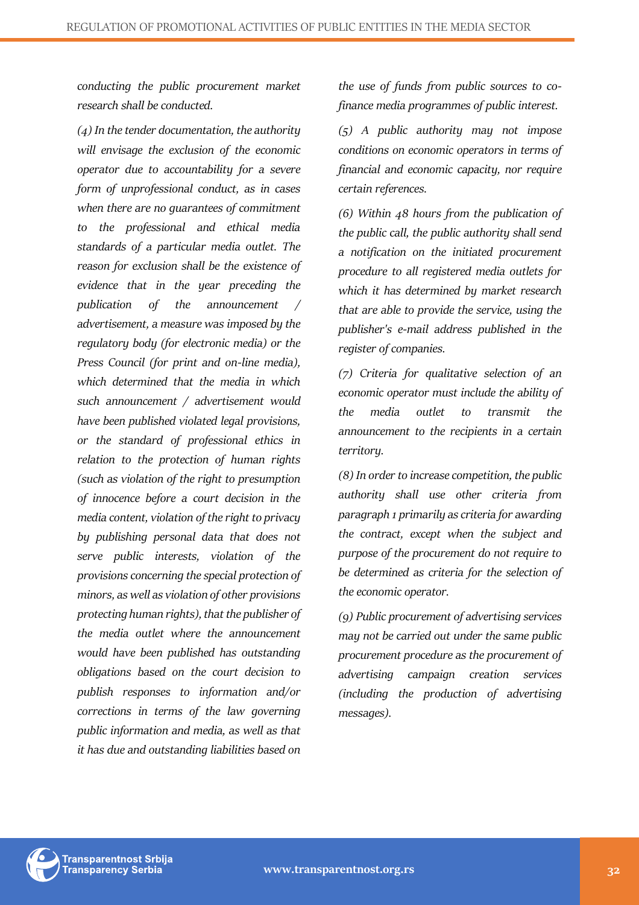*conducting the public procurement market research shall be conducted.*

*(4) In the tender documentation, the authority will envisage the exclusion of the economic operator due to accountability for a severe form of unprofessional conduct, as in cases when there are no guarantees of commitment to the professional and ethical media standards of a particular media outlet. The reason for exclusion shall be the existence of evidence that in the year preceding the publication of the announcement / advertisement, a measure was imposed by the regulatory body (for electronic media) or the Press Council (for print and on-line media), which determined that the media in which such announcement / advertisement would have been published violated legal provisions, or the standard of professional ethics in relation to the protection of human rights (such as violation of the right to presumption of innocence before a court decision in the media content, violation of the right to privacy by publishing personal data that does not serve public interests, violation of the provisions concerning the special protection of minors, as well as violation of other provisions protecting human rights), that the publisher of the media outlet where the announcement would have been published has outstanding obligations based on the court decision to publish responses to information and/or corrections in terms of the law governing public information and media, as well as that it has due and outstanding liabilities based on the use of funds from public sources to co-finance media programmes of public interest.*

*(5) A public authority may not impose conditions on economic operators in terms of financial and economic capacity, nor require certain references.*

*(6) Within 48 hours from the publication of the public call, the public authority shall send a notification on the initiated procurement procedure to all registered media outlets for which it has determined by market research that are able to provide the service, using the publisher's e-mail address published in the register of companies.*

*(7) Criteria for qualitative selection of an economic operator must include the ability of the media outlet to transmit the announcement to the recipients in a certain territory.*

*(8) In order to increase competition, the public authority shall use other criteria from paragraph 1 primarily as criteria for awarding the contract, except when the subject and purpose of the procurement do not require to be determined as criteria for the selection of the economic operator.*

*(9) Public procurement of advertising services may not be carried out under the same public procurement procedure as the procurement of advertising campaign creation services (including the production of advertising messages).*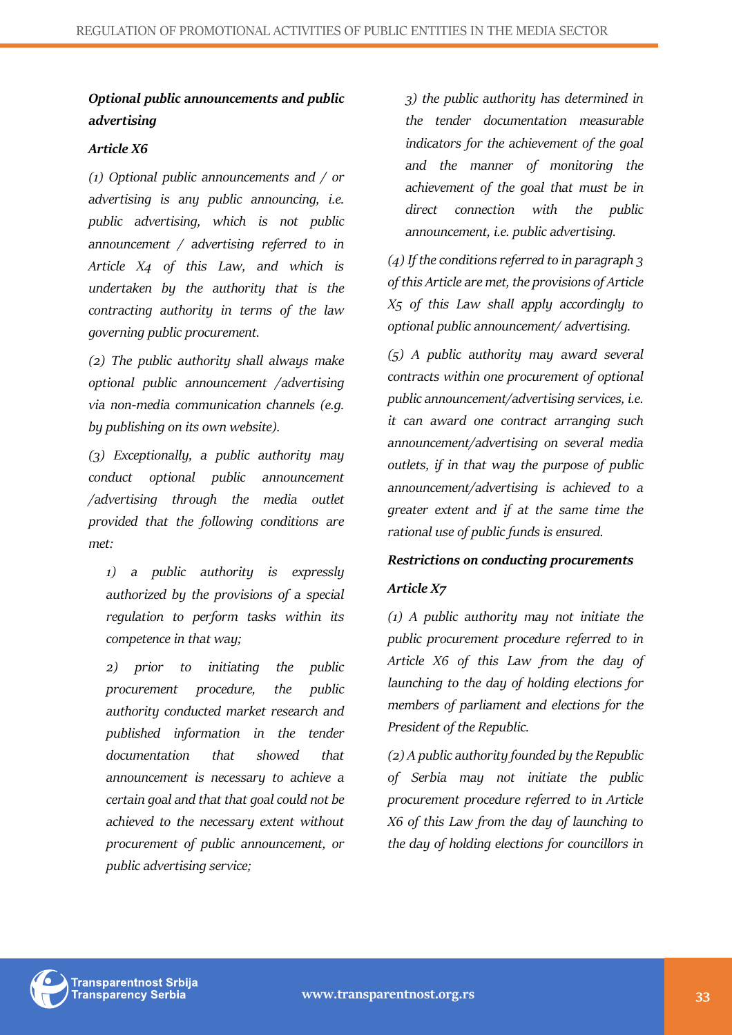***Optional public announcements and public advertising***

***Article X6***

*(1) Optional public announcements and / or advertising is any public announcing, i.e. public advertising, which is not public announcement / advertising referred to in Article X4 of this Law, and which is undertaken by the authority that is the contracting authority in terms of the law governing public procurement.*

*(2) The public authority shall always make optional public announcement /advertising via non-media communication channels (e.g. by publishing on its own website).*

*(3) Exceptionally, a public authority may conduct optional public announcement /advertising through the media outlet provided that the following conditions are met:*

*1) a public authority is expressly authorized by the provisions of a special regulation to perform tasks within its competence in that way;*

*2) prior to initiating the public procurement procedure, the public authority conducted market research and published information in the tender documentation that showed that announcement is necessary to achieve a certain goal and that that goal could not be achieved to the necessary extent without procurement of public announcement, or public advertising service;*

*3) the public authority has determined in the tender documentation measurable indicators for the achievement of the goal and the manner of monitoring the achievement of the goal that must be in direct connection with the public announcement, i.e. public advertising.*

*(4) If the conditions referred to in paragraph 3 of this Article are met, the provisions of Article X5 of this Law shall apply accordingly to optional public announcement/ advertising.*

*(5) A public authority may award several contracts within one procurement of optional public announcement/advertising services, i.e. it can award one contract arranging such announcement/advertising on several media outlets, if in that way the purpose of public announcement/advertising is achieved to a greater extent and if at the same time the rational use of public funds is ensured.*

***Restrictions on conducting procurements***

***Article X7***

*(1) A public authority may not initiate the public procurement procedure referred to in Article X6 of this Law from the day of launching to the day of holding elections for members of parliament and elections for the President of the Republic.*

*(2) A public authority founded by the Republic of Serbia may not initiate the public procurement procedure referred to in Article X6 of this Law from the day of launching to the day of holding elections for councillors in*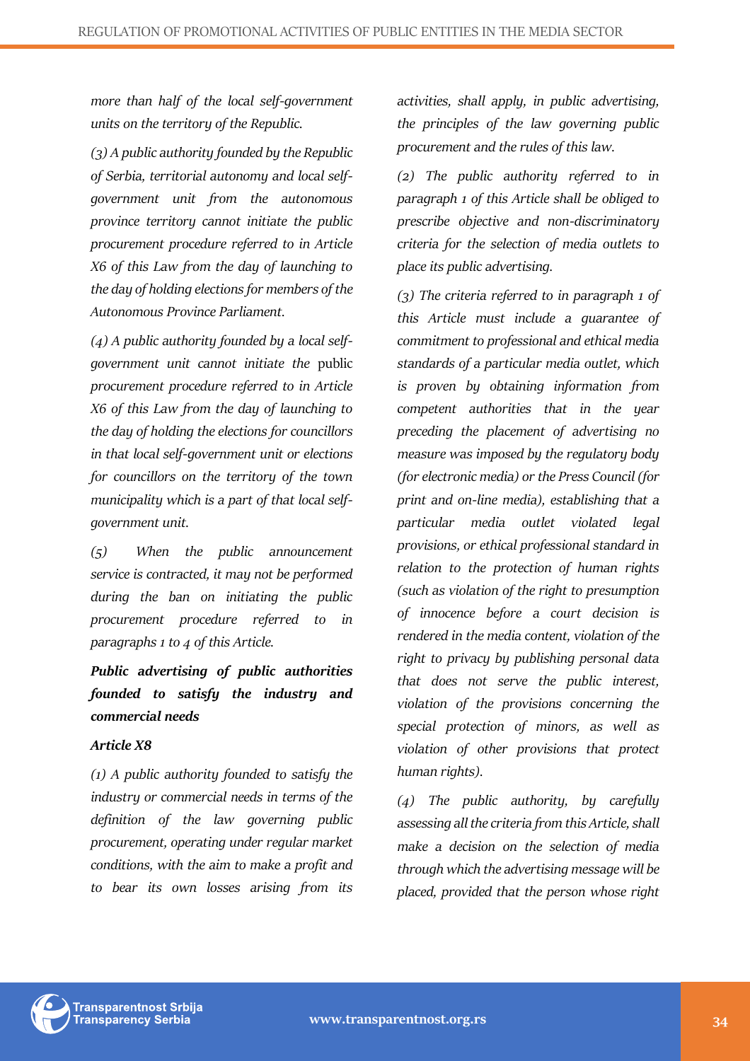*more than half of the local self-government units on the territory of the Republic.*

*(3) A public authority founded by the Republic of Serbia, territorial autonomy and local self-government unit from the autonomous province territory cannot initiate the public procurement procedure referred to in Article X6 of this Law from the day of launching to the day of holding elections for members of the Autonomous Province Parliament.*

*(4) A public authority founded by a local self-government unit cannot initiate the* public *procurement procedure referred to in Article X6 of this Law from the day of launching to the day of holding the elections for councillors in that local self-government unit or elections for councillors on the territory of the town municipality which is a part of that local self-government unit.*

*(5) When the public announcement service is contracted, it may not be performed during the ban on initiating the public procurement procedure referred to in paragraphs 1 to 4 of this Article.*

***Public advertising of public authorities founded to satisfy the industry and commercial needs***

***Article X8***

*(1) A public authority founded to satisfy the industry or commercial needs in terms of the definition of the law governing public procurement, operating under regular market conditions, with the aim to make a profit and to bear its own losses arising from its activities, shall apply, in public advertising, the principles of the law governing public procurement and the rules of this law.*

*(2) The public authority referred to in paragraph 1 of this Article shall be obliged to prescribe objective and non-discriminatory criteria for the selection of media outlets to place its public advertising.*

*(3) The criteria referred to in paragraph 1 of this Article must include a guarantee of commitment to professional and ethical media standards of a particular media outlet, which is proven by obtaining information from competent authorities that in the year preceding the placement of advertising no measure was imposed by the regulatory body (for electronic media) or the Press Council (for print and on-line media), establishing that a particular media outlet violated legal provisions, or ethical professional standard in relation to the protection of human rights (such as violation of the right to presumption of innocence before a court decision is rendered in the media content, violation of the right to privacy by publishing personal data that does not serve the public interest, violation of the provisions concerning the special protection of minors, as well as violation of other provisions that protect human rights).*

*(4) The public authority, by carefully assessing all the criteria from this Article, shall make a decision on the selection of media through which the advertising message will be placed, provided that the person whose right*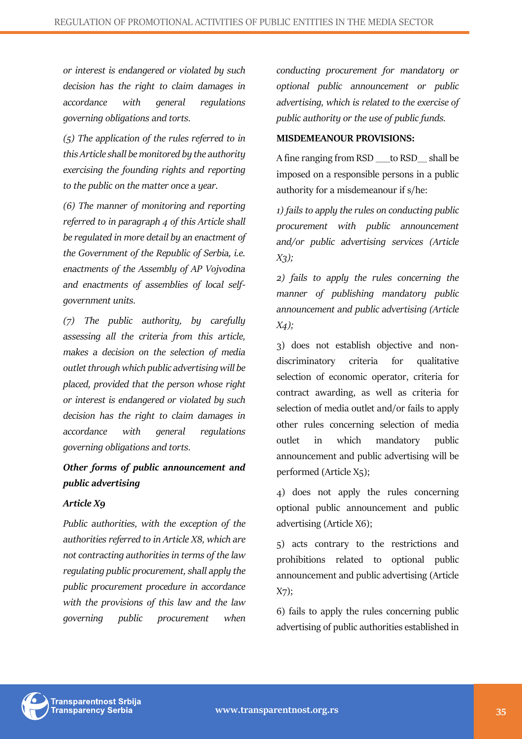*or interest is endangered or violated by such decision has the right to claim damages in accordance with general regulations governing obligations and torts.*

*(5) The application of the rules referred to in this Article shall be monitored by the authority exercising the founding rights and reporting to the public on the matter once a year.*

*(6) The manner of monitoring and reporting referred to in paragraph 4 of this Article shall be regulated in more detail by an enactment of the Government of the Republic of Serbia, i.e. enactments of the Assembly of AP Vojvodina and enactments of assemblies of local self-government units.*

*(7) The public authority, by carefully assessing all the criteria from this article, makes a decision on the selection of media outlet through which public advertising will be placed, provided that the person whose right or interest is endangered or violated by such decision has the right to claim damages in accordance with general regulations governing obligations and torts.*

***Other forms of public announcement and public advertising***

***Article X9***

*Public authorities, with the exception of the authorities referred to in Article X8, which are not contracting authorities in terms of the law regulating public procurement, shall apply the public procurement procedure in accordance with the provisions of this law and the law governing public procurement when conducting procurement for mandatory or optional public announcement or public advertising, which is related to the exercise of public authority or the use of public funds.*

**MISDEMEANOUR PROVISIONS:**

A fine ranging from RSD ___to RSD__ shall be imposed on a responsible persons in a public authority for a misdemeanour if s/he:

*1) fails to apply the rules on conducting public procurement with public announcement and/or public advertising services (Article X3);*

*2) fails to apply the rules concerning the manner of publishing mandatory public announcement and public advertising (Article X4);*

3) does not establish objective and non-discriminatory criteria for qualitative selection of economic operator, criteria for contract awarding, as well as criteria for selection of media outlet and/or fails to apply other rules concerning selection of media outlet in which mandatory public announcement and public advertising will be performed (Article X5);

4) does not apply the rules concerning optional public announcement and public advertising (Article X6);

5) acts contrary to the restrictions and prohibitions related to optional public announcement and public advertising (Article X7);

6) fails to apply the rules concerning public advertising of public authorities established in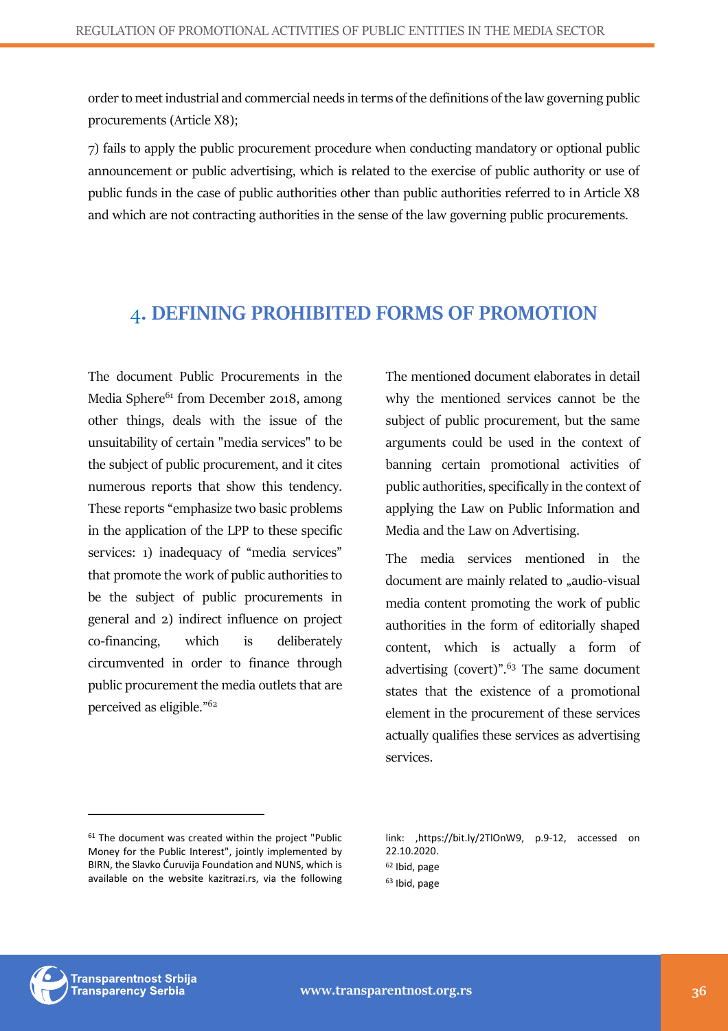order to meet industrial and commercial needs in terms of the definitions of the law governing public procurements (Article X8);

7) fails to apply the public procurement procedure when conducting mandatory or optional public announcement or public advertising, which is related to the exercise of public authority or use of public funds in the case of public authorities other than public authorities referred to in Article X8 and which are not contracting authorities in the sense of the law governing public procurements.

## 4. DEFINING PROHIBITED FORMS OF PROMOTION

The document Public Procurements in the Media Sphere[61] from December 2018, among other things, deals with the issue of the unsuitability of certain "media services" to be the subject of public procurement, and it cites numerous reports that show this tendency. These reports "emphasize two basic problems in the application of the LPP to these specific services: 1) inadequacy of "media services" that promote the work of public authorities to be the subject of public procurements in general and 2) indirect influence on project co-financing, which is deliberately circumvented in order to finance through public procurement the media outlets that are perceived as eligible."[62]

The mentioned document elaborates in detail why the mentioned services cannot be the subject of public procurement, but the same arguments could be used in the context of banning certain promotional activities of public authorities, specifically in the context of applying the Law on Public Information and Media and the Law on Advertising.

The media services mentioned in the document are mainly related to „audio-visual media content promoting the work of public authorities in the form of editorially shaped content, which is actually a form of advertising (covert)".[63] The same document states that the existence of a promotional element in the procurement of these services actually qualifies these services as advertising services.

[61] The document was created within the project "Public Money for the Public Interest", jointly implemented by BIRN, the Slavko Ćuruvija Foundation and NUNS, which is available on the website kazitrazi.rs, via the following link: ,https://bit.ly/2TlOnW9, p.9-12, accessed on 22.10.2020.

[62] Ibid, page

[63] Ibid, page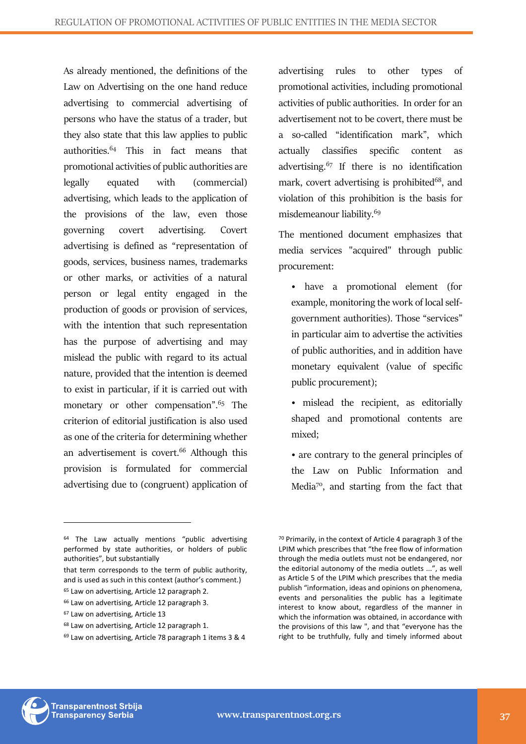As already mentioned, the definitions of the Law on Advertising on the one hand reduce advertising to commercial advertising of persons who have the status of a trader, but they also state that this law applies to public authorities.[64] This in fact means that promotional activities of public authorities are legally equated with (commercial) advertising, which leads to the application of the provisions of the law, even those governing covert advertising. Covert advertising is defined as "representation of goods, services, business names, trademarks or other marks, or activities of a natural person or legal entity engaged in the production of goods or provision of services, with the intention that such representation has the purpose of advertising and may mislead the public with regard to its actual nature, provided that the intention is deemed to exist in particular, if it is carried out with monetary or other compensation".[65] The criterion of editorial justification is also used as one of the criteria for determining whether an advertisement is covert.[66] Although this provision is formulated for commercial advertising due to (congruent) application of advertising rules to other types of promotional activities, including promotional activities of public authorities. In order for an advertisement not to be covert, there must be a so-called "identification mark", which actually classifies specific content as advertising.[67] If there is no identification mark, covert advertising is prohibited[68], and violation of this prohibition is the basis for misdemeanour liability.[69]

The mentioned document emphasizes that media services "acquired" through public procurement:

- have a promotional element (for example, monitoring the work of local self-government authorities). Those "services" in particular aim to advertise the activities of public authorities, and in addition have monetary equivalent (value of specific public procurement);
- mislead the recipient, as editorially shaped and promotional contents are mixed;
- are contrary to the general principles of the Law on Public Information and Media[70], and starting from the fact that

---

[64] The Law actually mentions "public advertising performed by state authorities, or holders of public authorities", but substantially that term corresponds to the term of public authority, and is used as such in this context (author's comment.)

[65] Law on advertising, Article 12 paragraph 2.

[66] Law on advertising, Article 12 paragraph 3.

[67] Law on advertising, Article 13

[68] Law on advertising, Article 12 paragraph 1.

[69] Law on advertising, Article 78 paragraph 1 items 3 & 4

[70] Primarily, in the context of Article 4 paragraph 3 of the LPIM which prescribes that "the free flow of information through the media outlets must not be endangered, nor the editorial autonomy of the media outlets ...", as well as Article 5 of the LPIM which prescribes that the media publish "information, ideas and opinions on phenomena, events and personalities the public has a legitimate interest to know about, regardless of the manner in which the information was obtained, in accordance with the provisions of this law ", and that "everyone has the right to be truthfully, fully and timely informed about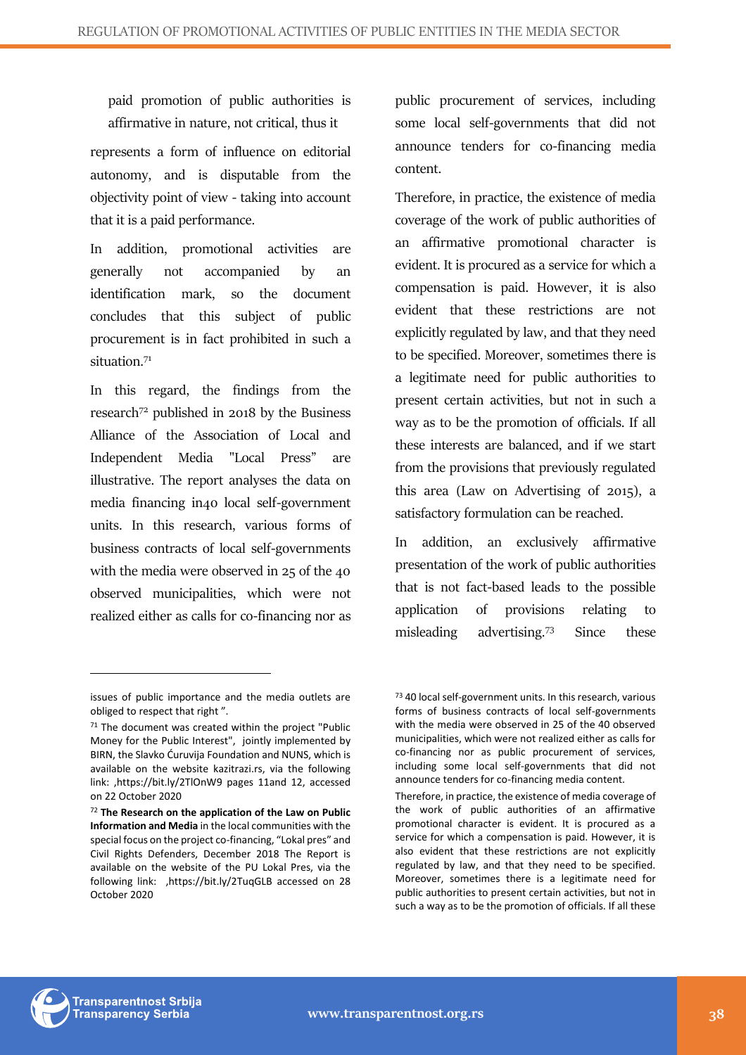paid promotion of public authorities is affirmative in nature, not critical, thus it represents a form of influence on editorial autonomy, and is disputable from the objectivity point of view - taking into account that it is a paid performance.

In addition, promotional activities are generally not accompanied by an identification mark, so the document concludes that this subject of public procurement is in fact prohibited in such a situation.[71]

In this regard, the findings from the research[72] published in 2018 by the Business Alliance of the Association of Local and Independent Media "Local Press" are illustrative. The report analyses the data on media financing in40 local self-government units. In this research, various forms of business contracts of local self-governments with the media were observed in 25 of the 40 observed municipalities, which were not realized either as calls for co-financing nor as public procurement of services, including some local self-governments that did not announce tenders for co-financing media content.

Therefore, in practice, the existence of media coverage of the work of public authorities of an affirmative promotional character is evident. It is procured as a service for which a compensation is paid. However, it is also evident that these restrictions are not explicitly regulated by law, and that they need to be specified. Moreover, sometimes there is a legitimate need for public authorities to present certain activities, but not in such a way as to be the promotion of officials. If all these interests are balanced, and if we start from the provisions that previously regulated this area (Law on Advertising of 2015), a satisfactory formulation can be reached.

In addition, an exclusively affirmative presentation of the work of public authorities that is not fact-based leads to the possible application of provisions relating to misleading advertising.[73] Since these

---

issues of public importance and the media outlets are obliged to respect that right ".

[71] The document was created within the project "Public Money for the Public Interest", jointly implemented by BIRN, the Slavko Ćuruvija Foundation and NUNS, which is available on the website kazitrazi.rs, via the following link: ,https://bit.ly/2TlOnW9 pages 11and 12, accessed on 22 October 2020

[72] **The Research on the application of the Law on Public Information and Media** in the local communities with the special focus on the project co-financing, "Lokal pres" and Civil Rights Defenders, December 2018 The Report is available on the website of the PU Lokal Pres, via the following link: ,https://bit.ly/2TuqGLB accessed on 28 October 2020

[73] 40 local self-government units. In this research, various forms of business contracts of local self-governments with the media were observed in 25 of the 40 observed municipalities, which were not realized either as calls for co-financing nor as public procurement of services, including some local self-governments that did not announce tenders for co-financing media content.

Therefore, in practice, the existence of media coverage of the work of public authorities of an affirmative promotional character is evident. It is procured as a service for which a compensation is paid. However, it is also evident that these restrictions are not explicitly regulated by law, and that they need to be specified. Moreover, sometimes there is a legitimate need for public authorities to present certain activities, but not in such a way as to be the promotion of officials. If all these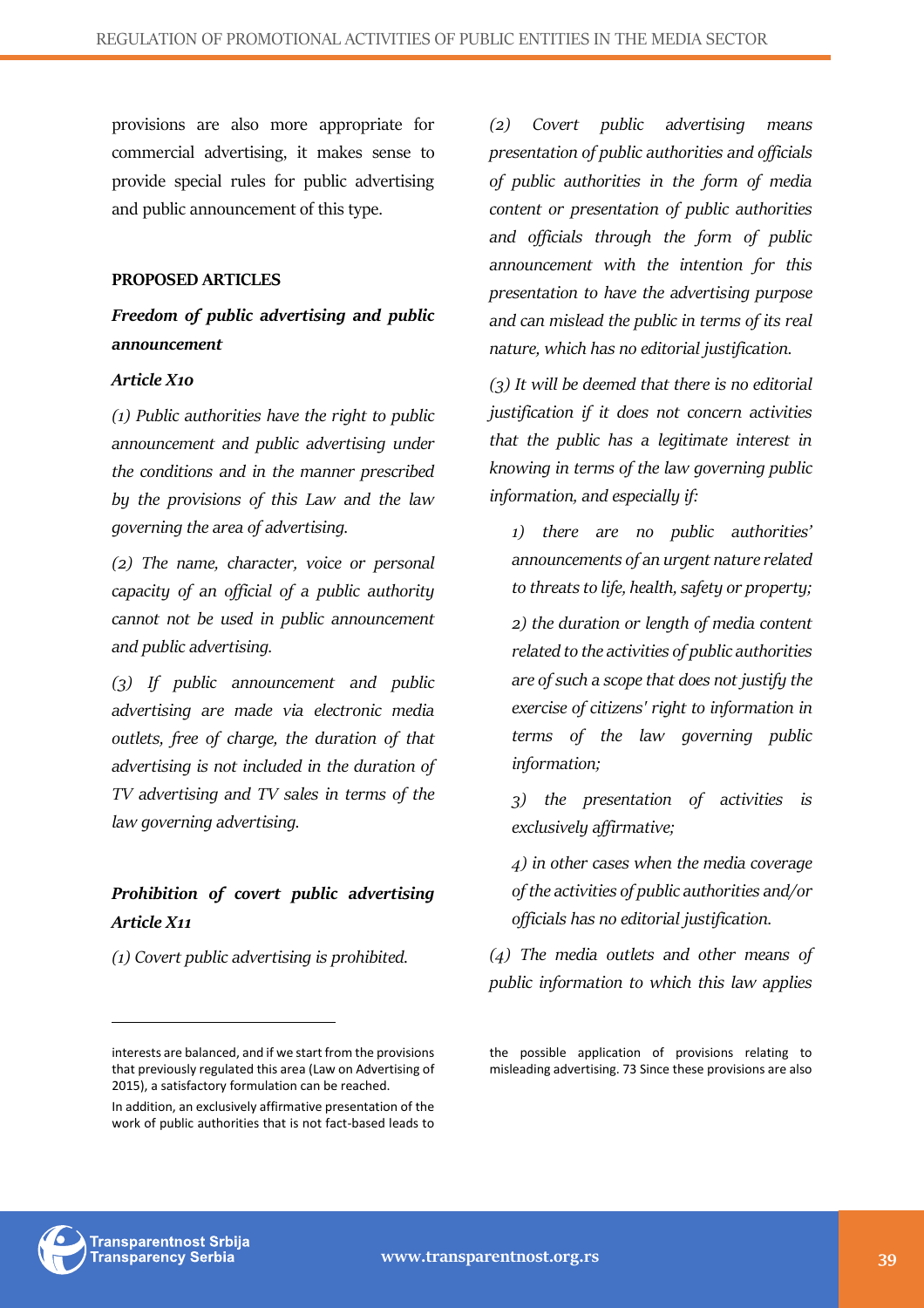provisions are also more appropriate for commercial advertising, it makes sense to provide special rules for public advertising and public announcement of this type.

**PROPOSED ARTICLES**

***Freedom of public advertising and public announcement***

***Article X10***

*(1) Public authorities have the right to public announcement and public advertising under the conditions and in the manner prescribed by the provisions of this Law and the law governing the area of advertising.*

*(2) The name, character, voice or personal capacity of an official of a public authority cannot not be used in public announcement and public advertising.*

*(3) If public announcement and public advertising are made via electronic media outlets, free of charge, the duration of that advertising is not included in the duration of TV advertising and TV sales in terms of the law governing advertising.*

***Prohibition of covert public advertising Article X11***

*(1) Covert public advertising is prohibited.*

*(2) Covert public advertising means presentation of public authorities and officials of public authorities in the form of media content or presentation of public authorities and officials through the form of public announcement with the intention for this presentation to have the advertising purpose and can mislead the public in terms of its real nature, which has no editorial justification.*

*(3) It will be deemed that there is no editorial justification if it does not concern activities that the public has a legitimate interest in knowing in terms of the law governing public information, and especially if:*

*1) there are no public authorities' announcements of an urgent nature related to threats to life, health, safety or property;*

*2) the duration or length of media content related to the activities of public authorities are of such a scope that does not justify the exercise of citizens' right to information in terms of the law governing public information;*

*3) the presentation of activities is exclusively affirmative;*

*4) in other cases when the media coverage of the activities of public authorities and/or officials has no editorial justification.*

*(4) The media outlets and other means of public information to which this law applies*

---

interests are balanced, and if we start from the provisions that previously regulated this area (Law on Advertising of 2015), a satisfactory formulation can be reached.

In addition, an exclusively affirmative presentation of the work of public authorities that is not fact-based leads to the possible application of provisions relating to misleading advertising. 73 Since these provisions are also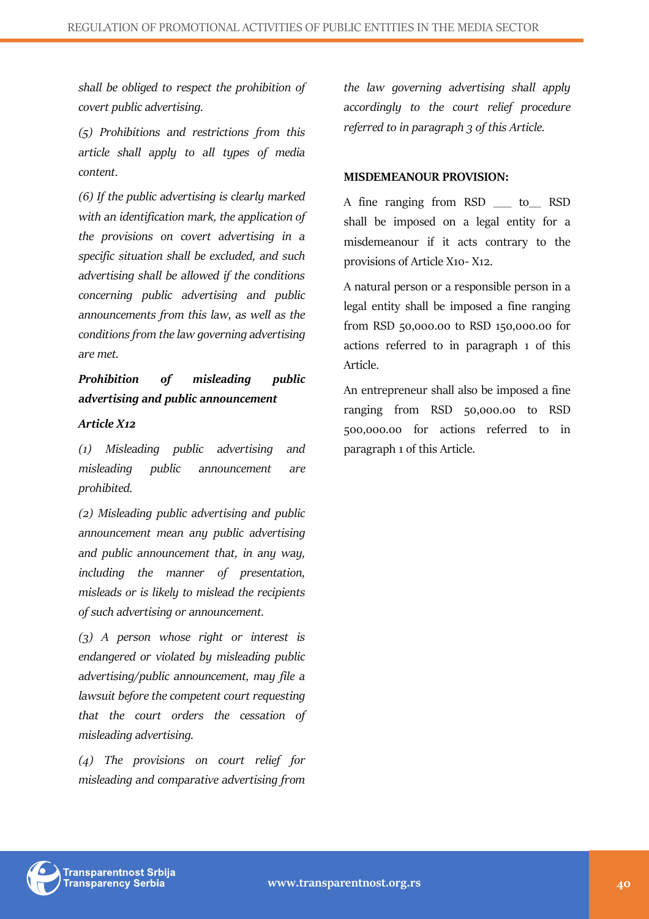*shall be obliged to respect the prohibition of covert public advertising.*

*(5) Prohibitions and restrictions from this article shall apply to all types of media content.*

*(6) If the public advertising is clearly marked with an identification mark, the application of the provisions on covert advertising in a specific situation shall be excluded, and such advertising shall be allowed if the conditions concerning public advertising and public announcements from this law, as well as the conditions from the law governing advertising are met.*

***Prohibition of misleading public advertising and public announcement***

***Article X12***

*(1) Misleading public advertising and misleading public announcement are prohibited.*

*(2) Misleading public advertising and public announcement mean any public advertising and public announcement that, in any way, including the manner of presentation, misleads or is likely to mislead the recipients of such advertising or announcement.*

*(3) A person whose right or interest is endangered or violated by misleading public advertising/public announcement, may file a lawsuit before the competent court requesting that the court orders the cessation of misleading advertising.*

*(4) The provisions on court relief for misleading and comparative advertising from the law governing advertising shall apply accordingly to the court relief procedure referred to in paragraph 3 of this Article.*

**MISDEMEANOUR PROVISION:**

A fine ranging from RSD ___ to__ RSD shall be imposed on a legal entity for a misdemeanour if it acts contrary to the provisions of Article X10- X12.

A natural person or a responsible person in a legal entity shall be imposed a fine ranging from RSD 50,000.00 to RSD 150,000.00 for actions referred to in paragraph 1 of this Article.

An entrepreneur shall also be imposed a fine ranging from RSD 50,000.00 to RSD 500,000.00 for actions referred to in paragraph 1 of this Article.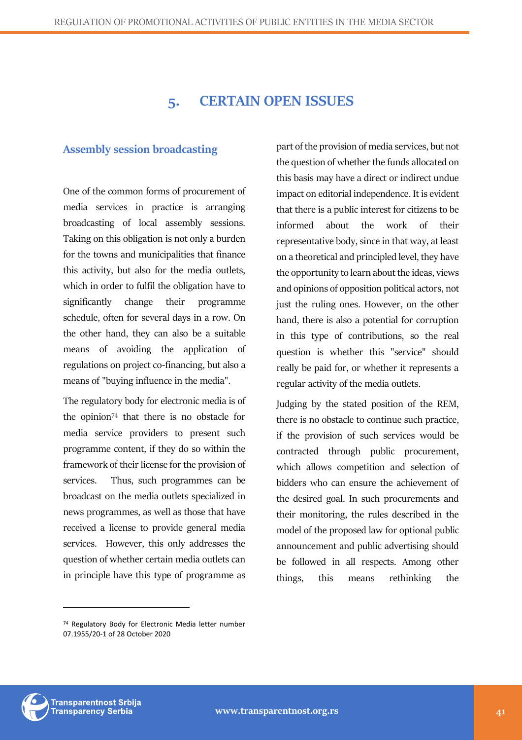# 5. CERTAIN OPEN ISSUES

## Assembly session broadcasting

One of the common forms of procurement of media services in practice is arranging broadcasting of local assembly sessions. Taking on this obligation is not only a burden for the towns and municipalities that finance this activity, but also for the media outlets, which in order to fulfil the obligation have to significantly change their programme schedule, often for several days in a row. On the other hand, they can also be a suitable means of avoiding the application of regulations on project co-financing, but also a means of "buying influence in the media".

The regulatory body for electronic media is of the opinion[74] that there is no obstacle for media service providers to present such programme content, if they do so within the framework of their license for the provision of services. Thus, such programmes can be broadcast on the media outlets specialized in news programmes, as well as those that have received a license to provide general media services. However, this only addresses the question of whether certain media outlets can in principle have this type of programme as part of the provision of media services, but not the question of whether the funds allocated on this basis may have a direct or indirect undue impact on editorial independence. It is evident that there is a public interest for citizens to be informed about the work of their representative body, since in that way, at least on a theoretical and principled level, they have the opportunity to learn about the ideas, views and opinions of opposition political actors, not just the ruling ones. However, on the other hand, there is also a potential for corruption in this type of contributions, so the real question is whether this "service" should really be paid for, or whether it represents a regular activity of the media outlets.

Judging by the stated position of the REM, there is no obstacle to continue such practice, if the provision of such services would be contracted through public procurement, which allows competition and selection of bidders who can ensure the achievement of the desired goal. In such procurements and their monitoring, the rules described in the model of the proposed law for optional public announcement and public advertising should be followed in all respects. Among other things, this means rethinking the

---

[74] Regulatory Body for Electronic Media letter number 07.1955/20-1 of 28 October 2020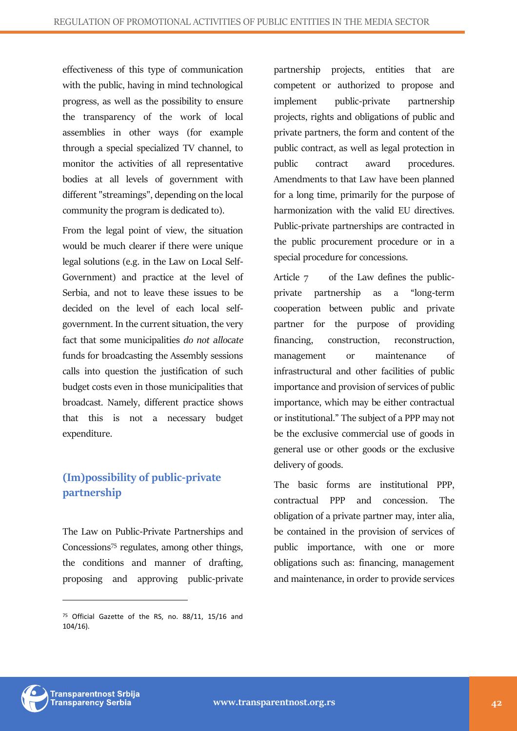effectiveness of this type of communication with the public, having in mind technological progress, as well as the possibility to ensure the transparency of the work of local assemblies in other ways (for example through a special specialized TV channel, to monitor the activities of all representative bodies at all levels of government with different "streamings", depending on the local community the program is dedicated to).

From the legal point of view, the situation would be much clearer if there were unique legal solutions (e.g. in the Law on Local Self-Government) and practice at the level of Serbia, and not to leave these issues to be decided on the level of each local self-government. In the current situation, the very fact that some municipalities *do not allocate* funds for broadcasting the Assembly sessions calls into question the justification of such budget costs even in those municipalities that broadcast. Namely, different practice shows that this is not a necessary budget expenditure.

## (Im)possibility of public-private partnership

The Law on Public-Private Partnerships and Concessions[75] regulates, among other things, the conditions and manner of drafting, proposing and approving public-private partnership projects, entities that are competent or authorized to propose and implement public-private partnership projects, rights and obligations of public and private partners, the form and content of the public contract, as well as legal protection in public contract award procedures. Amendments to that Law have been planned for a long time, primarily for the purpose of harmonization with the valid EU directives. Public-private partnerships are contracted in the public procurement procedure or in a special procedure for concessions.

Article 7 of the Law defines the public-private partnership as a "long-term cooperation between public and private partner for the purpose of providing financing, construction, reconstruction, management or maintenance of infrastructural and other facilities of public importance and provision of services of public importance, which may be either contractual or institutional." The subject of a PPP may not be the exclusive commercial use of goods in general use or other goods or the exclusive delivery of goods.

The basic forms are institutional PPP, contractual PPP and concession. The obligation of a private partner may, inter alia, be contained in the provision of services of public importance, with one or more obligations such as: financing, management and maintenance, in order to provide services

---

[75] Official Gazette of the RS, no. 88/11, 15/16 and 104/16).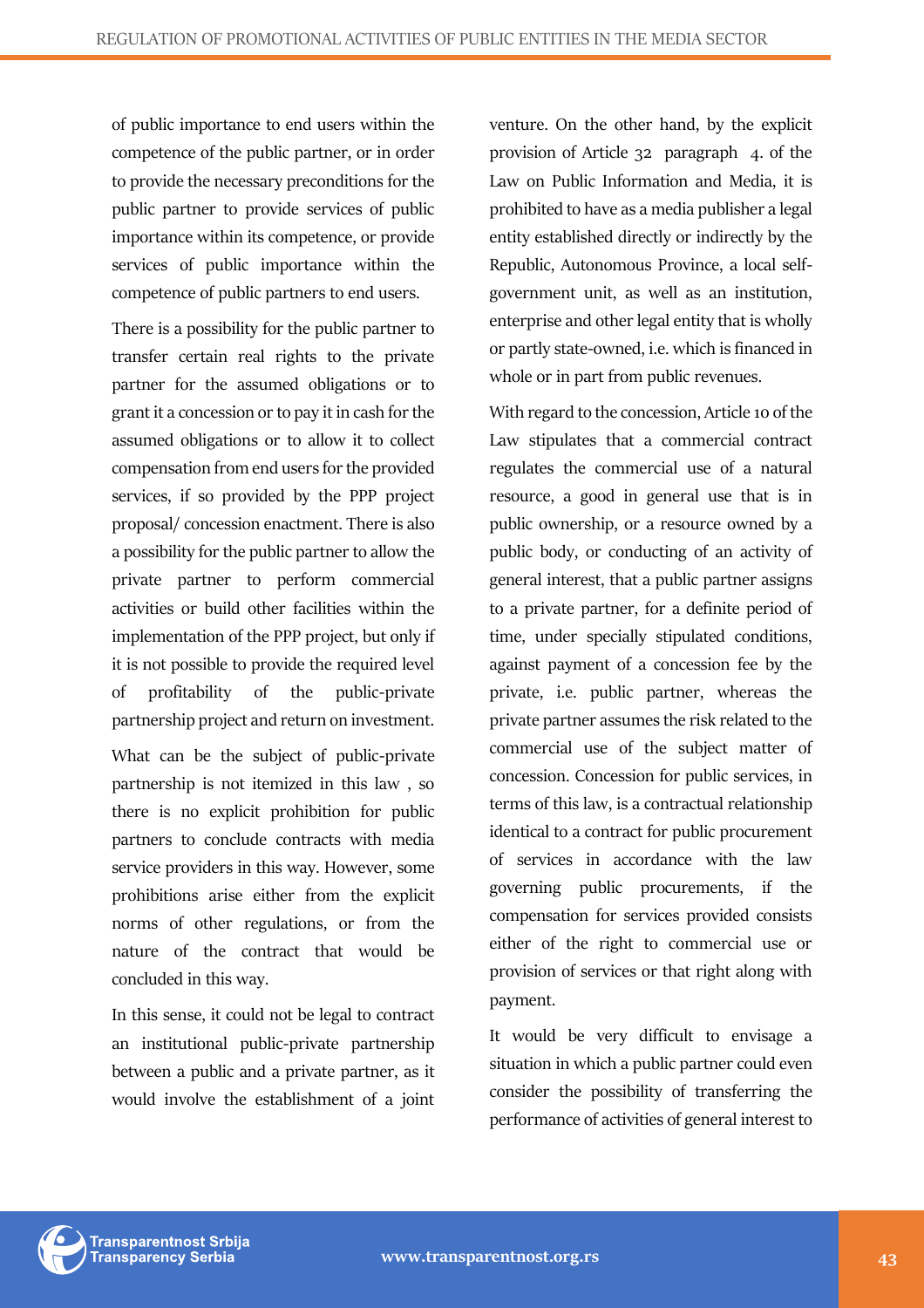of public importance to end users within the competence of the public partner, or in order to provide the necessary preconditions for the public partner to provide services of public importance within its competence, or provide services of public importance within the competence of public partners to end users.

There is a possibility for the public partner to transfer certain real rights to the private partner for the assumed obligations or to grant it a concession or to pay it in cash for the assumed obligations or to allow it to collect compensation from end users for the provided services, if so provided by the PPP project proposal/ concession enactment. There is also a possibility for the public partner to allow the private partner to perform commercial activities or build other facilities within the implementation of the PPP project, but only if it is not possible to provide the required level of profitability of the public-private partnership project and return on investment.

What can be the subject of public-private partnership is not itemized in this law , so there is no explicit prohibition for public partners to conclude contracts with media service providers in this way. However, some prohibitions arise either from the explicit norms of other regulations, or from the nature of the contract that would be concluded in this way.

In this sense, it could not be legal to contract an institutional public-private partnership between a public and a private partner, as it would involve the establishment of a joint venture. On the other hand, by the explicit provision of Article 32 paragraph 4. of the Law on Public Information and Media, it is prohibited to have as a media publisher a legal entity established directly or indirectly by the Republic, Autonomous Province, a local self-government unit, as well as an institution, enterprise and other legal entity that is wholly or partly state-owned, i.e. which is financed in whole or in part from public revenues.

With regard to the concession, Article 10 of the Law stipulates that a commercial contract regulates the commercial use of a natural resource, a good in general use that is in public ownership, or a resource owned by a public body, or conducting of an activity of general interest, that a public partner assigns to a private partner, for a definite period of time, under specially stipulated conditions, against payment of a concession fee by the private, i.e. public partner, whereas the private partner assumes the risk related to the commercial use of the subject matter of concession. Concession for public services, in terms of this law, is a contractual relationship identical to a contract for public procurement of services in accordance with the law governing public procurements, if the compensation for services provided consists either of the right to commercial use or provision of services or that right along with payment.

It would be very difficult to envisage a situation in which a public partner could even consider the possibility of transferring the performance of activities of general interest to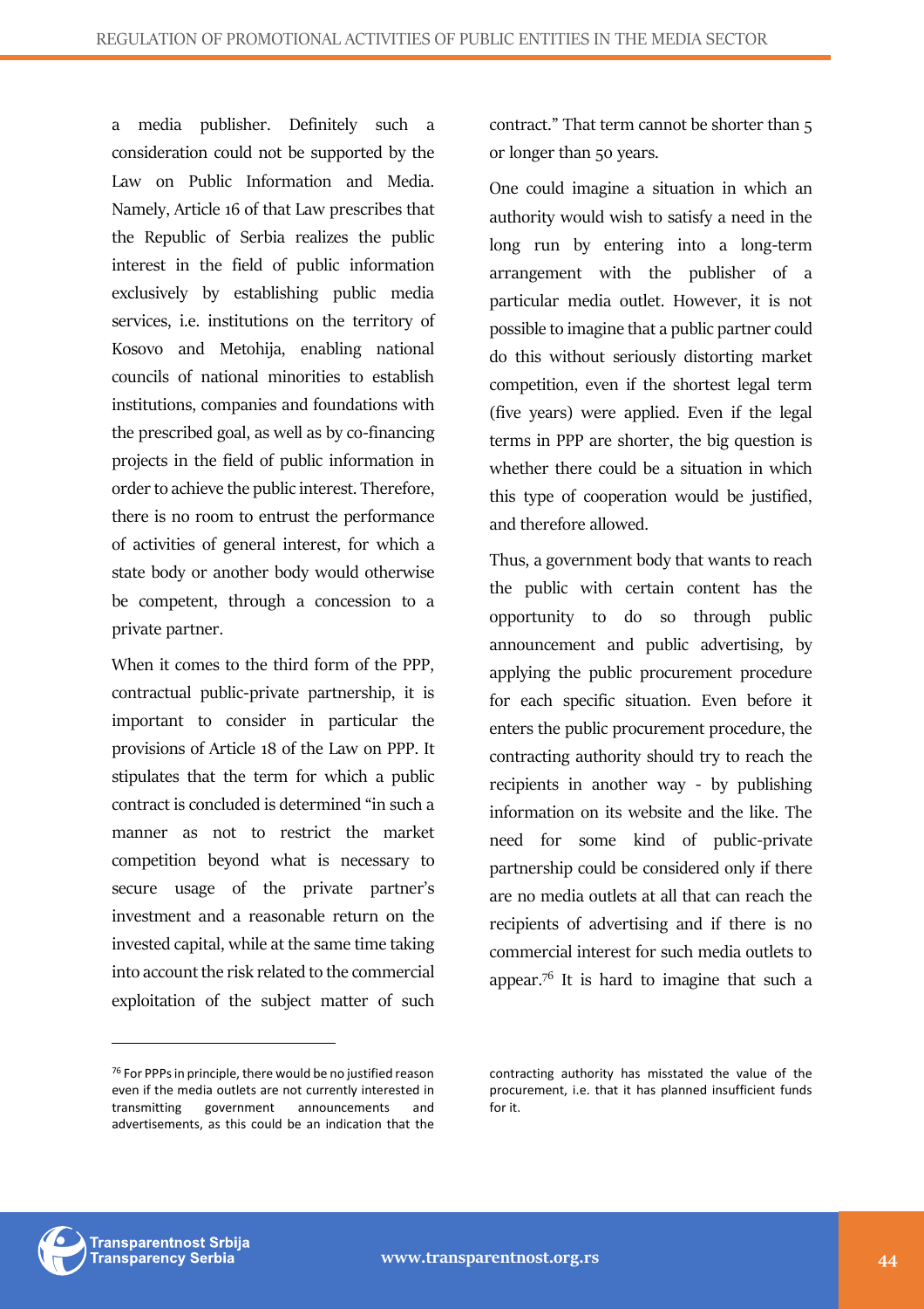a media publisher. Definitely such a consideration could not be supported by the Law on Public Information and Media. Namely, Article 16 of that Law prescribes that the Republic of Serbia realizes the public interest in the field of public information exclusively by establishing public media services, i.e. institutions on the territory of Kosovo and Metohija, enabling national councils of national minorities to establish institutions, companies and foundations with the prescribed goal, as well as by co-financing projects in the field of public information in order to achieve the public interest. Therefore, there is no room to entrust the performance of activities of general interest, for which a state body or another body would otherwise be competent, through a concession to a private partner.

When it comes to the third form of the PPP, contractual public-private partnership, it is important to consider in particular the provisions of Article 18 of the Law on PPP. It stipulates that the term for which a public contract is concluded is determined "in such a manner as not to restrict the market competition beyond what is necessary to secure usage of the private partner's investment and a reasonable return on the invested capital, while at the same time taking into account the risk related to the commercial exploitation of the subject matter of such contract." That term cannot be shorter than 5 or longer than 50 years.

One could imagine a situation in which an authority would wish to satisfy a need in the long run by entering into a long-term arrangement with the publisher of a particular media outlet. However, it is not possible to imagine that a public partner could do this without seriously distorting market competition, even if the shortest legal term (five years) were applied. Even if the legal terms in PPP are shorter, the big question is whether there could be a situation in which this type of cooperation would be justified, and therefore allowed.

Thus, a government body that wants to reach the public with certain content has the opportunity to do so through public announcement and public advertising, by applying the public procurement procedure for each specific situation. Even before it enters the public procurement procedure, the contracting authority should try to reach the recipients in another way - by publishing information on its website and the like. The need for some kind of public-private partnership could be considered only if there are no media outlets at all that can reach the recipients of advertising and if there is no commercial interest for such media outlets to appear.[76] It is hard to imagine that such a

---

[76] For PPPs in principle, there would be no justified reason even if the media outlets are not currently interested in transmitting government announcements and advertisements, as this could be an indication that the contracting authority has misstated the value of the procurement, i.e. that it has planned insufficient funds for it.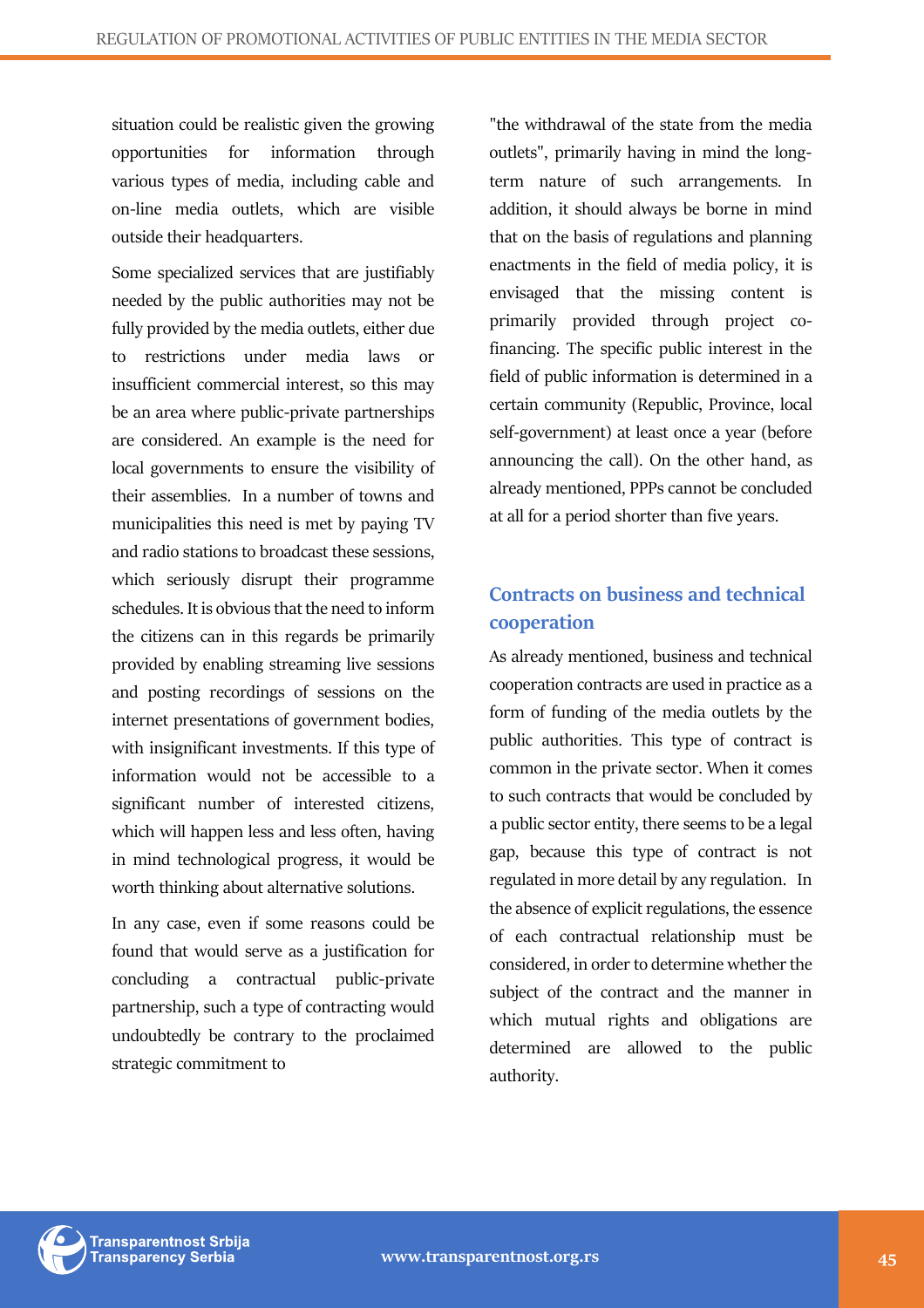situation could be realistic given the growing opportunities for information through various types of media, including cable and on-line media outlets, which are visible outside their headquarters.

Some specialized services that are justifiably needed by the public authorities may not be fully provided by the media outlets, either due to restrictions under media laws or insufficient commercial interest, so this may be an area where public-private partnerships are considered. An example is the need for local governments to ensure the visibility of their assemblies. In a number of towns and municipalities this need is met by paying TV and radio stations to broadcast these sessions, which seriously disrupt their programme schedules. It is obvious that the need to inform the citizens can in this regards be primarily provided by enabling streaming live sessions and posting recordings of sessions on the internet presentations of government bodies, with insignificant investments. If this type of information would not be accessible to a significant number of interested citizens, which will happen less and less often, having in mind technological progress, it would be worth thinking about alternative solutions.

In any case, even if some reasons could be found that would serve as a justification for concluding a contractual public-private partnership, such a type of contracting would undoubtedly be contrary to the proclaimed strategic commitment to "the withdrawal of the state from the media outlets", primarily having in mind the long-term nature of such arrangements. In addition, it should always be borne in mind that on the basis of regulations and planning enactments in the field of media policy, it is envisaged that the missing content is primarily provided through project co-financing. The specific public interest in the field of public information is determined in a certain community (Republic, Province, local self-government) at least once a year (before announcing the call). On the other hand, as already mentioned, PPPs cannot be concluded at all for a period shorter than five years.

## Contracts on business and technical cooperation

As already mentioned, business and technical cooperation contracts are used in practice as a form of funding of the media outlets by the public authorities. This type of contract is common in the private sector. When it comes to such contracts that would be concluded by a public sector entity, there seems to be a legal gap, because this type of contract is not regulated in more detail by any regulation. In the absence of explicit regulations, the essence of each contractual relationship must be considered, in order to determine whether the subject of the contract and the manner in which mutual rights and obligations are determined are allowed to the public authority.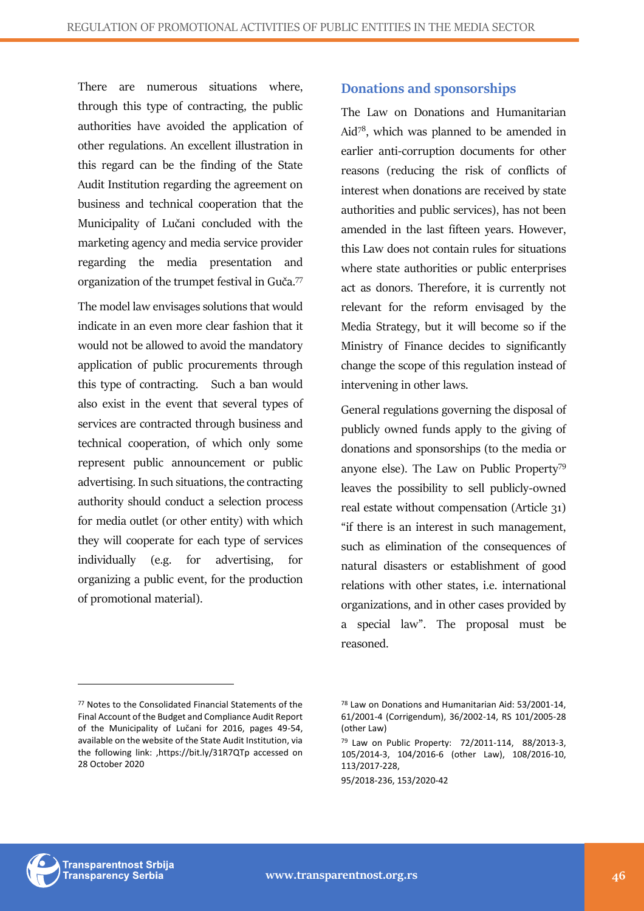There are numerous situations where, through this type of contracting, the public authorities have avoided the application of other regulations. An excellent illustration in this regard can be the finding of the State Audit Institution regarding the agreement on business and technical cooperation that the Municipality of Lučani concluded with the marketing agency and media service provider regarding the media presentation and organization of the trumpet festival in Guča.[77]

The model law envisages solutions that would indicate in an even more clear fashion that it would not be allowed to avoid the mandatory application of public procurements through this type of contracting. Such a ban would also exist in the event that several types of services are contracted through business and technical cooperation, of which only some represent public announcement or public advertising. In such situations, the contracting authority should conduct a selection process for media outlet (or other entity) with which they will cooperate for each type of services individually (e.g. for advertising, for organizing a public event, for the production of promotional material).

## Donations and sponsorships

The Law on Donations and Humanitarian Aid[78], which was planned to be amended in earlier anti-corruption documents for other reasons (reducing the risk of conflicts of interest when donations are received by state authorities and public services), has not been amended in the last fifteen years. However, this Law does not contain rules for situations where state authorities or public enterprises act as donors. Therefore, it is currently not relevant for the reform envisaged by the Media Strategy, but it will become so if the Ministry of Finance decides to significantly change the scope of this regulation instead of intervening in other laws.

General regulations governing the disposal of publicly owned funds apply to the giving of donations and sponsorships (to the media or anyone else). The Law on Public Property[79] leaves the possibility to sell publicly-owned real estate without compensation (Article 31) "if there is an interest in such management, such as elimination of the consequences of natural disasters or establishment of good relations with other states, i.e. international organizations, and in other cases provided by a special law". The proposal must be reasoned.

---

[77] Notes to the Consolidated Financial Statements of the Final Account of the Budget and Compliance Audit Report of the Municipality of Lučani for 2016, pages 49-54, available on the website of the State Audit Institution, via the following link: ,https://bit.ly/31R7QTp accessed on 28 October 2020

[78] Law on Donations and Humanitarian Aid: 53/2001-14, 61/2001-4 (Corrigendum), 36/2002-14, RS 101/2005-28 (other Law)

[79] Law on Public Property: 72/2011-114, 88/2013-3, 105/2014-3, 104/2016-6 (other Law), 108/2016-10, 113/2017-228, 95/2018-236, 153/2020-42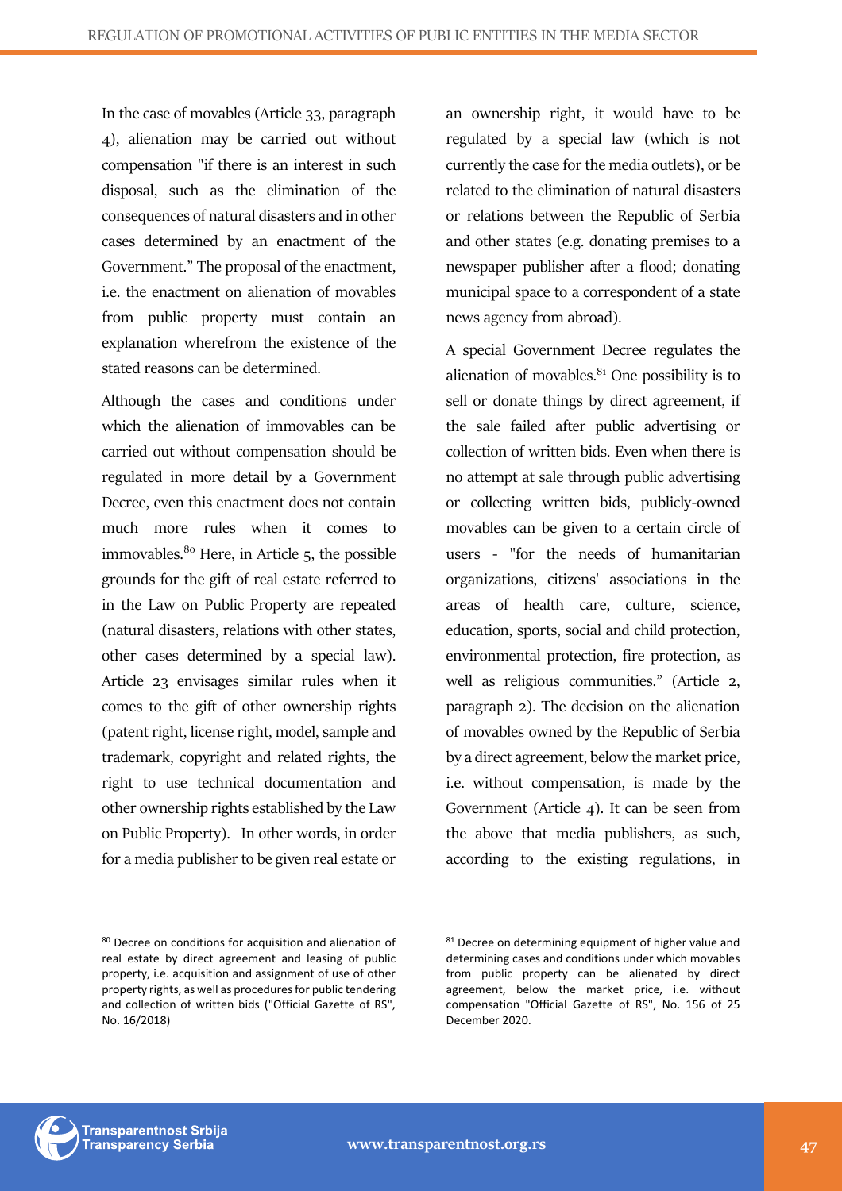In the case of movables (Article 33, paragraph 4), alienation may be carried out without compensation "if there is an interest in such disposal, such as the elimination of the consequences of natural disasters and in other cases determined by an enactment of the Government." The proposal of the enactment, i.e. the enactment on alienation of movables from public property must contain an explanation wherefrom the existence of the stated reasons can be determined.

Although the cases and conditions under which the alienation of immovables can be carried out without compensation should be regulated in more detail by a Government Decree, even this enactment does not contain much more rules when it comes to immovables.[80] Here, in Article 5, the possible grounds for the gift of real estate referred to in the Law on Public Property are repeated (natural disasters, relations with other states, other cases determined by a special law). Article 23 envisages similar rules when it comes to the gift of other ownership rights (patent right, license right, model, sample and trademark, copyright and related rights, the right to use technical documentation and other ownership rights established by the Law on Public Property). In other words, in order for a media publisher to be given real estate or an ownership right, it would have to be regulated by a special law (which is not currently the case for the media outlets), or be related to the elimination of natural disasters or relations between the Republic of Serbia and other states (e.g. donating premises to a newspaper publisher after a flood; donating municipal space to a correspondent of a state news agency from abroad).

A special Government Decree regulates the alienation of movables.[81] One possibility is to sell or donate things by direct agreement, if the sale failed after public advertising or collection of written bids. Even when there is no attempt at sale through public advertising or collecting written bids, publicly-owned movables can be given to a certain circle of users - "for the needs of humanitarian organizations, citizens' associations in the areas of health care, culture, science, education, sports, social and child protection, environmental protection, fire protection, as well as religious communities." (Article 2, paragraph 2). The decision on the alienation of movables owned by the Republic of Serbia by a direct agreement, below the market price, i.e. without compensation, is made by the Government (Article 4). It can be seen from the above that media publishers, as such, according to the existing regulations, in

---

[80] Decree on conditions for acquisition and alienation of real estate by direct agreement and leasing of public property, i.e. acquisition and assignment of use of other property rights, as well as procedures for public tendering and collection of written bids ("Official Gazette of RS", No. 16/2018)

[81] Decree on determining equipment of higher value and determining cases and conditions under which movables from public property can be alienated by direct agreement, below the market price, i.e. without compensation "Official Gazette of RS", No. 156 of 25 December 2020.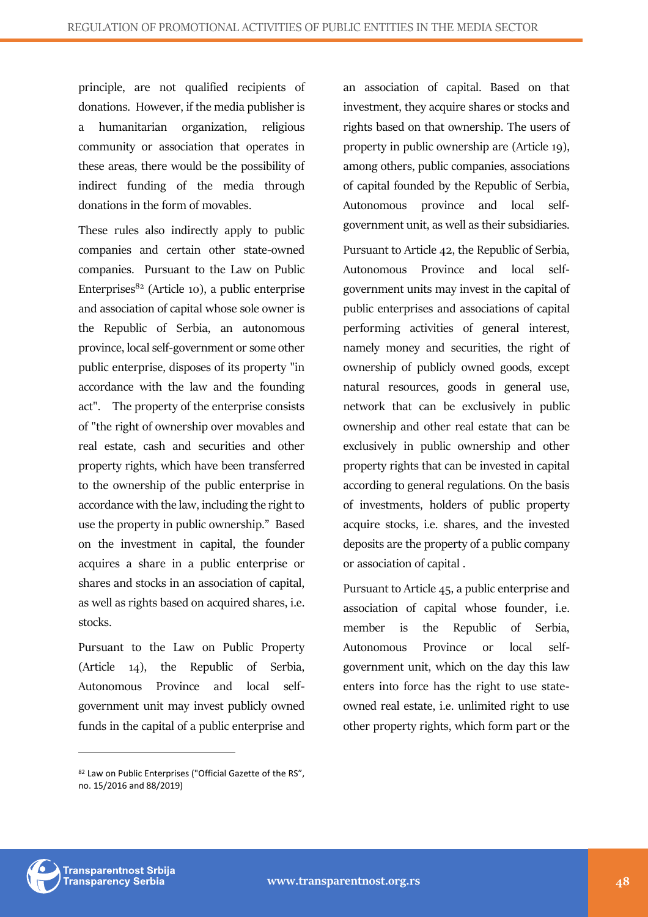principle, are not qualified recipients of donations. However, if the media publisher is a humanitarian organization, religious community or association that operates in these areas, there would be the possibility of indirect funding of the media through donations in the form of movables.

These rules also indirectly apply to public companies and certain other state-owned companies. Pursuant to the Law on Public Enterprises[82] (Article 10), a public enterprise and association of capital whose sole owner is the Republic of Serbia, an autonomous province, local self-government or some other public enterprise, disposes of its property "in accordance with the law and the founding act". The property of the enterprise consists of "the right of ownership over movables and real estate, cash and securities and other property rights, which have been transferred to the ownership of the public enterprise in accordance with the law, including the right to use the property in public ownership." Based on the investment in capital, the founder acquires a share in a public enterprise or shares and stocks in an association of capital, as well as rights based on acquired shares, i.e. stocks.

Pursuant to the Law on Public Property (Article 14), the Republic of Serbia, Autonomous Province and local self-government unit may invest publicly owned funds in the capital of a public enterprise and an association of capital. Based on that investment, they acquire shares or stocks and rights based on that ownership. The users of property in public ownership are (Article 19), among others, public companies, associations of capital founded by the Republic of Serbia, Autonomous province and local self-government unit, as well as their subsidiaries.

Pursuant to Article 42, the Republic of Serbia, Autonomous Province and local self-government units may invest in the capital of public enterprises and associations of capital performing activities of general interest, namely money and securities, the right of ownership of publicly owned goods, except natural resources, goods in general use, network that can be exclusively in public ownership and other real estate that can be exclusively in public ownership and other property rights that can be invested in capital according to general regulations. On the basis of investments, holders of public property acquire stocks, i.e. shares, and the invested deposits are the property of a public company or association of capital .

Pursuant to Article 45, a public enterprise and association of capital whose founder, i.e. member is the Republic of Serbia, Autonomous Province or local self-government unit, which on the day this law enters into force has the right to use state-owned real estate, i.e. unlimited right to use other property rights, which form part or the

---

[82] Law on Public Enterprises ("Official Gazette of the RS", no. 15/2016 and 88/2019)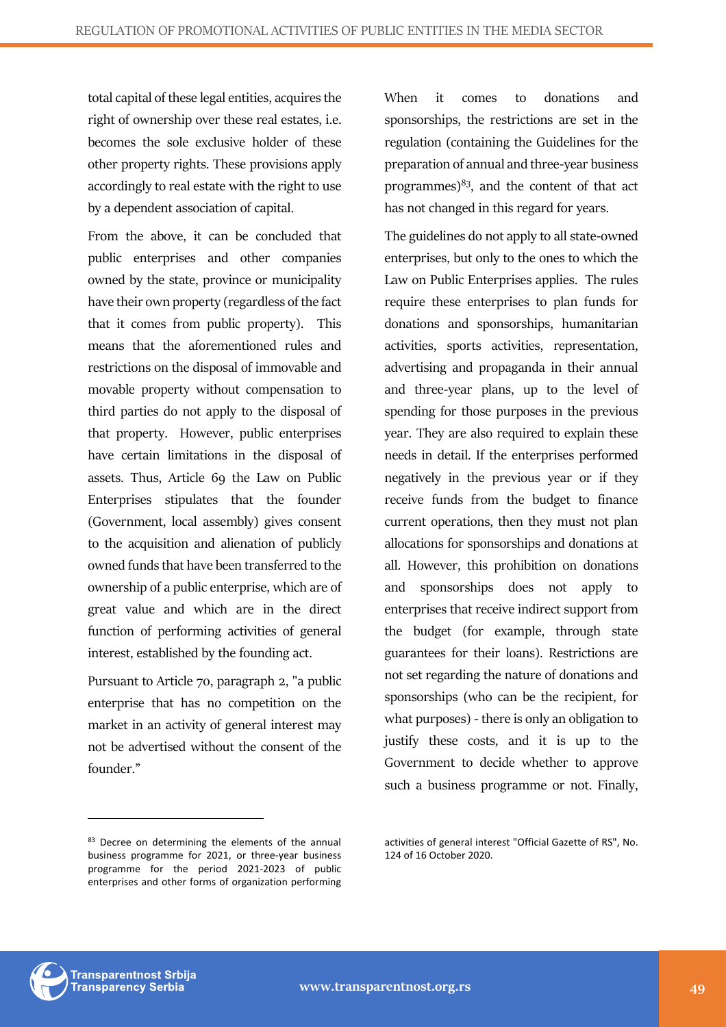total capital of these legal entities, acquires the right of ownership over these real estates, i.e. becomes the sole exclusive holder of these other property rights. These provisions apply accordingly to real estate with the right to use by a dependent association of capital.

From the above, it can be concluded that public enterprises and other companies owned by the state, province or municipality have their own property (regardless of the fact that it comes from public property). This means that the aforementioned rules and restrictions on the disposal of immovable and movable property without compensation to third parties do not apply to the disposal of that property. However, public enterprises have certain limitations in the disposal of assets. Thus, Article 69 the Law on Public Enterprises stipulates that the founder (Government, local assembly) gives consent to the acquisition and alienation of publicly owned funds that have been transferred to the ownership of a public enterprise, which are of great value and which are in the direct function of performing activities of general interest, established by the founding act.

Pursuant to Article 70, paragraph 2, "a public enterprise that has no competition on the market in an activity of general interest may not be advertised without the consent of the founder."

When it comes to donations and sponsorships, the restrictions are set in the regulation (containing the Guidelines for the preparation of annual and three-year business programmes)[83], and the content of that act has not changed in this regard for years.

The guidelines do not apply to all state-owned enterprises, but only to the ones to which the Law on Public Enterprises applies. The rules require these enterprises to plan funds for donations and sponsorships, humanitarian activities, sports activities, representation, advertising and propaganda in their annual and three-year plans, up to the level of spending for those purposes in the previous year. They are also required to explain these needs in detail. If the enterprises performed negatively in the previous year or if they receive funds from the budget to finance current operations, then they must not plan allocations for sponsorships and donations at all. However, this prohibition on donations and sponsorships does not apply to enterprises that receive indirect support from the budget (for example, through state guarantees for their loans). Restrictions are not set regarding the nature of donations and sponsorships (who can be the recipient, for what purposes) - there is only an obligation to justify these costs, and it is up to the Government to decide whether to approve such a business programme or not. Finally,

---

[83] Decree on determining the elements of the annual business programme for 2021, or three-year business programme for the period 2021-2023 of public enterprises and other forms of organization performing activities of general interest "Official Gazette of RS", No. 124 of 16 October 2020.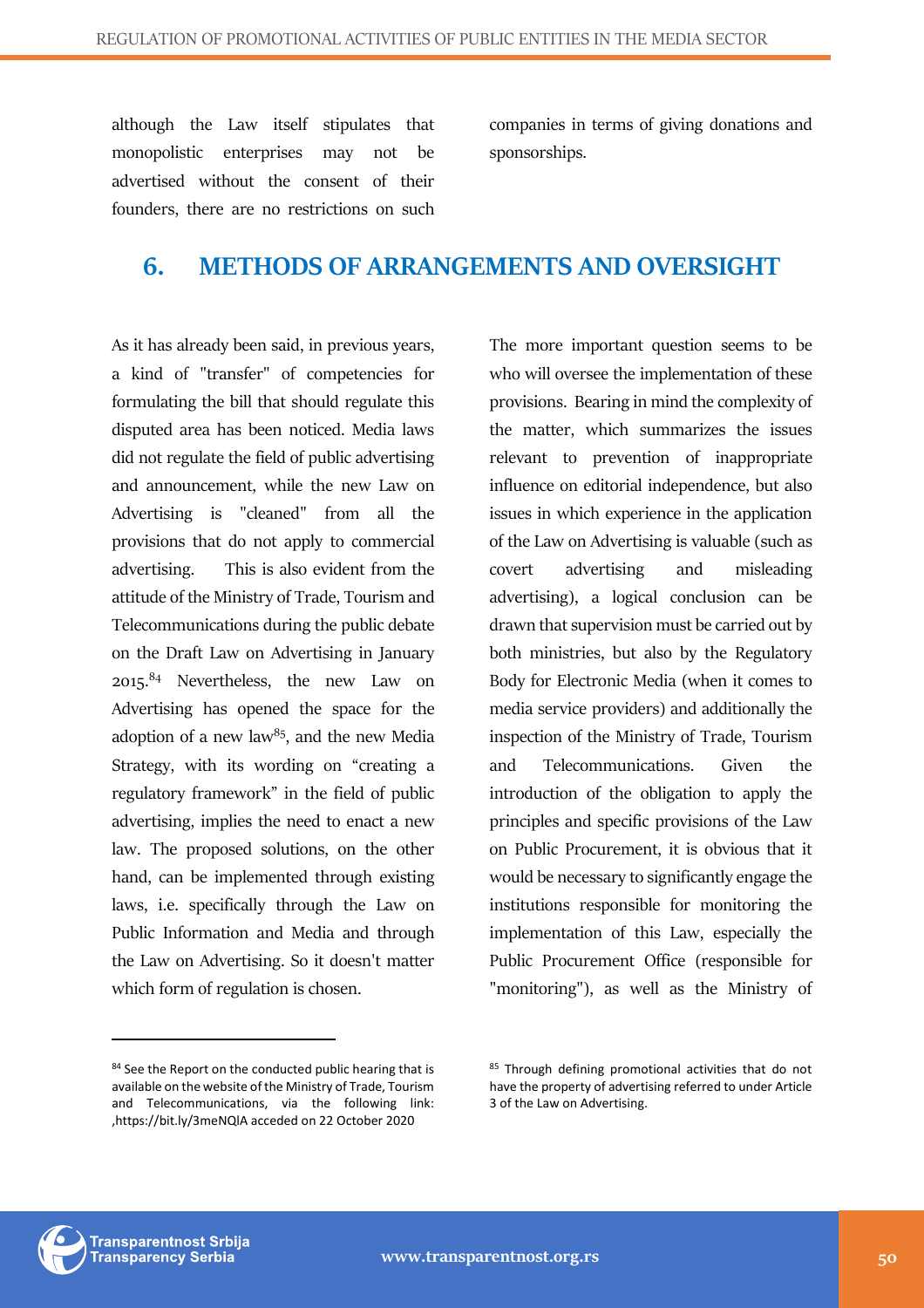although the Law itself stipulates that monopolistic enterprises may not be advertised without the consent of their founders, there are no restrictions on such companies in terms of giving donations and sponsorships.

## 6. METHODS OF ARRANGEMENTS AND OVERSIGHT

As it has already been said, in previous years, a kind of "transfer" of competencies for formulating the bill that should regulate this disputed area has been noticed. Media laws did not regulate the field of public advertising and announcement, while the new Law on Advertising is "cleaned" from all the provisions that do not apply to commercial advertising. This is also evident from the attitude of the Ministry of Trade, Tourism and Telecommunications during the public debate on the Draft Law on Advertising in January 2015.[84] Nevertheless, the new Law on Advertising has opened the space for the adoption of a new law[85], and the new Media Strategy, with its wording on "creating a regulatory framework" in the field of public advertising, implies the need to enact a new law. The proposed solutions, on the other hand, can be implemented through existing laws, i.e. specifically through the Law on Public Information and Media and through the Law on Advertising. So it doesn't matter which form of regulation is chosen.

The more important question seems to be who will oversee the implementation of these provisions. Bearing in mind the complexity of the matter, which summarizes the issues relevant to prevention of inappropriate influence on editorial independence, but also issues in which experience in the application of the Law on Advertising is valuable (such as covert advertising and misleading advertising), a logical conclusion can be drawn that supervision must be carried out by both ministries, but also by the Regulatory Body for Electronic Media (when it comes to media service providers) and additionally the inspection of the Ministry of Trade, Tourism and Telecommunications. Given the introduction of the obligation to apply the principles and specific provisions of the Law on Public Procurement, it is obvious that it would be necessary to significantly engage the institutions responsible for monitoring the implementation of this Law, especially the Public Procurement Office (responsible for "monitoring"), as well as the Ministry of

---

[84] See the Report on the conducted public hearing that is available on the website of the Ministry of Trade, Tourism and Telecommunications, via the following link: ,https://bit.ly/3meNQlA acceded on 22 October 2020

[85] Through defining promotional activities that do not have the property of advertising referred to under Article 3 of the Law on Advertising.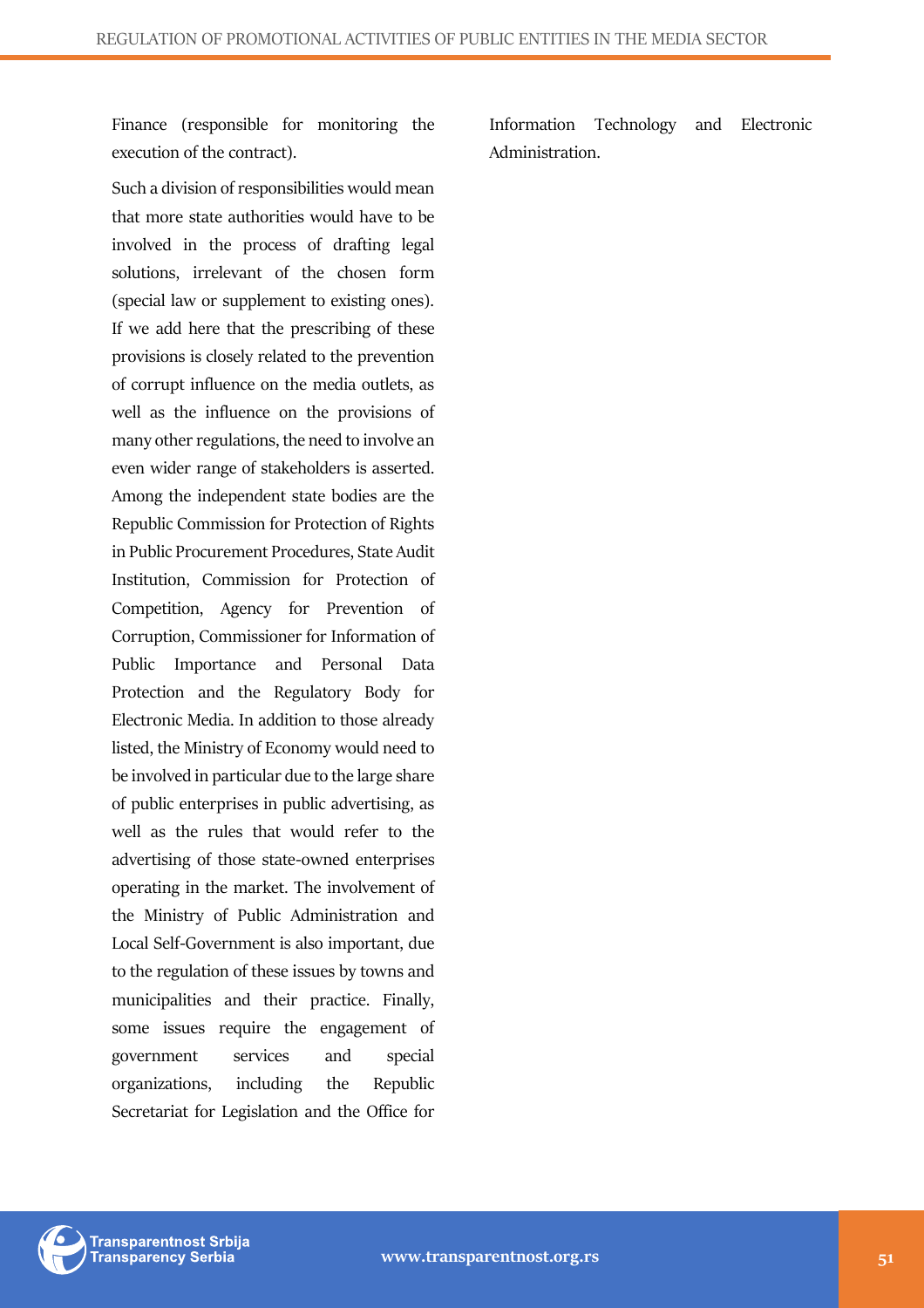Finance (responsible for monitoring the execution of the contract).

Such a division of responsibilities would mean that more state authorities would have to be involved in the process of drafting legal solutions, irrelevant of the chosen form (special law or supplement to existing ones). If we add here that the prescribing of these provisions is closely related to the prevention of corrupt influence on the media outlets, as well as the influence on the provisions of many other regulations, the need to involve an even wider range of stakeholders is asserted. Among the independent state bodies are the Republic Commission for Protection of Rights in Public Procurement Procedures, State Audit Institution, Commission for Protection of Competition, Agency for Prevention of Corruption, Commissioner for Information of Public Importance and Personal Data Protection and the Regulatory Body for Electronic Media. In addition to those already listed, the Ministry of Economy would need to be involved in particular due to the large share of public enterprises in public advertising, as well as the rules that would refer to the advertising of those state-owned enterprises operating in the market. The involvement of the Ministry of Public Administration and Local Self-Government is also important, due to the regulation of these issues by towns and municipalities and their practice. Finally, some issues require the engagement of government services and special organizations, including the Republic Secretariat for Legislation and the Office for Information Technology and Electronic Administration.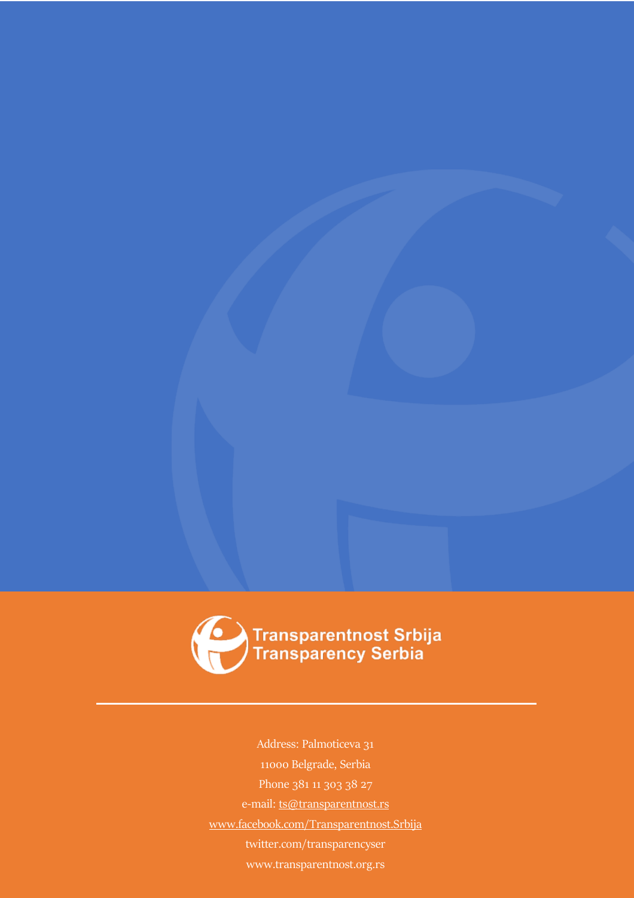Transparentnost Srbija
Transparency Serbia

Address: Palmoticeva 31
11000 Belgrade, Serbia
Phone 381 11 303 38 27
e-mail: ts@transparentnost.rs
www.facebook.com/Transparentnost.Srbija
twitter.com/transparencyser
www.transparentnost.org.rs